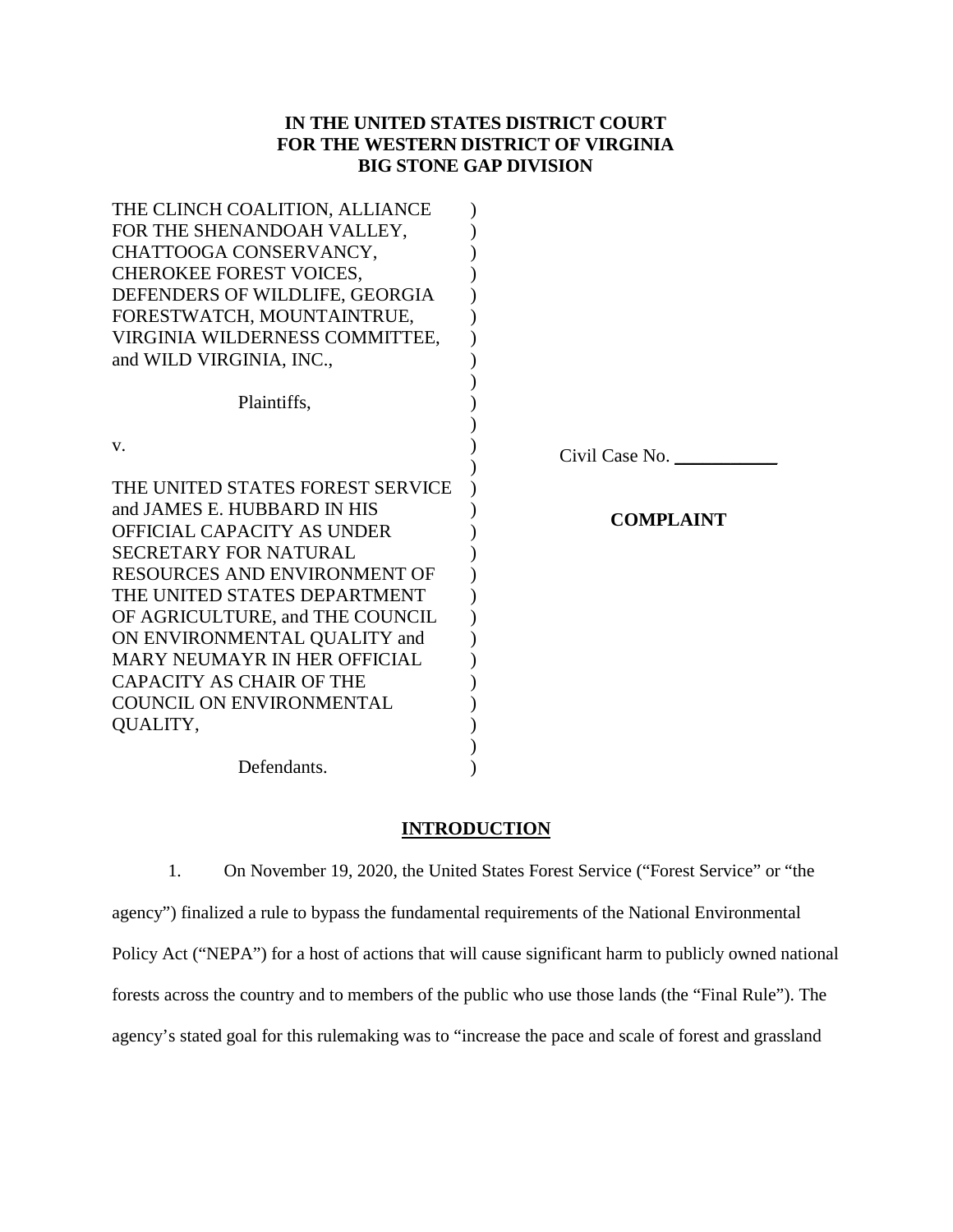**IN THE UNITED STATES DISTRICT COURT**
**FOR THE WESTERN DISTRICT OF VIRGINIA**
**BIG STONE GAP DIVISION**

THE CLINCH COALITION, ALLIANCE FOR THE SHENANDOAH VALLEY, CHATTOOGA CONSERVANCY, CHEROKEE FOREST VOICES, DEFENDERS OF WILDLIFE, GEORGIA FORESTWATCH, MOUNTAINTRUE, VIRGINIA WILDERNESS COMMITTEE, and WILD VIRGINIA, INC.,

Plaintiffs,

v.

THE UNITED STATES FOREST SERVICE and JAMES E. HUBBARD IN HIS OFFICIAL CAPACITY AS UNDER SECRETARY FOR NATURAL RESOURCES AND ENVIRONMENT OF THE UNITED STATES DEPARTMENT OF AGRICULTURE, and THE COUNCIL ON ENVIRONMENTAL QUALITY and MARY NEUMAYR IN HER OFFICIAL CAPACITY AS CHAIR OF THE COUNCIL ON ENVIRONMENTAL QUALITY,

Defendants.

Civil Case No. ___________

**COMPLAINT**

## INTRODUCTION

1. On November 19, 2020, the United States Forest Service ("Forest Service" or "the agency") finalized a rule to bypass the fundamental requirements of the National Environmental Policy Act ("NEPA") for a host of actions that will cause significant harm to publicly owned national forests across the country and to members of the public who use those lands (the "Final Rule"). The agency's stated goal for this rulemaking was to "increase the pace and scale of forest and grassland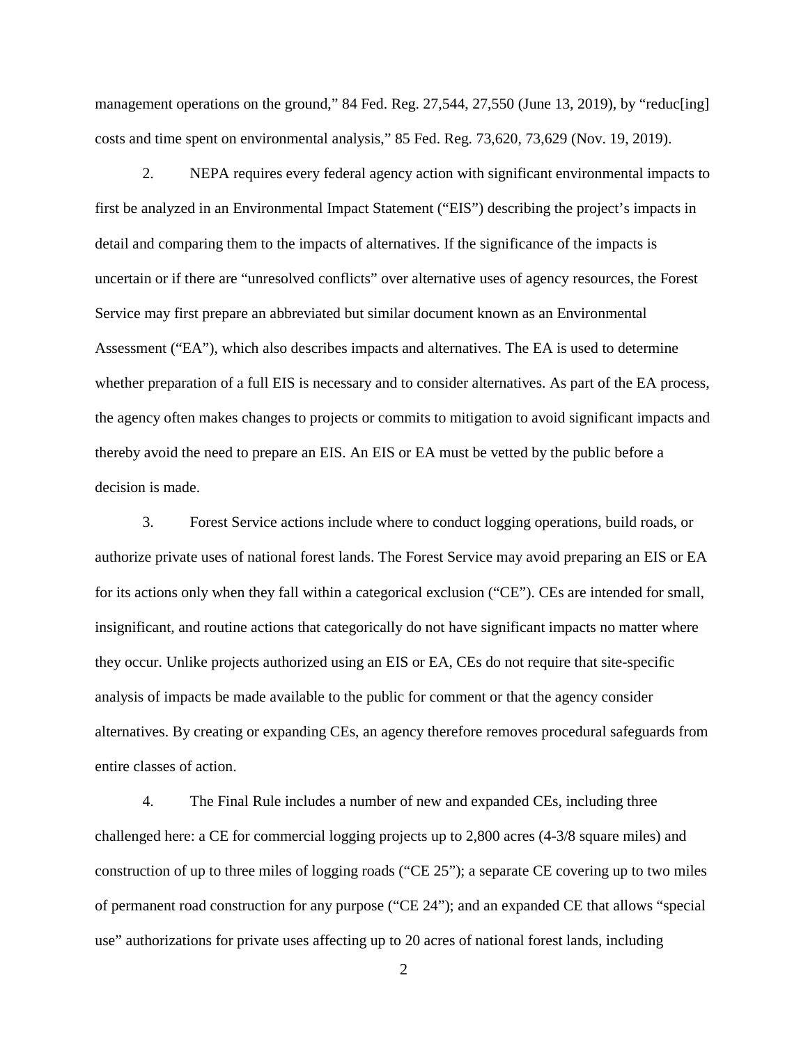management operations on the ground," 84 Fed. Reg. 27,544, 27,550 (June 13, 2019), by "reduc[ing] costs and time spent on environmental analysis," 85 Fed. Reg. 73,620, 73,629 (Nov. 19, 2019).

2. NEPA requires every federal agency action with significant environmental impacts to first be analyzed in an Environmental Impact Statement ("EIS") describing the project's impacts in detail and comparing them to the impacts of alternatives. If the significance of the impacts is uncertain or if there are "unresolved conflicts" over alternative uses of agency resources, the Forest Service may first prepare an abbreviated but similar document known as an Environmental Assessment ("EA"), which also describes impacts and alternatives. The EA is used to determine whether preparation of a full EIS is necessary and to consider alternatives. As part of the EA process, the agency often makes changes to projects or commits to mitigation to avoid significant impacts and thereby avoid the need to prepare an EIS. An EIS or EA must be vetted by the public before a decision is made.

3. Forest Service actions include where to conduct logging operations, build roads, or authorize private uses of national forest lands. The Forest Service may avoid preparing an EIS or EA for its actions only when they fall within a categorical exclusion ("CE"). CEs are intended for small, insignificant, and routine actions that categorically do not have significant impacts no matter where they occur. Unlike projects authorized using an EIS or EA, CEs do not require that site-specific analysis of impacts be made available to the public for comment or that the agency consider alternatives. By creating or expanding CEs, an agency therefore removes procedural safeguards from entire classes of action.

4. The Final Rule includes a number of new and expanded CEs, including three challenged here: a CE for commercial logging projects up to 2,800 acres (4-3/8 square miles) and construction of up to three miles of logging roads ("CE 25"); a separate CE covering up to two miles of permanent road construction for any purpose ("CE 24"); and an expanded CE that allows "special use" authorizations for private uses affecting up to 20 acres of national forest lands, including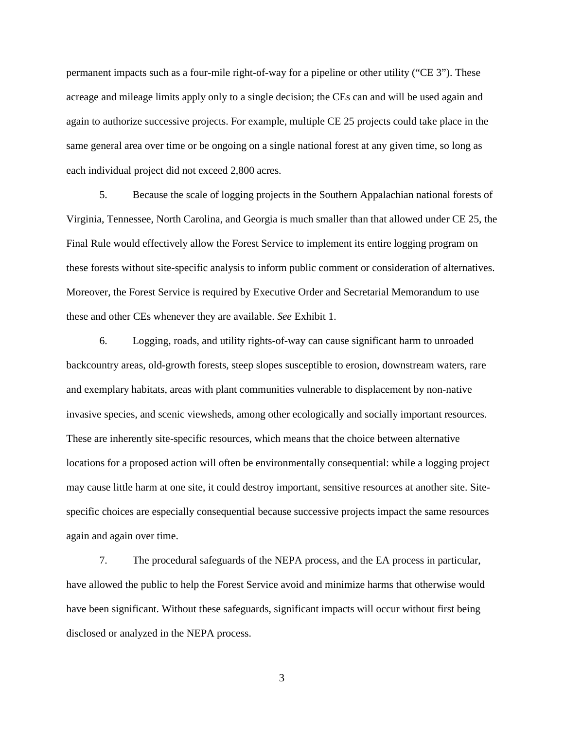permanent impacts such as a four-mile right-of-way for a pipeline or other utility ("CE 3"). These acreage and mileage limits apply only to a single decision; the CEs can and will be used again and again to authorize successive projects. For example, multiple CE 25 projects could take place in the same general area over time or be ongoing on a single national forest at any given time, so long as each individual project did not exceed 2,800 acres.

5. Because the scale of logging projects in the Southern Appalachian national forests of Virginia, Tennessee, North Carolina, and Georgia is much smaller than that allowed under CE 25, the Final Rule would effectively allow the Forest Service to implement its entire logging program on these forests without site-specific analysis to inform public comment or consideration of alternatives. Moreover, the Forest Service is required by Executive Order and Secretarial Memorandum to use these and other CEs whenever they are available. *See* Exhibit 1.

6. Logging, roads, and utility rights-of-way can cause significant harm to unroaded backcountry areas, old-growth forests, steep slopes susceptible to erosion, downstream waters, rare and exemplary habitats, areas with plant communities vulnerable to displacement by non-native invasive species, and scenic viewsheds, among other ecologically and socially important resources. These are inherently site-specific resources, which means that the choice between alternative locations for a proposed action will often be environmentally consequential: while a logging project may cause little harm at one site, it could destroy important, sensitive resources at another site. Site-specific choices are especially consequential because successive projects impact the same resources again and again over time.

7. The procedural safeguards of the NEPA process, and the EA process in particular, have allowed the public to help the Forest Service avoid and minimize harms that otherwise would have been significant. Without these safeguards, significant impacts will occur without first being disclosed or analyzed in the NEPA process.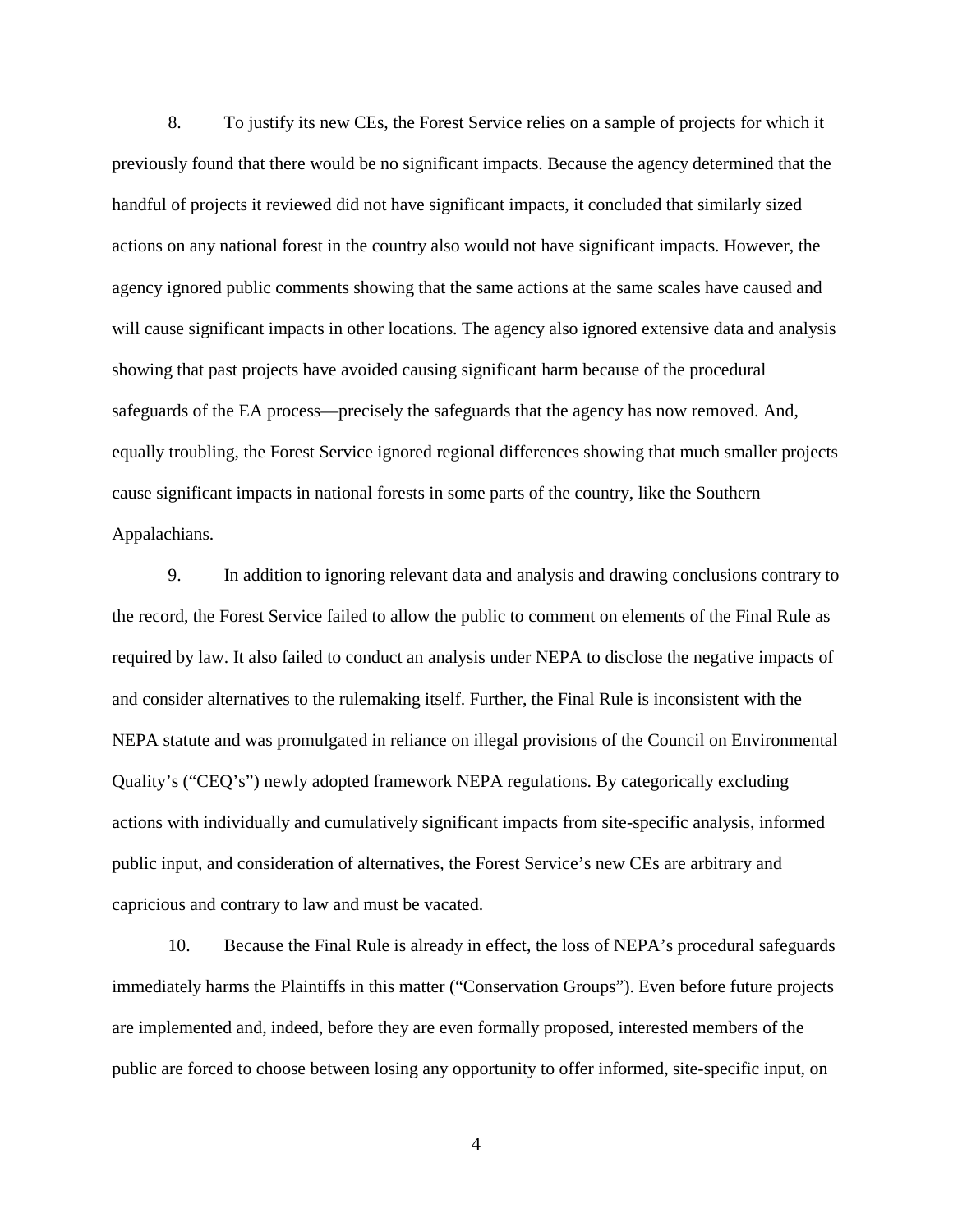8. To justify its new CEs, the Forest Service relies on a sample of projects for which it previously found that there would be no significant impacts. Because the agency determined that the handful of projects it reviewed did not have significant impacts, it concluded that similarly sized actions on any national forest in the country also would not have significant impacts. However, the agency ignored public comments showing that the same actions at the same scales have caused and will cause significant impacts in other locations. The agency also ignored extensive data and analysis showing that past projects have avoided causing significant harm because of the procedural safeguards of the EA process—precisely the safeguards that the agency has now removed. And, equally troubling, the Forest Service ignored regional differences showing that much smaller projects cause significant impacts in national forests in some parts of the country, like the Southern Appalachians.

9. In addition to ignoring relevant data and analysis and drawing conclusions contrary to the record, the Forest Service failed to allow the public to comment on elements of the Final Rule as required by law. It also failed to conduct an analysis under NEPA to disclose the negative impacts of and consider alternatives to the rulemaking itself. Further, the Final Rule is inconsistent with the NEPA statute and was promulgated in reliance on illegal provisions of the Council on Environmental Quality's ("CEQ's") newly adopted framework NEPA regulations. By categorically excluding actions with individually and cumulatively significant impacts from site-specific analysis, informed public input, and consideration of alternatives, the Forest Service's new CEs are arbitrary and capricious and contrary to law and must be vacated.

10. Because the Final Rule is already in effect, the loss of NEPA's procedural safeguards immediately harms the Plaintiffs in this matter ("Conservation Groups"). Even before future projects are implemented and, indeed, before they are even formally proposed, interested members of the public are forced to choose between losing any opportunity to offer informed, site-specific input, on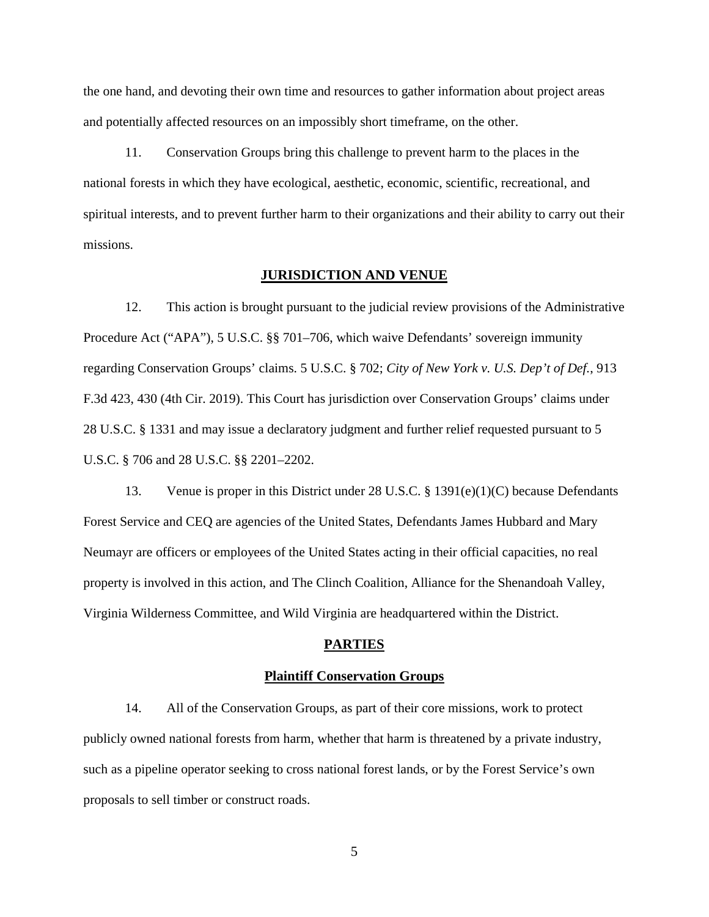the one hand, and devoting their own time and resources to gather information about project areas and potentially affected resources on an impossibly short timeframe, on the other.

11. Conservation Groups bring this challenge to prevent harm to the places in the national forests in which they have ecological, aesthetic, economic, scientific, recreational, and spiritual interests, and to prevent further harm to their organizations and their ability to carry out their missions.

## JURISDICTION AND VENUE

12. This action is brought pursuant to the judicial review provisions of the Administrative Procedure Act ("APA"), 5 U.S.C. §§ 701–706, which waive Defendants' sovereign immunity regarding Conservation Groups' claims. 5 U.S.C. § 702; *City of New York v. U.S. Dep't of Def.*, 913 F.3d 423, 430 (4th Cir. 2019). This Court has jurisdiction over Conservation Groups' claims under 28 U.S.C. § 1331 and may issue a declaratory judgment and further relief requested pursuant to 5 U.S.C. § 706 and 28 U.S.C. §§ 2201–2202.

13. Venue is proper in this District under 28 U.S.C. § 1391(e)(1)(C) because Defendants Forest Service and CEQ are agencies of the United States, Defendants James Hubbard and Mary Neumayr are officers or employees of the United States acting in their official capacities, no real property is involved in this action, and The Clinch Coalition, Alliance for the Shenandoah Valley, Virginia Wilderness Committee, and Wild Virginia are headquartered within the District.

## PARTIES

### Plaintiff Conservation Groups

14. All of the Conservation Groups, as part of their core missions, work to protect publicly owned national forests from harm, whether that harm is threatened by a private industry, such as a pipeline operator seeking to cross national forest lands, or by the Forest Service's own proposals to sell timber or construct roads.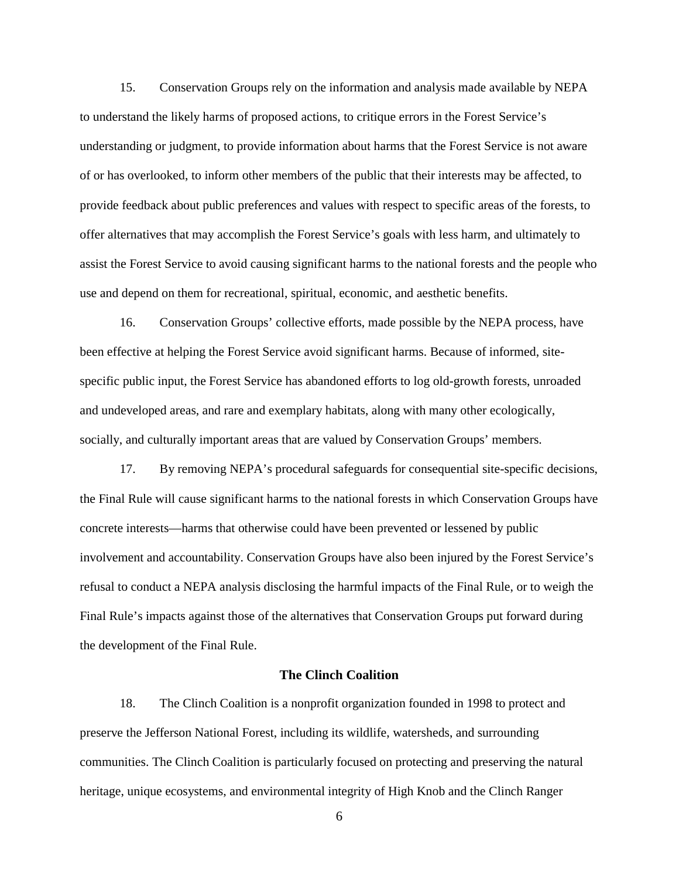15. Conservation Groups rely on the information and analysis made available by NEPA to understand the likely harms of proposed actions, to critique errors in the Forest Service's understanding or judgment, to provide information about harms that the Forest Service is not aware of or has overlooked, to inform other members of the public that their interests may be affected, to provide feedback about public preferences and values with respect to specific areas of the forests, to offer alternatives that may accomplish the Forest Service's goals with less harm, and ultimately to assist the Forest Service to avoid causing significant harms to the national forests and the people who use and depend on them for recreational, spiritual, economic, and aesthetic benefits.

16. Conservation Groups' collective efforts, made possible by the NEPA process, have been effective at helping the Forest Service avoid significant harms. Because of informed, site-specific public input, the Forest Service has abandoned efforts to log old-growth forests, unroaded and undeveloped areas, and rare and exemplary habitats, along with many other ecologically, socially, and culturally important areas that are valued by Conservation Groups' members.

17. By removing NEPA's procedural safeguards for consequential site-specific decisions, the Final Rule will cause significant harms to the national forests in which Conservation Groups have concrete interests—harms that otherwise could have been prevented or lessened by public involvement and accountability. Conservation Groups have also been injured by the Forest Service's refusal to conduct a NEPA analysis disclosing the harmful impacts of the Final Rule, or to weigh the Final Rule's impacts against those of the alternatives that Conservation Groups put forward during the development of the Final Rule.

**The Clinch Coalition**

18. The Clinch Coalition is a nonprofit organization founded in 1998 to protect and preserve the Jefferson National Forest, including its wildlife, watersheds, and surrounding communities. The Clinch Coalition is particularly focused on protecting and preserving the natural heritage, unique ecosystems, and environmental integrity of High Knob and the Clinch Ranger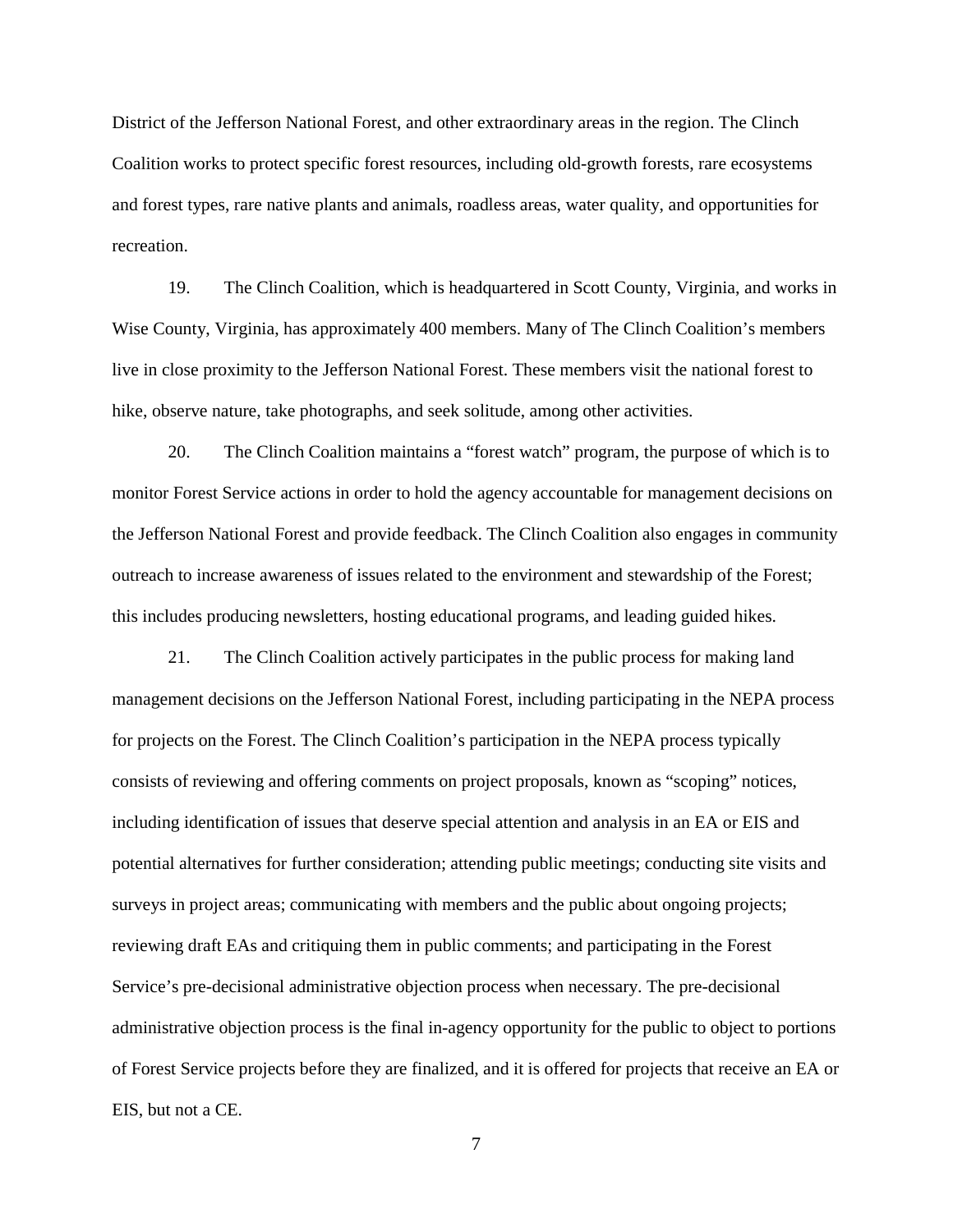District of the Jefferson National Forest, and other extraordinary areas in the region. The Clinch Coalition works to protect specific forest resources, including old-growth forests, rare ecosystems and forest types, rare native plants and animals, roadless areas, water quality, and opportunities for recreation.

19. The Clinch Coalition, which is headquartered in Scott County, Virginia, and works in Wise County, Virginia, has approximately 400 members. Many of The Clinch Coalition's members live in close proximity to the Jefferson National Forest. These members visit the national forest to hike, observe nature, take photographs, and seek solitude, among other activities.

20. The Clinch Coalition maintains a "forest watch" program, the purpose of which is to monitor Forest Service actions in order to hold the agency accountable for management decisions on the Jefferson National Forest and provide feedback. The Clinch Coalition also engages in community outreach to increase awareness of issues related to the environment and stewardship of the Forest; this includes producing newsletters, hosting educational programs, and leading guided hikes.

21. The Clinch Coalition actively participates in the public process for making land management decisions on the Jefferson National Forest, including participating in the NEPA process for projects on the Forest. The Clinch Coalition's participation in the NEPA process typically consists of reviewing and offering comments on project proposals, known as "scoping" notices, including identification of issues that deserve special attention and analysis in an EA or EIS and potential alternatives for further consideration; attending public meetings; conducting site visits and surveys in project areas; communicating with members and the public about ongoing projects; reviewing draft EAs and critiquing them in public comments; and participating in the Forest Service's pre-decisional administrative objection process when necessary. The pre-decisional administrative objection process is the final in-agency opportunity for the public to object to portions of Forest Service projects before they are finalized, and it is offered for projects that receive an EA or EIS, but not a CE.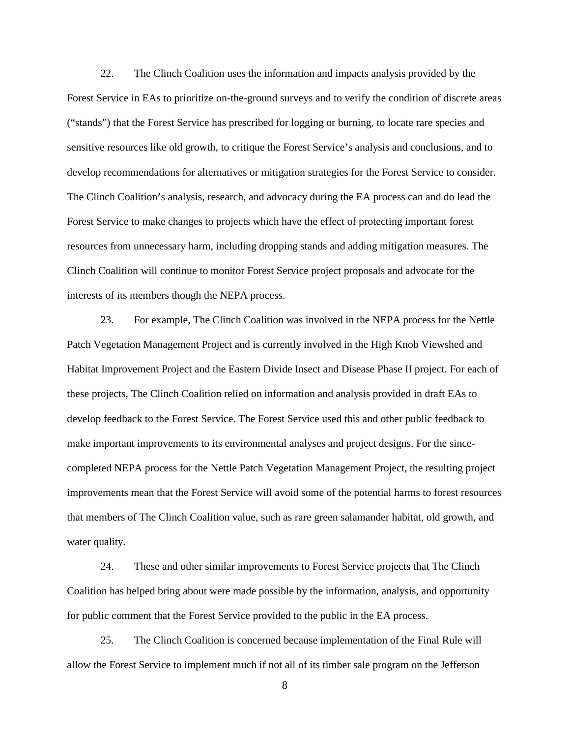22. The Clinch Coalition uses the information and impacts analysis provided by the Forest Service in EAs to prioritize on-the-ground surveys and to verify the condition of discrete areas ("stands") that the Forest Service has prescribed for logging or burning, to locate rare species and sensitive resources like old growth, to critique the Forest Service's analysis and conclusions, and to develop recommendations for alternatives or mitigation strategies for the Forest Service to consider. The Clinch Coalition's analysis, research, and advocacy during the EA process can and do lead the Forest Service to make changes to projects which have the effect of protecting important forest resources from unnecessary harm, including dropping stands and adding mitigation measures. The Clinch Coalition will continue to monitor Forest Service project proposals and advocate for the interests of its members though the NEPA process.

23. For example, The Clinch Coalition was involved in the NEPA process for the Nettle Patch Vegetation Management Project and is currently involved in the High Knob Viewshed and Habitat Improvement Project and the Eastern Divide Insect and Disease Phase II project. For each of these projects, The Clinch Coalition relied on information and analysis provided in draft EAs to develop feedback to the Forest Service. The Forest Service used this and other public feedback to make important improvements to its environmental analyses and project designs. For the since-completed NEPA process for the Nettle Patch Vegetation Management Project, the resulting project improvements mean that the Forest Service will avoid some of the potential harms to forest resources that members of The Clinch Coalition value, such as rare green salamander habitat, old growth, and water quality.

24. These and other similar improvements to Forest Service projects that The Clinch Coalition has helped bring about were made possible by the information, analysis, and opportunity for public comment that the Forest Service provided to the public in the EA process.

25. The Clinch Coalition is concerned because implementation of the Final Rule will allow the Forest Service to implement much if not all of its timber sale program on the Jefferson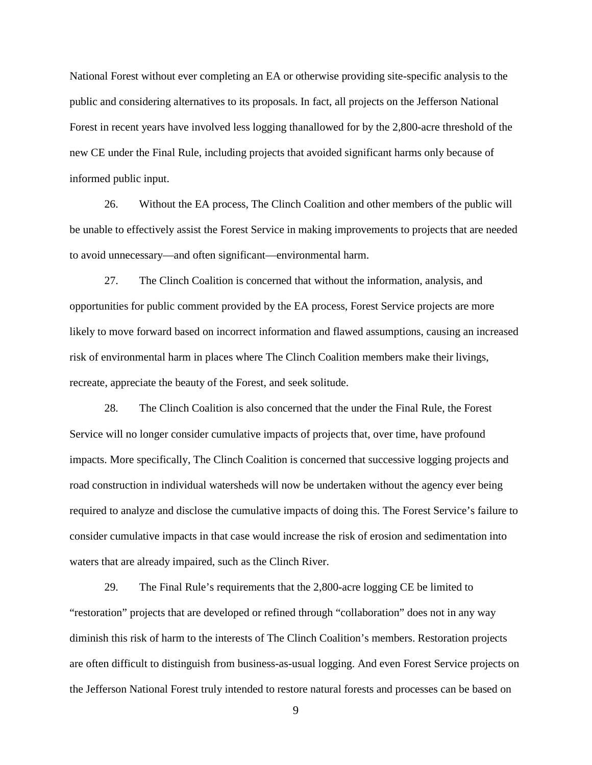National Forest without ever completing an EA or otherwise providing site-specific analysis to the public and considering alternatives to its proposals. In fact, all projects on the Jefferson National Forest in recent years have involved less logging thanallowed for by the 2,800-acre threshold of the new CE under the Final Rule, including projects that avoided significant harms only because of informed public input.

26. Without the EA process, The Clinch Coalition and other members of the public will be unable to effectively assist the Forest Service in making improvements to projects that are needed to avoid unnecessary—and often significant—environmental harm.

27. The Clinch Coalition is concerned that without the information, analysis, and opportunities for public comment provided by the EA process, Forest Service projects are more likely to move forward based on incorrect information and flawed assumptions, causing an increased risk of environmental harm in places where The Clinch Coalition members make their livings, recreate, appreciate the beauty of the Forest, and seek solitude.

28. The Clinch Coalition is also concerned that the under the Final Rule, the Forest Service will no longer consider cumulative impacts of projects that, over time, have profound impacts. More specifically, The Clinch Coalition is concerned that successive logging projects and road construction in individual watersheds will now be undertaken without the agency ever being required to analyze and disclose the cumulative impacts of doing this. The Forest Service's failure to consider cumulative impacts in that case would increase the risk of erosion and sedimentation into waters that are already impaired, such as the Clinch River.

29. The Final Rule's requirements that the 2,800-acre logging CE be limited to "restoration" projects that are developed or refined through "collaboration" does not in any way diminish this risk of harm to the interests of The Clinch Coalition's members. Restoration projects are often difficult to distinguish from business-as-usual logging. And even Forest Service projects on the Jefferson National Forest truly intended to restore natural forests and processes can be based on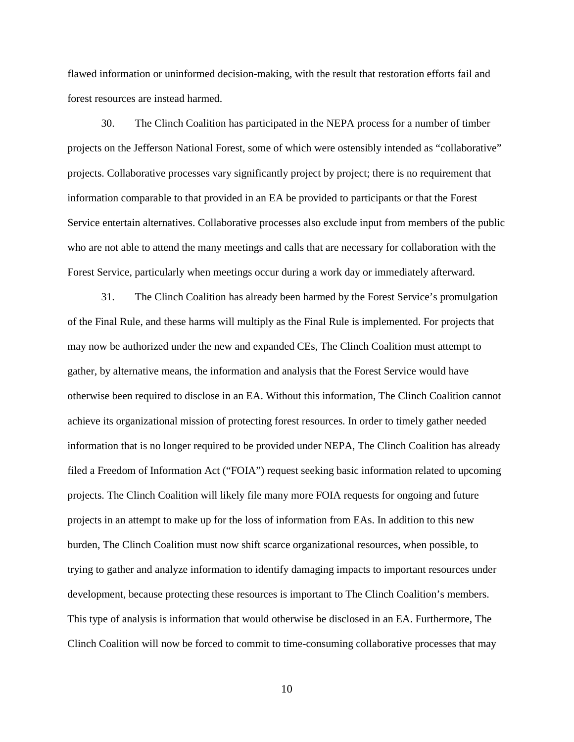flawed information or uninformed decision-making, with the result that restoration efforts fail and forest resources are instead harmed.

30. The Clinch Coalition has participated in the NEPA process for a number of timber projects on the Jefferson National Forest, some of which were ostensibly intended as "collaborative" projects. Collaborative processes vary significantly project by project; there is no requirement that information comparable to that provided in an EA be provided to participants or that the Forest Service entertain alternatives. Collaborative processes also exclude input from members of the public who are not able to attend the many meetings and calls that are necessary for collaboration with the Forest Service, particularly when meetings occur during a work day or immediately afterward.

31. The Clinch Coalition has already been harmed by the Forest Service's promulgation of the Final Rule, and these harms will multiply as the Final Rule is implemented. For projects that may now be authorized under the new and expanded CEs, The Clinch Coalition must attempt to gather, by alternative means, the information and analysis that the Forest Service would have otherwise been required to disclose in an EA. Without this information, The Clinch Coalition cannot achieve its organizational mission of protecting forest resources. In order to timely gather needed information that is no longer required to be provided under NEPA, The Clinch Coalition has already filed a Freedom of Information Act ("FOIA") request seeking basic information related to upcoming projects. The Clinch Coalition will likely file many more FOIA requests for ongoing and future projects in an attempt to make up for the loss of information from EAs. In addition to this new burden, The Clinch Coalition must now shift scarce organizational resources, when possible, to trying to gather and analyze information to identify damaging impacts to important resources under development, because protecting these resources is important to The Clinch Coalition's members. This type of analysis is information that would otherwise be disclosed in an EA. Furthermore, The Clinch Coalition will now be forced to commit to time-consuming collaborative processes that may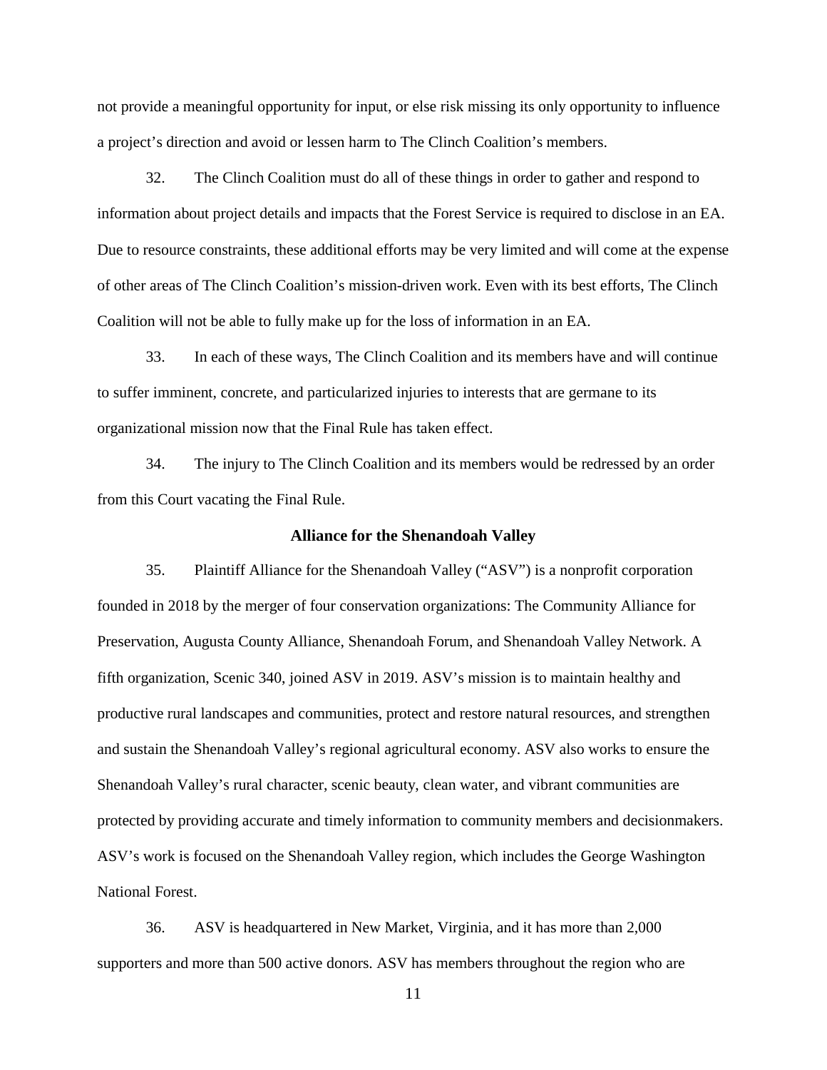not provide a meaningful opportunity for input, or else risk missing its only opportunity to influence a project's direction and avoid or lessen harm to The Clinch Coalition's members.

32. The Clinch Coalition must do all of these things in order to gather and respond to information about project details and impacts that the Forest Service is required to disclose in an EA. Due to resource constraints, these additional efforts may be very limited and will come at the expense of other areas of The Clinch Coalition's mission-driven work. Even with its best efforts, The Clinch Coalition will not be able to fully make up for the loss of information in an EA.

33. In each of these ways, The Clinch Coalition and its members have and will continue to suffer imminent, concrete, and particularized injuries to interests that are germane to its organizational mission now that the Final Rule has taken effect.

34. The injury to The Clinch Coalition and its members would be redressed by an order from this Court vacating the Final Rule.

### Alliance for the Shenandoah Valley

35. Plaintiff Alliance for the Shenandoah Valley ("ASV") is a nonprofit corporation founded in 2018 by the merger of four conservation organizations: The Community Alliance for Preservation, Augusta County Alliance, Shenandoah Forum, and Shenandoah Valley Network. A fifth organization, Scenic 340, joined ASV in 2019. ASV's mission is to maintain healthy and productive rural landscapes and communities, protect and restore natural resources, and strengthen and sustain the Shenandoah Valley's regional agricultural economy. ASV also works to ensure the Shenandoah Valley's rural character, scenic beauty, clean water, and vibrant communities are protected by providing accurate and timely information to community members and decisionmakers. ASV's work is focused on the Shenandoah Valley region, which includes the George Washington National Forest.

36. ASV is headquartered in New Market, Virginia, and it has more than 2,000 supporters and more than 500 active donors. ASV has members throughout the region who are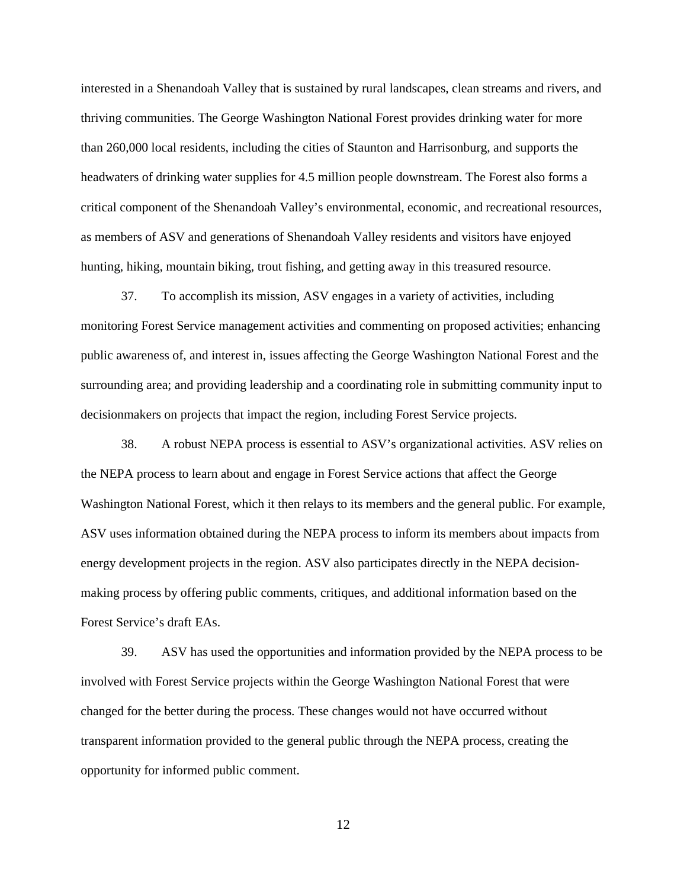interested in a Shenandoah Valley that is sustained by rural landscapes, clean streams and rivers, and thriving communities. The George Washington National Forest provides drinking water for more than 260,000 local residents, including the cities of Staunton and Harrisonburg, and supports the headwaters of drinking water supplies for 4.5 million people downstream. The Forest also forms a critical component of the Shenandoah Valley's environmental, economic, and recreational resources, as members of ASV and generations of Shenandoah Valley residents and visitors have enjoyed hunting, hiking, mountain biking, trout fishing, and getting away in this treasured resource.

37. To accomplish its mission, ASV engages in a variety of activities, including monitoring Forest Service management activities and commenting on proposed activities; enhancing public awareness of, and interest in, issues affecting the George Washington National Forest and the surrounding area; and providing leadership and a coordinating role in submitting community input to decisionmakers on projects that impact the region, including Forest Service projects.

38. A robust NEPA process is essential to ASV's organizational activities. ASV relies on the NEPA process to learn about and engage in Forest Service actions that affect the George Washington National Forest, which it then relays to its members and the general public. For example, ASV uses information obtained during the NEPA process to inform its members about impacts from energy development projects in the region. ASV also participates directly in the NEPA decision-making process by offering public comments, critiques, and additional information based on the Forest Service's draft EAs.

39. ASV has used the opportunities and information provided by the NEPA process to be involved with Forest Service projects within the George Washington National Forest that were changed for the better during the process. These changes would not have occurred without transparent information provided to the general public through the NEPA process, creating the opportunity for informed public comment.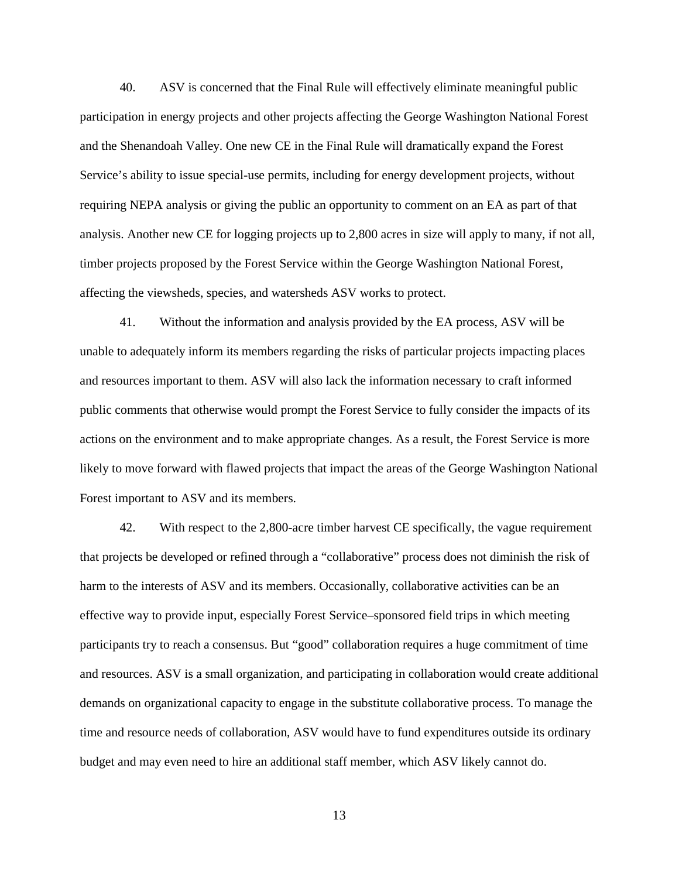40. ASV is concerned that the Final Rule will effectively eliminate meaningful public participation in energy projects and other projects affecting the George Washington National Forest and the Shenandoah Valley. One new CE in the Final Rule will dramatically expand the Forest Service's ability to issue special-use permits, including for energy development projects, without requiring NEPA analysis or giving the public an opportunity to comment on an EA as part of that analysis. Another new CE for logging projects up to 2,800 acres in size will apply to many, if not all, timber projects proposed by the Forest Service within the George Washington National Forest, affecting the viewsheds, species, and watersheds ASV works to protect.

41. Without the information and analysis provided by the EA process, ASV will be unable to adequately inform its members regarding the risks of particular projects impacting places and resources important to them. ASV will also lack the information necessary to craft informed public comments that otherwise would prompt the Forest Service to fully consider the impacts of its actions on the environment and to make appropriate changes. As a result, the Forest Service is more likely to move forward with flawed projects that impact the areas of the George Washington National Forest important to ASV and its members.

42. With respect to the 2,800-acre timber harvest CE specifically, the vague requirement that projects be developed or refined through a "collaborative" process does not diminish the risk of harm to the interests of ASV and its members. Occasionally, collaborative activities can be an effective way to provide input, especially Forest Service–sponsored field trips in which meeting participants try to reach a consensus. But "good" collaboration requires a huge commitment of time and resources. ASV is a small organization, and participating in collaboration would create additional demands on organizational capacity to engage in the substitute collaborative process. To manage the time and resource needs of collaboration, ASV would have to fund expenditures outside its ordinary budget and may even need to hire an additional staff member, which ASV likely cannot do.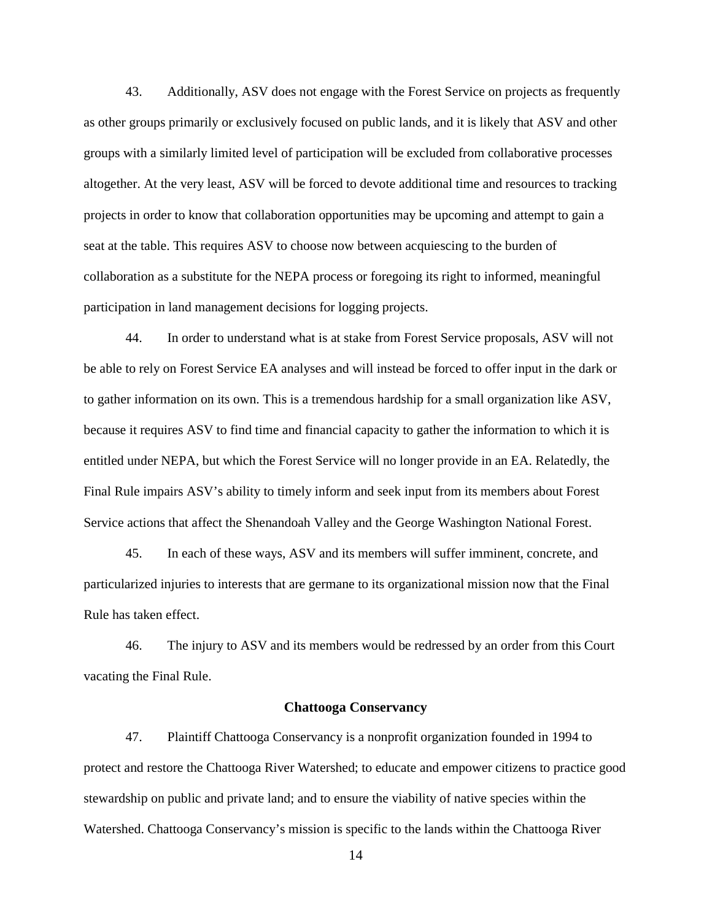43. Additionally, ASV does not engage with the Forest Service on projects as frequently as other groups primarily or exclusively focused on public lands, and it is likely that ASV and other groups with a similarly limited level of participation will be excluded from collaborative processes altogether. At the very least, ASV will be forced to devote additional time and resources to tracking projects in order to know that collaboration opportunities may be upcoming and attempt to gain a seat at the table. This requires ASV to choose now between acquiescing to the burden of collaboration as a substitute for the NEPA process or foregoing its right to informed, meaningful participation in land management decisions for logging projects.

44. In order to understand what is at stake from Forest Service proposals, ASV will not be able to rely on Forest Service EA analyses and will instead be forced to offer input in the dark or to gather information on its own. This is a tremendous hardship for a small organization like ASV, because it requires ASV to find time and financial capacity to gather the information to which it is entitled under NEPA, but which the Forest Service will no longer provide in an EA. Relatedly, the Final Rule impairs ASV's ability to timely inform and seek input from its members about Forest Service actions that affect the Shenandoah Valley and the George Washington National Forest.

45. In each of these ways, ASV and its members will suffer imminent, concrete, and particularized injuries to interests that are germane to its organizational mission now that the Final Rule has taken effect.

46. The injury to ASV and its members would be redressed by an order from this Court vacating the Final Rule.

**Chattooga Conservancy**

47. Plaintiff Chattooga Conservancy is a nonprofit organization founded in 1994 to protect and restore the Chattooga River Watershed; to educate and empower citizens to practice good stewardship on public and private land; and to ensure the viability of native species within the Watershed. Chattooga Conservancy's mission is specific to the lands within the Chattooga River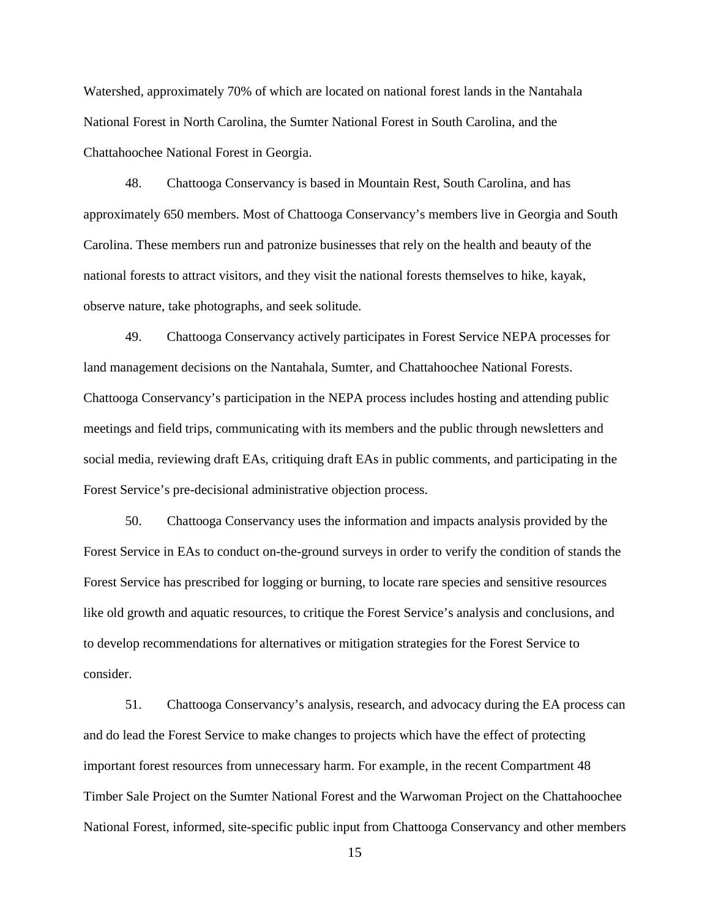Watershed, approximately 70% of which are located on national forest lands in the Nantahala National Forest in North Carolina, the Sumter National Forest in South Carolina, and the Chattahoochee National Forest in Georgia.

48. Chattooga Conservancy is based in Mountain Rest, South Carolina, and has approximately 650 members. Most of Chattooga Conservancy's members live in Georgia and South Carolina. These members run and patronize businesses that rely on the health and beauty of the national forests to attract visitors, and they visit the national forests themselves to hike, kayak, observe nature, take photographs, and seek solitude.

49. Chattooga Conservancy actively participates in Forest Service NEPA processes for land management decisions on the Nantahala, Sumter, and Chattahoochee National Forests. Chattooga Conservancy's participation in the NEPA process includes hosting and attending public meetings and field trips, communicating with its members and the public through newsletters and social media, reviewing draft EAs, critiquing draft EAs in public comments, and participating in the Forest Service's pre-decisional administrative objection process.

50. Chattooga Conservancy uses the information and impacts analysis provided by the Forest Service in EAs to conduct on-the-ground surveys in order to verify the condition of stands the Forest Service has prescribed for logging or burning, to locate rare species and sensitive resources like old growth and aquatic resources, to critique the Forest Service's analysis and conclusions, and to develop recommendations for alternatives or mitigation strategies for the Forest Service to consider.

51. Chattooga Conservancy's analysis, research, and advocacy during the EA process can and do lead the Forest Service to make changes to projects which have the effect of protecting important forest resources from unnecessary harm. For example, in the recent Compartment 48 Timber Sale Project on the Sumter National Forest and the Warwoman Project on the Chattahoochee National Forest, informed, site-specific public input from Chattooga Conservancy and other members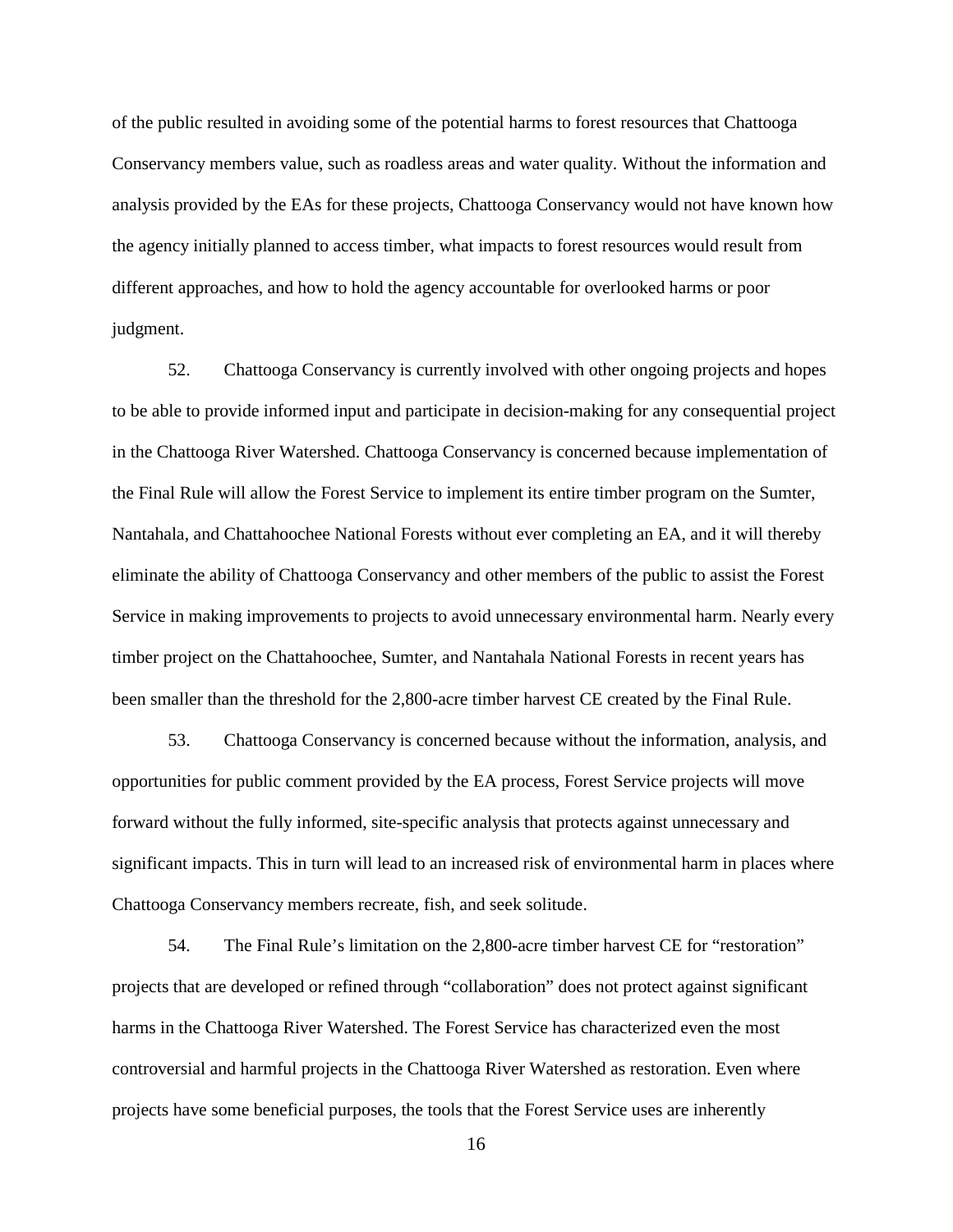of the public resulted in avoiding some of the potential harms to forest resources that Chattooga Conservancy members value, such as roadless areas and water quality. Without the information and analysis provided by the EAs for these projects, Chattooga Conservancy would not have known how the agency initially planned to access timber, what impacts to forest resources would result from different approaches, and how to hold the agency accountable for overlooked harms or poor judgment.

52. Chattooga Conservancy is currently involved with other ongoing projects and hopes to be able to provide informed input and participate in decision-making for any consequential project in the Chattooga River Watershed. Chattooga Conservancy is concerned because implementation of the Final Rule will allow the Forest Service to implement its entire timber program on the Sumter, Nantahala, and Chattahoochee National Forests without ever completing an EA, and it will thereby eliminate the ability of Chattooga Conservancy and other members of the public to assist the Forest Service in making improvements to projects to avoid unnecessary environmental harm. Nearly every timber project on the Chattahoochee, Sumter, and Nantahala National Forests in recent years has been smaller than the threshold for the 2,800-acre timber harvest CE created by the Final Rule.

53. Chattooga Conservancy is concerned because without the information, analysis, and opportunities for public comment provided by the EA process, Forest Service projects will move forward without the fully informed, site-specific analysis that protects against unnecessary and significant impacts. This in turn will lead to an increased risk of environmental harm in places where Chattooga Conservancy members recreate, fish, and seek solitude.

54. The Final Rule's limitation on the 2,800-acre timber harvest CE for "restoration" projects that are developed or refined through "collaboration" does not protect against significant harms in the Chattooga River Watershed. The Forest Service has characterized even the most controversial and harmful projects in the Chattooga River Watershed as restoration. Even where projects have some beneficial purposes, the tools that the Forest Service uses are inherently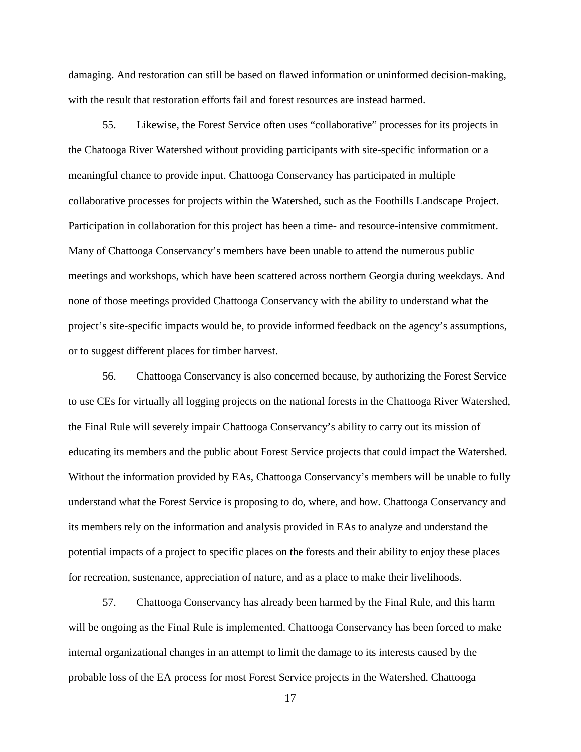damaging. And restoration can still be based on flawed information or uninformed decision-making, with the result that restoration efforts fail and forest resources are instead harmed.

55. Likewise, the Forest Service often uses "collaborative" processes for its projects in the Chatooga River Watershed without providing participants with site-specific information or a meaningful chance to provide input. Chattooga Conservancy has participated in multiple collaborative processes for projects within the Watershed, such as the Foothills Landscape Project. Participation in collaboration for this project has been a time- and resource-intensive commitment. Many of Chattooga Conservancy's members have been unable to attend the numerous public meetings and workshops, which have been scattered across northern Georgia during weekdays. And none of those meetings provided Chattooga Conservancy with the ability to understand what the project's site-specific impacts would be, to provide informed feedback on the agency's assumptions, or to suggest different places for timber harvest.

56. Chattooga Conservancy is also concerned because, by authorizing the Forest Service to use CEs for virtually all logging projects on the national forests in the Chattooga River Watershed, the Final Rule will severely impair Chattooga Conservancy's ability to carry out its mission of educating its members and the public about Forest Service projects that could impact the Watershed. Without the information provided by EAs, Chattooga Conservancy's members will be unable to fully understand what the Forest Service is proposing to do, where, and how. Chattooga Conservancy and its members rely on the information and analysis provided in EAs to analyze and understand the potential impacts of a project to specific places on the forests and their ability to enjoy these places for recreation, sustenance, appreciation of nature, and as a place to make their livelihoods.

57. Chattooga Conservancy has already been harmed by the Final Rule, and this harm will be ongoing as the Final Rule is implemented. Chattooga Conservancy has been forced to make internal organizational changes in an attempt to limit the damage to its interests caused by the probable loss of the EA process for most Forest Service projects in the Watershed. Chattooga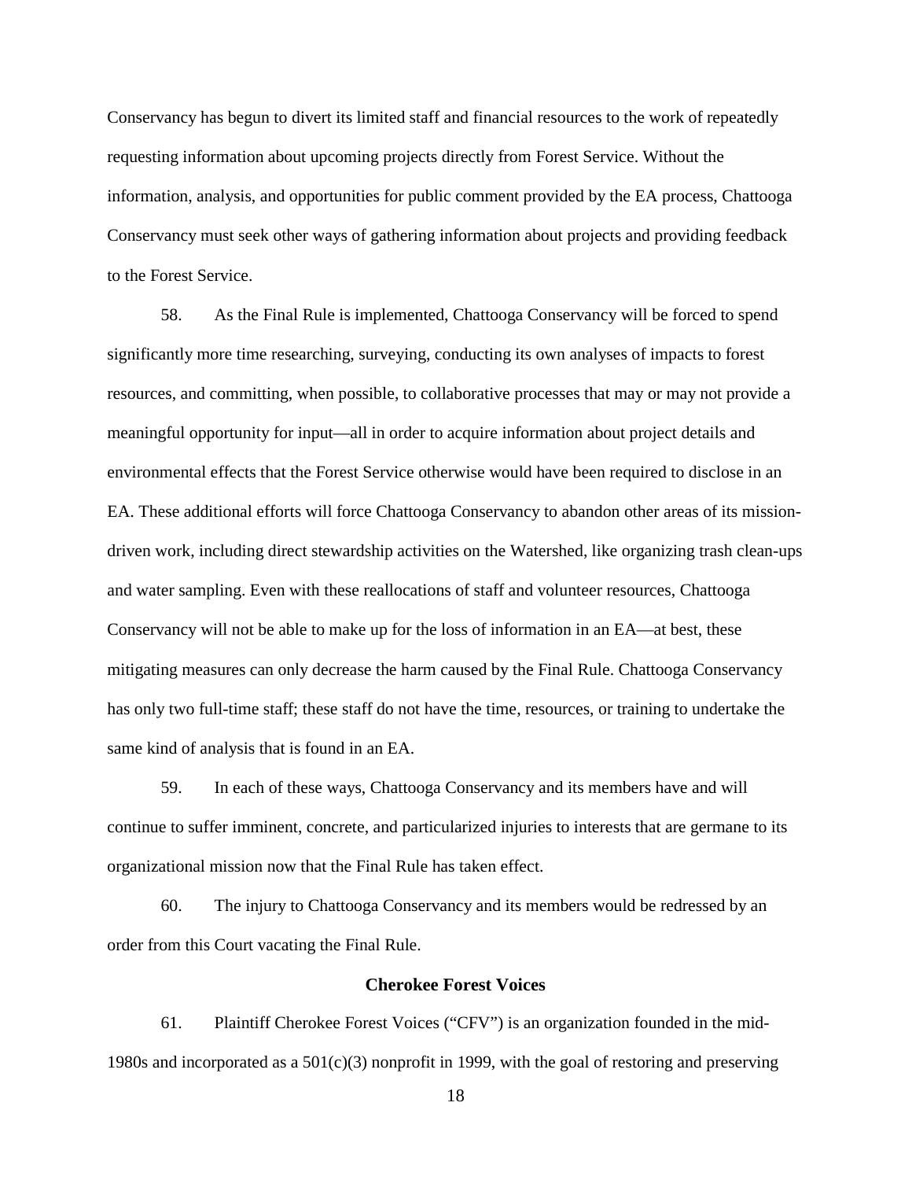Conservancy has begun to divert its limited staff and financial resources to the work of repeatedly requesting information about upcoming projects directly from Forest Service. Without the information, analysis, and opportunities for public comment provided by the EA process, Chattooga Conservancy must seek other ways of gathering information about projects and providing feedback to the Forest Service.

58. As the Final Rule is implemented, Chattooga Conservancy will be forced to spend significantly more time researching, surveying, conducting its own analyses of impacts to forest resources, and committing, when possible, to collaborative processes that may or may not provide a meaningful opportunity for input—all in order to acquire information about project details and environmental effects that the Forest Service otherwise would have been required to disclose in an EA. These additional efforts will force Chattooga Conservancy to abandon other areas of its mission-driven work, including direct stewardship activities on the Watershed, like organizing trash clean-ups and water sampling. Even with these reallocations of staff and volunteer resources, Chattooga Conservancy will not be able to make up for the loss of information in an EA—at best, these mitigating measures can only decrease the harm caused by the Final Rule. Chattooga Conservancy has only two full-time staff; these staff do not have the time, resources, or training to undertake the same kind of analysis that is found in an EA.

59. In each of these ways, Chattooga Conservancy and its members have and will continue to suffer imminent, concrete, and particularized injuries to interests that are germane to its organizational mission now that the Final Rule has taken effect.

60. The injury to Chattooga Conservancy and its members would be redressed by an order from this Court vacating the Final Rule.

**Cherokee Forest Voices**

61. Plaintiff Cherokee Forest Voices ("CFV") is an organization founded in the mid-1980s and incorporated as a 501(c)(3) nonprofit in 1999, with the goal of restoring and preserving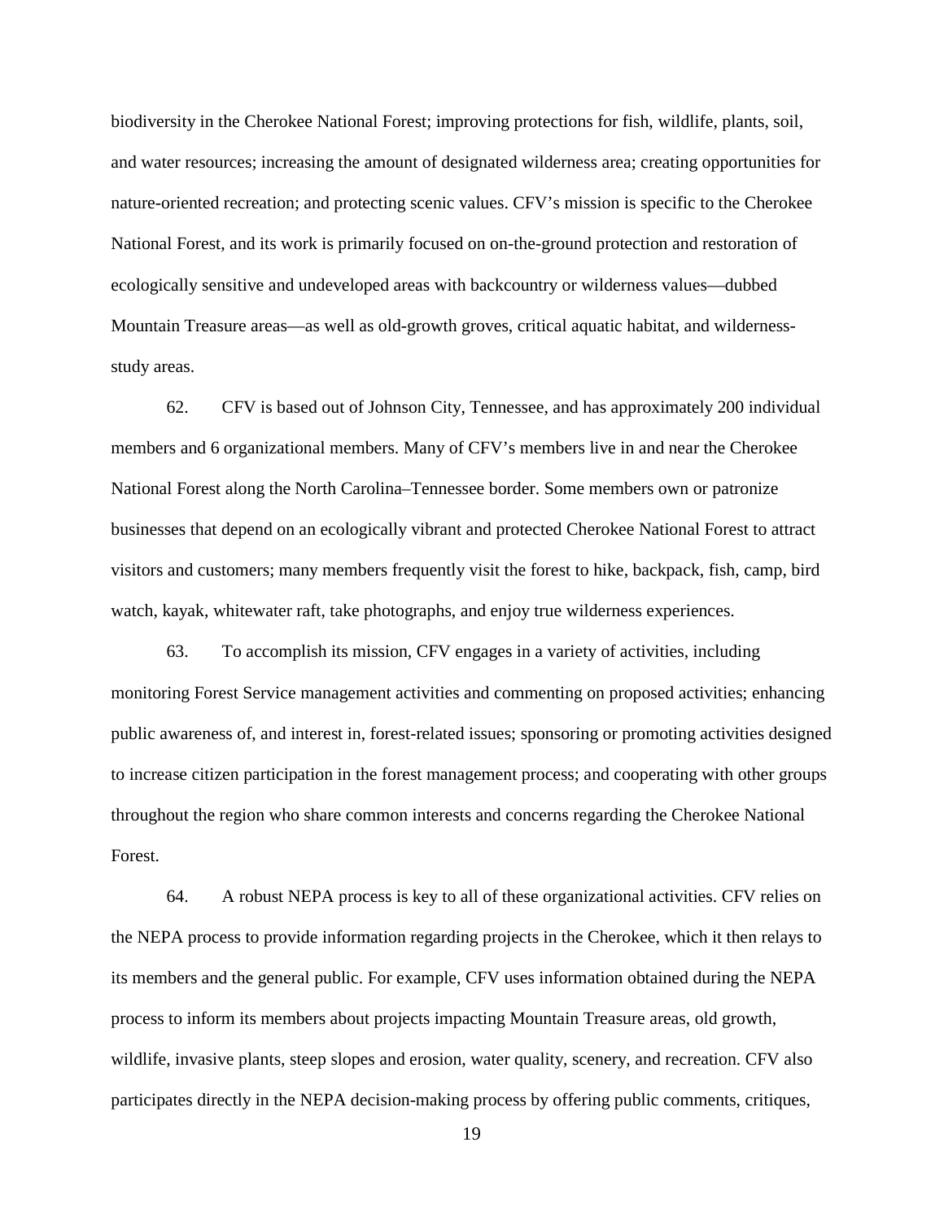biodiversity in the Cherokee National Forest; improving protections for fish, wildlife, plants, soil, and water resources; increasing the amount of designated wilderness area; creating opportunities for nature-oriented recreation; and protecting scenic values. CFV's mission is specific to the Cherokee National Forest, and its work is primarily focused on on-the-ground protection and restoration of ecologically sensitive and undeveloped areas with backcountry or wilderness values—dubbed Mountain Treasure areas—as well as old-growth groves, critical aquatic habitat, and wilderness-study areas.

62. CFV is based out of Johnson City, Tennessee, and has approximately 200 individual members and 6 organizational members. Many of CFV's members live in and near the Cherokee National Forest along the North Carolina–Tennessee border. Some members own or patronize businesses that depend on an ecologically vibrant and protected Cherokee National Forest to attract visitors and customers; many members frequently visit the forest to hike, backpack, fish, camp, bird watch, kayak, whitewater raft, take photographs, and enjoy true wilderness experiences.

63. To accomplish its mission, CFV engages in a variety of activities, including monitoring Forest Service management activities and commenting on proposed activities; enhancing public awareness of, and interest in, forest-related issues; sponsoring or promoting activities designed to increase citizen participation in the forest management process; and cooperating with other groups throughout the region who share common interests and concerns regarding the Cherokee National Forest.

64. A robust NEPA process is key to all of these organizational activities. CFV relies on the NEPA process to provide information regarding projects in the Cherokee, which it then relays to its members and the general public. For example, CFV uses information obtained during the NEPA process to inform its members about projects impacting Mountain Treasure areas, old growth, wildlife, invasive plants, steep slopes and erosion, water quality, scenery, and recreation. CFV also participates directly in the NEPA decision-making process by offering public comments, critiques,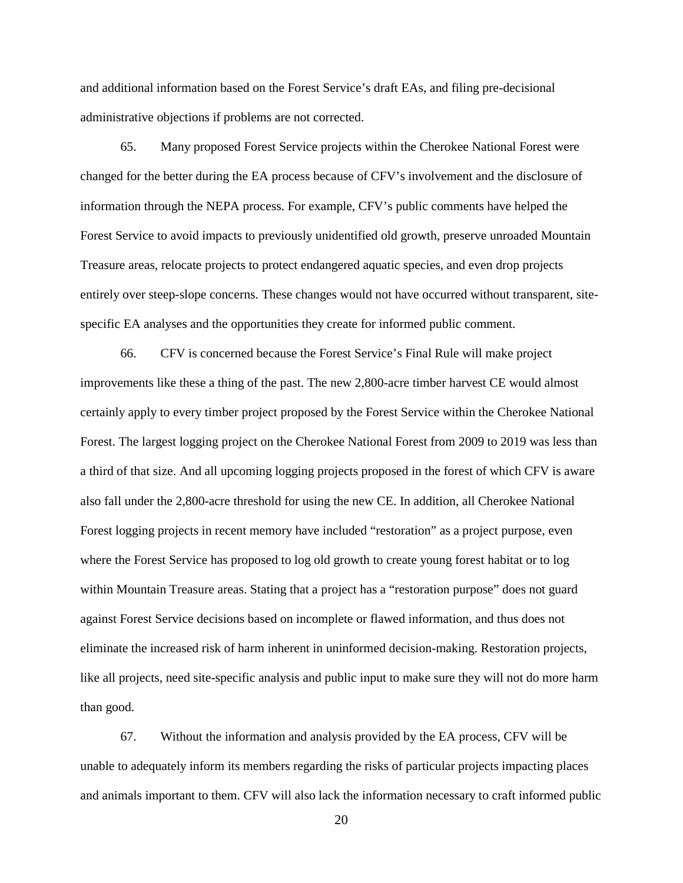and additional information based on the Forest Service's draft EAs, and filing pre-decisional administrative objections if problems are not corrected.

65. Many proposed Forest Service projects within the Cherokee National Forest were changed for the better during the EA process because of CFV's involvement and the disclosure of information through the NEPA process. For example, CFV's public comments have helped the Forest Service to avoid impacts to previously unidentified old growth, preserve unroaded Mountain Treasure areas, relocate projects to protect endangered aquatic species, and even drop projects entirely over steep-slope concerns. These changes would not have occurred without transparent, site-specific EA analyses and the opportunities they create for informed public comment.

66. CFV is concerned because the Forest Service's Final Rule will make project improvements like these a thing of the past. The new 2,800-acre timber harvest CE would almost certainly apply to every timber project proposed by the Forest Service within the Cherokee National Forest. The largest logging project on the Cherokee National Forest from 2009 to 2019 was less than a third of that size. And all upcoming logging projects proposed in the forest of which CFV is aware also fall under the 2,800-acre threshold for using the new CE. In addition, all Cherokee National Forest logging projects in recent memory have included "restoration" as a project purpose, even where the Forest Service has proposed to log old growth to create young forest habitat or to log within Mountain Treasure areas. Stating that a project has a "restoration purpose" does not guard against Forest Service decisions based on incomplete or flawed information, and thus does not eliminate the increased risk of harm inherent in uninformed decision-making. Restoration projects, like all projects, need site-specific analysis and public input to make sure they will not do more harm than good.

67. Without the information and analysis provided by the EA process, CFV will be unable to adequately inform its members regarding the risks of particular projects impacting places and animals important to them. CFV will also lack the information necessary to craft informed public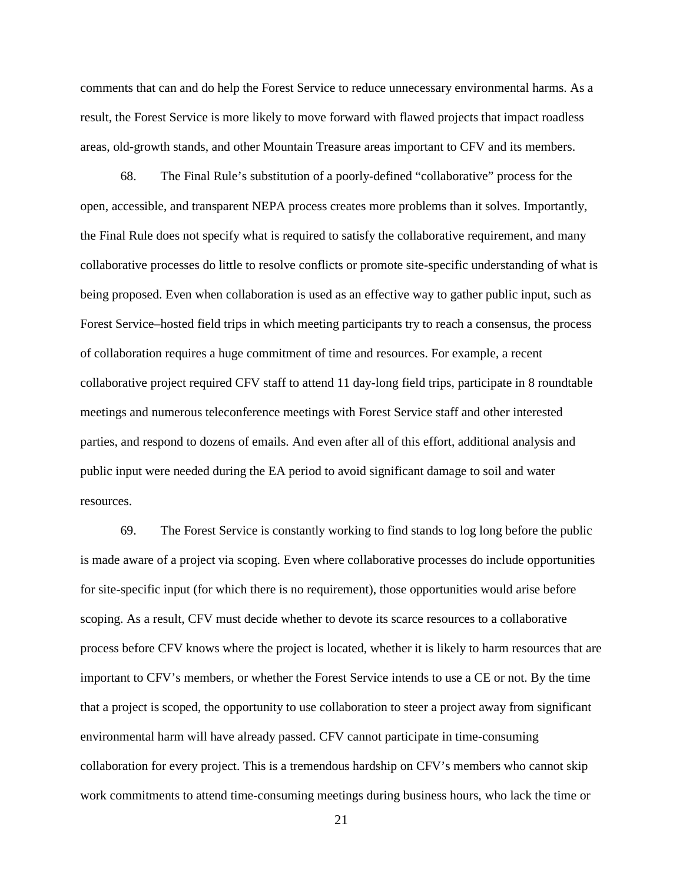comments that can and do help the Forest Service to reduce unnecessary environmental harms. As a result, the Forest Service is more likely to move forward with flawed projects that impact roadless areas, old-growth stands, and other Mountain Treasure areas important to CFV and its members.

68. The Final Rule's substitution of a poorly-defined "collaborative" process for the open, accessible, and transparent NEPA process creates more problems than it solves. Importantly, the Final Rule does not specify what is required to satisfy the collaborative requirement, and many collaborative processes do little to resolve conflicts or promote site-specific understanding of what is being proposed. Even when collaboration is used as an effective way to gather public input, such as Forest Service–hosted field trips in which meeting participants try to reach a consensus, the process of collaboration requires a huge commitment of time and resources. For example, a recent collaborative project required CFV staff to attend 11 day-long field trips, participate in 8 roundtable meetings and numerous teleconference meetings with Forest Service staff and other interested parties, and respond to dozens of emails. And even after all of this effort, additional analysis and public input were needed during the EA period to avoid significant damage to soil and water resources.

69. The Forest Service is constantly working to find stands to log long before the public is made aware of a project via scoping. Even where collaborative processes do include opportunities for site-specific input (for which there is no requirement), those opportunities would arise before scoping. As a result, CFV must decide whether to devote its scarce resources to a collaborative process before CFV knows where the project is located, whether it is likely to harm resources that are important to CFV's members, or whether the Forest Service intends to use a CE or not. By the time that a project is scoped, the opportunity to use collaboration to steer a project away from significant environmental harm will have already passed. CFV cannot participate in time-consuming collaboration for every project. This is a tremendous hardship on CFV's members who cannot skip work commitments to attend time-consuming meetings during business hours, who lack the time or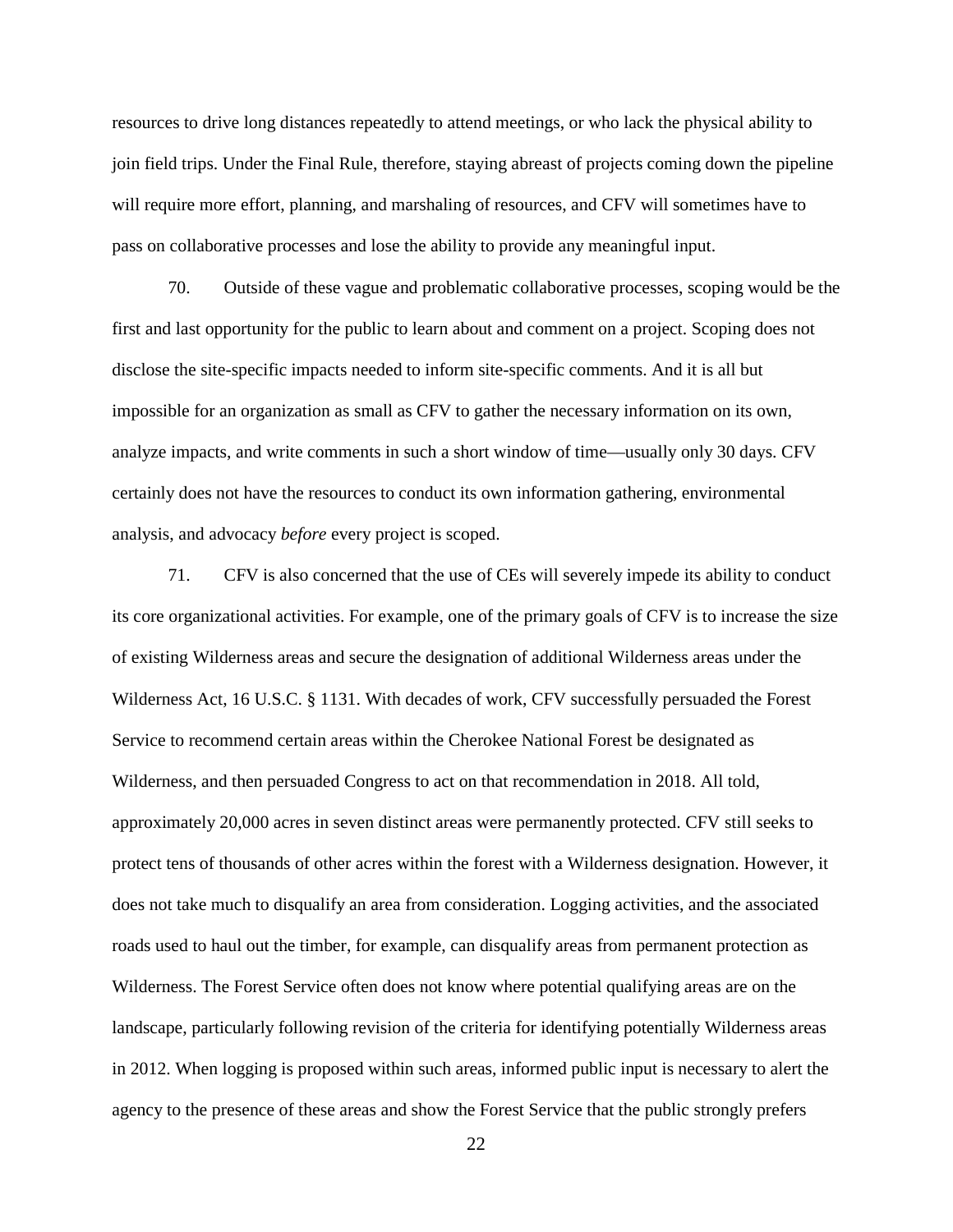resources to drive long distances repeatedly to attend meetings, or who lack the physical ability to join field trips. Under the Final Rule, therefore, staying abreast of projects coming down the pipeline will require more effort, planning, and marshaling of resources, and CFV will sometimes have to pass on collaborative processes and lose the ability to provide any meaningful input.

70. Outside of these vague and problematic collaborative processes, scoping would be the first and last opportunity for the public to learn about and comment on a project. Scoping does not disclose the site-specific impacts needed to inform site-specific comments. And it is all but impossible for an organization as small as CFV to gather the necessary information on its own, analyze impacts, and write comments in such a short window of time—usually only 30 days. CFV certainly does not have the resources to conduct its own information gathering, environmental analysis, and advocacy *before* every project is scoped.

71. CFV is also concerned that the use of CEs will severely impede its ability to conduct its core organizational activities. For example, one of the primary goals of CFV is to increase the size of existing Wilderness areas and secure the designation of additional Wilderness areas under the Wilderness Act, 16 U.S.C. § 1131. With decades of work, CFV successfully persuaded the Forest Service to recommend certain areas within the Cherokee National Forest be designated as Wilderness, and then persuaded Congress to act on that recommendation in 2018. All told, approximately 20,000 acres in seven distinct areas were permanently protected. CFV still seeks to protect tens of thousands of other acres within the forest with a Wilderness designation. However, it does not take much to disqualify an area from consideration. Logging activities, and the associated roads used to haul out the timber, for example, can disqualify areas from permanent protection as Wilderness. The Forest Service often does not know where potential qualifying areas are on the landscape, particularly following revision of the criteria for identifying potentially Wilderness areas in 2012. When logging is proposed within such areas, informed public input is necessary to alert the agency to the presence of these areas and show the Forest Service that the public strongly prefers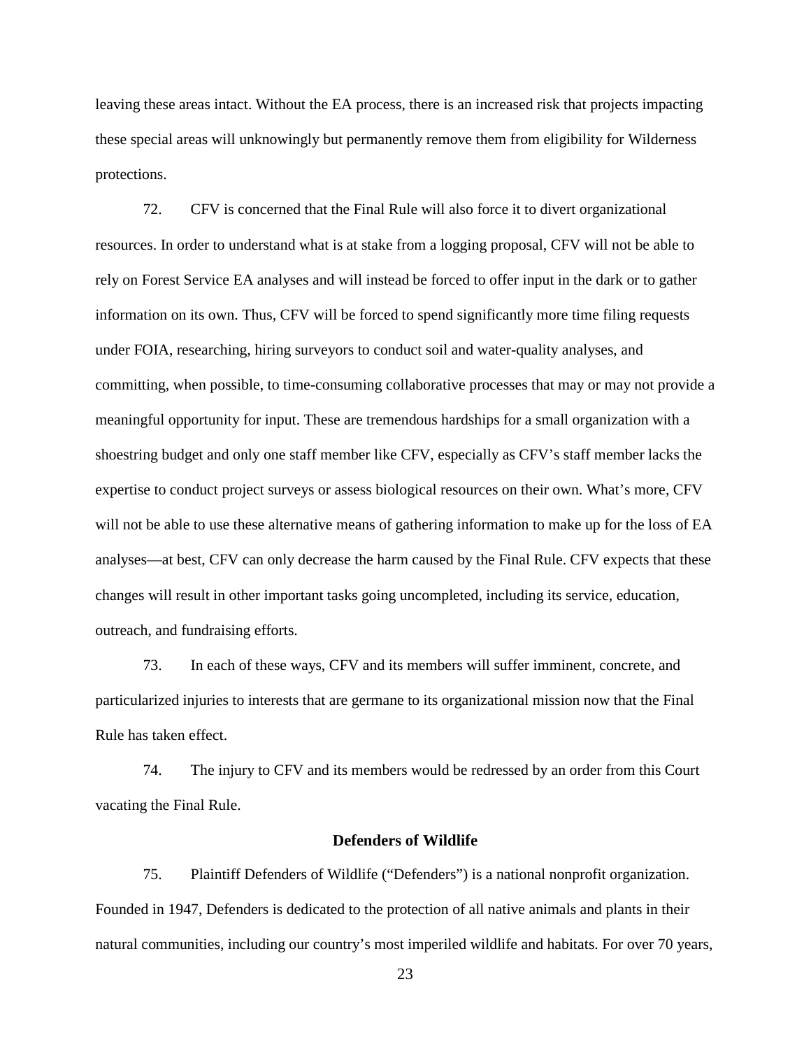leaving these areas intact. Without the EA process, there is an increased risk that projects impacting these special areas will unknowingly but permanently remove them from eligibility for Wilderness protections.

72. CFV is concerned that the Final Rule will also force it to divert organizational resources. In order to understand what is at stake from a logging proposal, CFV will not be able to rely on Forest Service EA analyses and will instead be forced to offer input in the dark or to gather information on its own. Thus, CFV will be forced to spend significantly more time filing requests under FOIA, researching, hiring surveyors to conduct soil and water-quality analyses, and committing, when possible, to time-consuming collaborative processes that may or may not provide a meaningful opportunity for input. These are tremendous hardships for a small organization with a shoestring budget and only one staff member like CFV, especially as CFV's staff member lacks the expertise to conduct project surveys or assess biological resources on their own. What's more, CFV will not be able to use these alternative means of gathering information to make up for the loss of EA analyses—at best, CFV can only decrease the harm caused by the Final Rule. CFV expects that these changes will result in other important tasks going uncompleted, including its service, education, outreach, and fundraising efforts.

73. In each of these ways, CFV and its members will suffer imminent, concrete, and particularized injuries to interests that are germane to its organizational mission now that the Final Rule has taken effect.

74. The injury to CFV and its members would be redressed by an order from this Court vacating the Final Rule.

### Defenders of Wildlife

75. Plaintiff Defenders of Wildlife ("Defenders") is a national nonprofit organization. Founded in 1947, Defenders is dedicated to the protection of all native animals and plants in their natural communities, including our country's most imperiled wildlife and habitats. For over 70 years,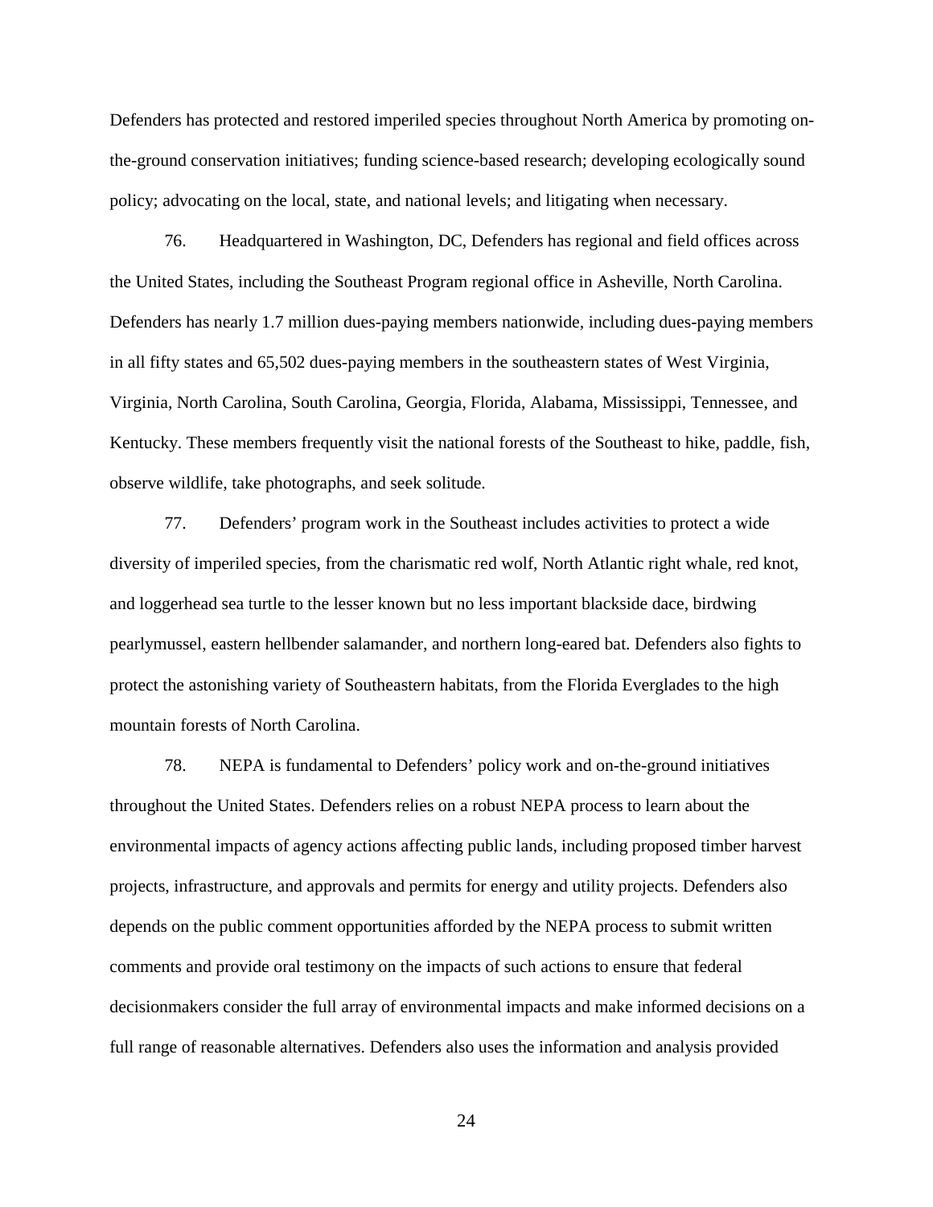Defenders has protected and restored imperiled species throughout North America by promoting on-the-ground conservation initiatives; funding science-based research; developing ecologically sound policy; advocating on the local, state, and national levels; and litigating when necessary.

76. Headquartered in Washington, DC, Defenders has regional and field offices across the United States, including the Southeast Program regional office in Asheville, North Carolina. Defenders has nearly 1.7 million dues-paying members nationwide, including dues-paying members in all fifty states and 65,502 dues-paying members in the southeastern states of West Virginia, Virginia, North Carolina, South Carolina, Georgia, Florida, Alabama, Mississippi, Tennessee, and Kentucky. These members frequently visit the national forests of the Southeast to hike, paddle, fish, observe wildlife, take photographs, and seek solitude.

77. Defenders' program work in the Southeast includes activities to protect a wide diversity of imperiled species, from the charismatic red wolf, North Atlantic right whale, red knot, and loggerhead sea turtle to the lesser known but no less important blackside dace, birdwing pearlymussel, eastern hellbender salamander, and northern long-eared bat. Defenders also fights to protect the astonishing variety of Southeastern habitats, from the Florida Everglades to the high mountain forests of North Carolina.

78. NEPA is fundamental to Defenders' policy work and on-the-ground initiatives throughout the United States. Defenders relies on a robust NEPA process to learn about the environmental impacts of agency actions affecting public lands, including proposed timber harvest projects, infrastructure, and approvals and permits for energy and utility projects. Defenders also depends on the public comment opportunities afforded by the NEPA process to submit written comments and provide oral testimony on the impacts of such actions to ensure that federal decisionmakers consider the full array of environmental impacts and make informed decisions on a full range of reasonable alternatives. Defenders also uses the information and analysis provided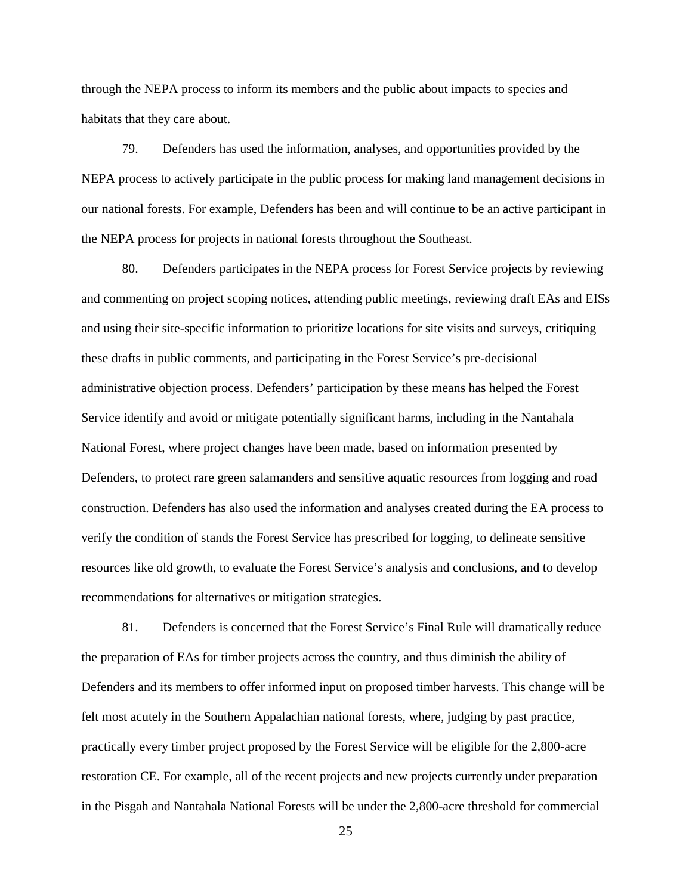through the NEPA process to inform its members and the public about impacts to species and habitats that they care about.

79. Defenders has used the information, analyses, and opportunities provided by the NEPA process to actively participate in the public process for making land management decisions in our national forests. For example, Defenders has been and will continue to be an active participant in the NEPA process for projects in national forests throughout the Southeast.

80. Defenders participates in the NEPA process for Forest Service projects by reviewing and commenting on project scoping notices, attending public meetings, reviewing draft EAs and EISs and using their site-specific information to prioritize locations for site visits and surveys, critiquing these drafts in public comments, and participating in the Forest Service's pre-decisional administrative objection process. Defenders' participation by these means has helped the Forest Service identify and avoid or mitigate potentially significant harms, including in the Nantahala National Forest, where project changes have been made, based on information presented by Defenders, to protect rare green salamanders and sensitive aquatic resources from logging and road construction. Defenders has also used the information and analyses created during the EA process to verify the condition of stands the Forest Service has prescribed for logging, to delineate sensitive resources like old growth, to evaluate the Forest Service's analysis and conclusions, and to develop recommendations for alternatives or mitigation strategies.

81. Defenders is concerned that the Forest Service's Final Rule will dramatically reduce the preparation of EAs for timber projects across the country, and thus diminish the ability of Defenders and its members to offer informed input on proposed timber harvests. This change will be felt most acutely in the Southern Appalachian national forests, where, judging by past practice, practically every timber project proposed by the Forest Service will be eligible for the 2,800-acre restoration CE. For example, all of the recent projects and new projects currently under preparation in the Pisgah and Nantahala National Forests will be under the 2,800-acre threshold for commercial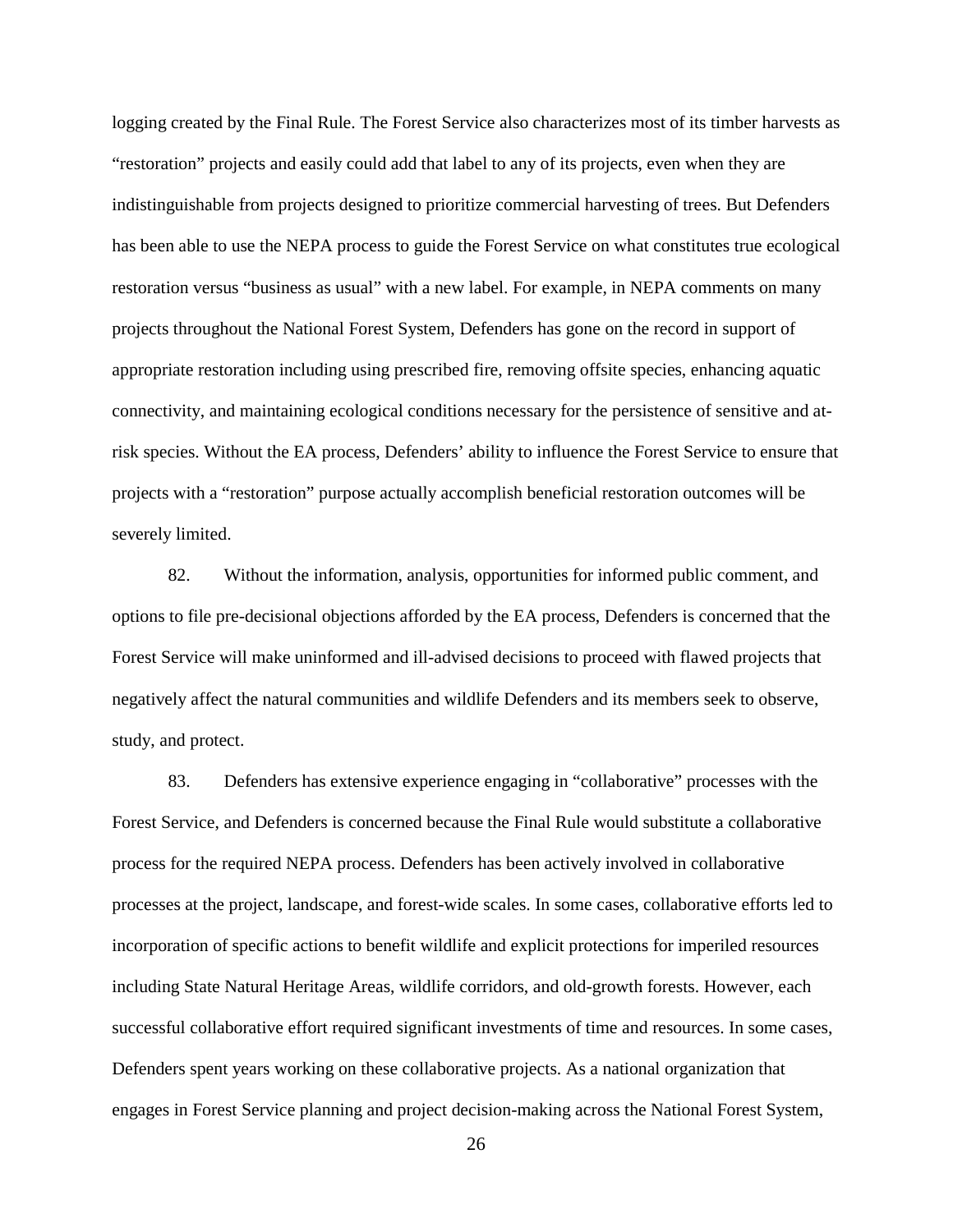logging created by the Final Rule. The Forest Service also characterizes most of its timber harvests as "restoration" projects and easily could add that label to any of its projects, even when they are indistinguishable from projects designed to prioritize commercial harvesting of trees. But Defenders has been able to use the NEPA process to guide the Forest Service on what constitutes true ecological restoration versus "business as usual" with a new label. For example, in NEPA comments on many projects throughout the National Forest System, Defenders has gone on the record in support of appropriate restoration including using prescribed fire, removing offsite species, enhancing aquatic connectivity, and maintaining ecological conditions necessary for the persistence of sensitive and at-risk species. Without the EA process, Defenders' ability to influence the Forest Service to ensure that projects with a "restoration" purpose actually accomplish beneficial restoration outcomes will be severely limited.

82. Without the information, analysis, opportunities for informed public comment, and options to file pre-decisional objections afforded by the EA process, Defenders is concerned that the Forest Service will make uninformed and ill-advised decisions to proceed with flawed projects that negatively affect the natural communities and wildlife Defenders and its members seek to observe, study, and protect.

83. Defenders has extensive experience engaging in "collaborative" processes with the Forest Service, and Defenders is concerned because the Final Rule would substitute a collaborative process for the required NEPA process. Defenders has been actively involved in collaborative processes at the project, landscape, and forest-wide scales. In some cases, collaborative efforts led to incorporation of specific actions to benefit wildlife and explicit protections for imperiled resources including State Natural Heritage Areas, wildlife corridors, and old-growth forests. However, each successful collaborative effort required significant investments of time and resources. In some cases, Defenders spent years working on these collaborative projects. As a national organization that engages in Forest Service planning and project decision-making across the National Forest System,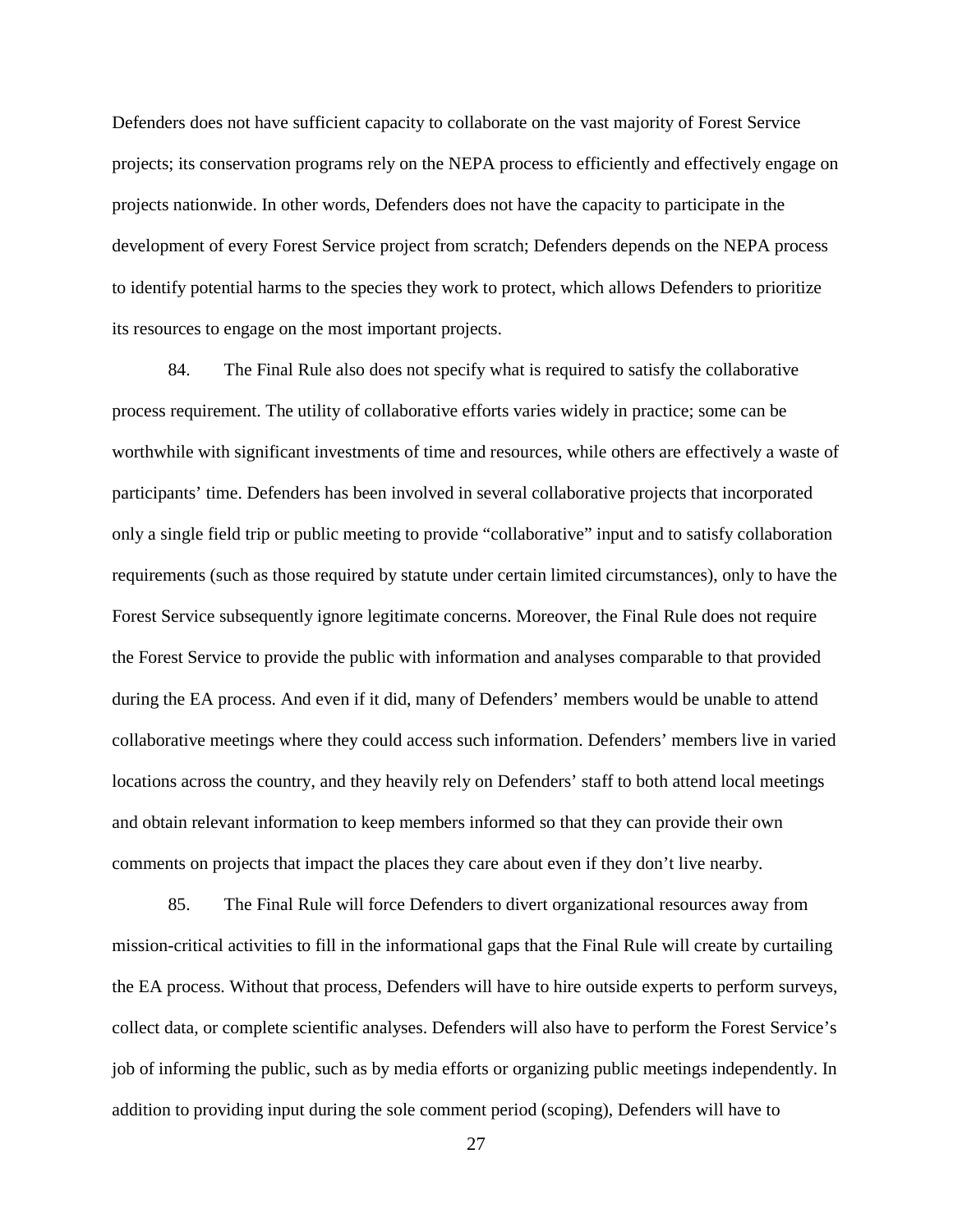Defenders does not have sufficient capacity to collaborate on the vast majority of Forest Service projects; its conservation programs rely on the NEPA process to efficiently and effectively engage on projects nationwide. In other words, Defenders does not have the capacity to participate in the development of every Forest Service project from scratch; Defenders depends on the NEPA process to identify potential harms to the species they work to protect, which allows Defenders to prioritize its resources to engage on the most important projects.

84. The Final Rule also does not specify what is required to satisfy the collaborative process requirement. The utility of collaborative efforts varies widely in practice; some can be worthwhile with significant investments of time and resources, while others are effectively a waste of participants' time. Defenders has been involved in several collaborative projects that incorporated only a single field trip or public meeting to provide "collaborative" input and to satisfy collaboration requirements (such as those required by statute under certain limited circumstances), only to have the Forest Service subsequently ignore legitimate concerns. Moreover, the Final Rule does not require the Forest Service to provide the public with information and analyses comparable to that provided during the EA process. And even if it did, many of Defenders' members would be unable to attend collaborative meetings where they could access such information. Defenders' members live in varied locations across the country, and they heavily rely on Defenders' staff to both attend local meetings and obtain relevant information to keep members informed so that they can provide their own comments on projects that impact the places they care about even if they don't live nearby.

85. The Final Rule will force Defenders to divert organizational resources away from mission-critical activities to fill in the informational gaps that the Final Rule will create by curtailing the EA process. Without that process, Defenders will have to hire outside experts to perform surveys, collect data, or complete scientific analyses. Defenders will also have to perform the Forest Service's job of informing the public, such as by media efforts or organizing public meetings independently. In addition to providing input during the sole comment period (scoping), Defenders will have to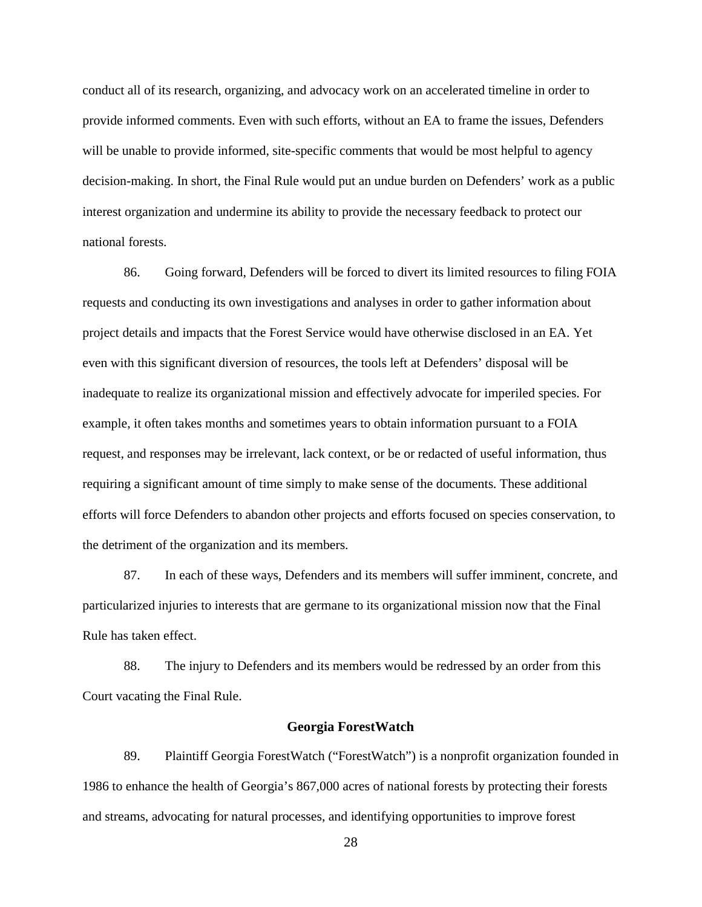conduct all of its research, organizing, and advocacy work on an accelerated timeline in order to provide informed comments. Even with such efforts, without an EA to frame the issues, Defenders will be unable to provide informed, site-specific comments that would be most helpful to agency decision-making. In short, the Final Rule would put an undue burden on Defenders' work as a public interest organization and undermine its ability to provide the necessary feedback to protect our national forests.

86. Going forward, Defenders will be forced to divert its limited resources to filing FOIA requests and conducting its own investigations and analyses in order to gather information about project details and impacts that the Forest Service would have otherwise disclosed in an EA. Yet even with this significant diversion of resources, the tools left at Defenders' disposal will be inadequate to realize its organizational mission and effectively advocate for imperiled species. For example, it often takes months and sometimes years to obtain information pursuant to a FOIA request, and responses may be irrelevant, lack context, or be or redacted of useful information, thus requiring a significant amount of time simply to make sense of the documents. These additional efforts will force Defenders to abandon other projects and efforts focused on species conservation, to the detriment of the organization and its members.

87. In each of these ways, Defenders and its members will suffer imminent, concrete, and particularized injuries to interests that are germane to its organizational mission now that the Final Rule has taken effect.

88. The injury to Defenders and its members would be redressed by an order from this Court vacating the Final Rule.

### Georgia ForestWatch

89. Plaintiff Georgia ForestWatch ("ForestWatch") is a nonprofit organization founded in 1986 to enhance the health of Georgia's 867,000 acres of national forests by protecting their forests and streams, advocating for natural processes, and identifying opportunities to improve forest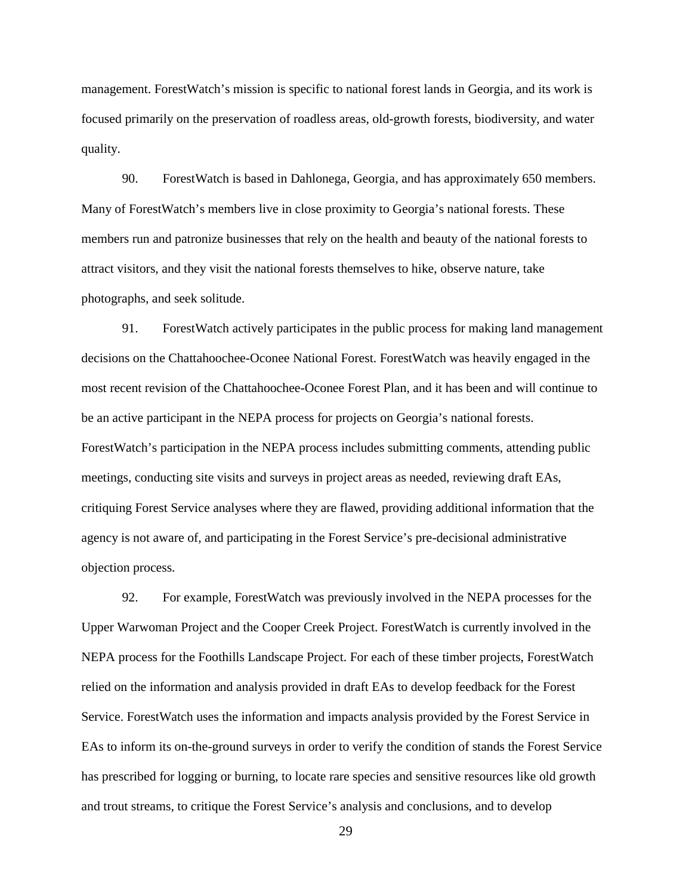management. ForestWatch's mission is specific to national forest lands in Georgia, and its work is focused primarily on the preservation of roadless areas, old-growth forests, biodiversity, and water quality.

90. ForestWatch is based in Dahlonega, Georgia, and has approximately 650 members. Many of ForestWatch's members live in close proximity to Georgia's national forests. These members run and patronize businesses that rely on the health and beauty of the national forests to attract visitors, and they visit the national forests themselves to hike, observe nature, take photographs, and seek solitude.

91. ForestWatch actively participates in the public process for making land management decisions on the Chattahoochee-Oconee National Forest. ForestWatch was heavily engaged in the most recent revision of the Chattahoochee-Oconee Forest Plan, and it has been and will continue to be an active participant in the NEPA process for projects on Georgia's national forests. ForestWatch's participation in the NEPA process includes submitting comments, attending public meetings, conducting site visits and surveys in project areas as needed, reviewing draft EAs, critiquing Forest Service analyses where they are flawed, providing additional information that the agency is not aware of, and participating in the Forest Service's pre-decisional administrative objection process.

92. For example, ForestWatch was previously involved in the NEPA processes for the Upper Warwoman Project and the Cooper Creek Project. ForestWatch is currently involved in the NEPA process for the Foothills Landscape Project. For each of these timber projects, ForestWatch relied on the information and analysis provided in draft EAs to develop feedback for the Forest Service. ForestWatch uses the information and impacts analysis provided by the Forest Service in EAs to inform its on-the-ground surveys in order to verify the condition of stands the Forest Service has prescribed for logging or burning, to locate rare species and sensitive resources like old growth and trout streams, to critique the Forest Service's analysis and conclusions, and to develop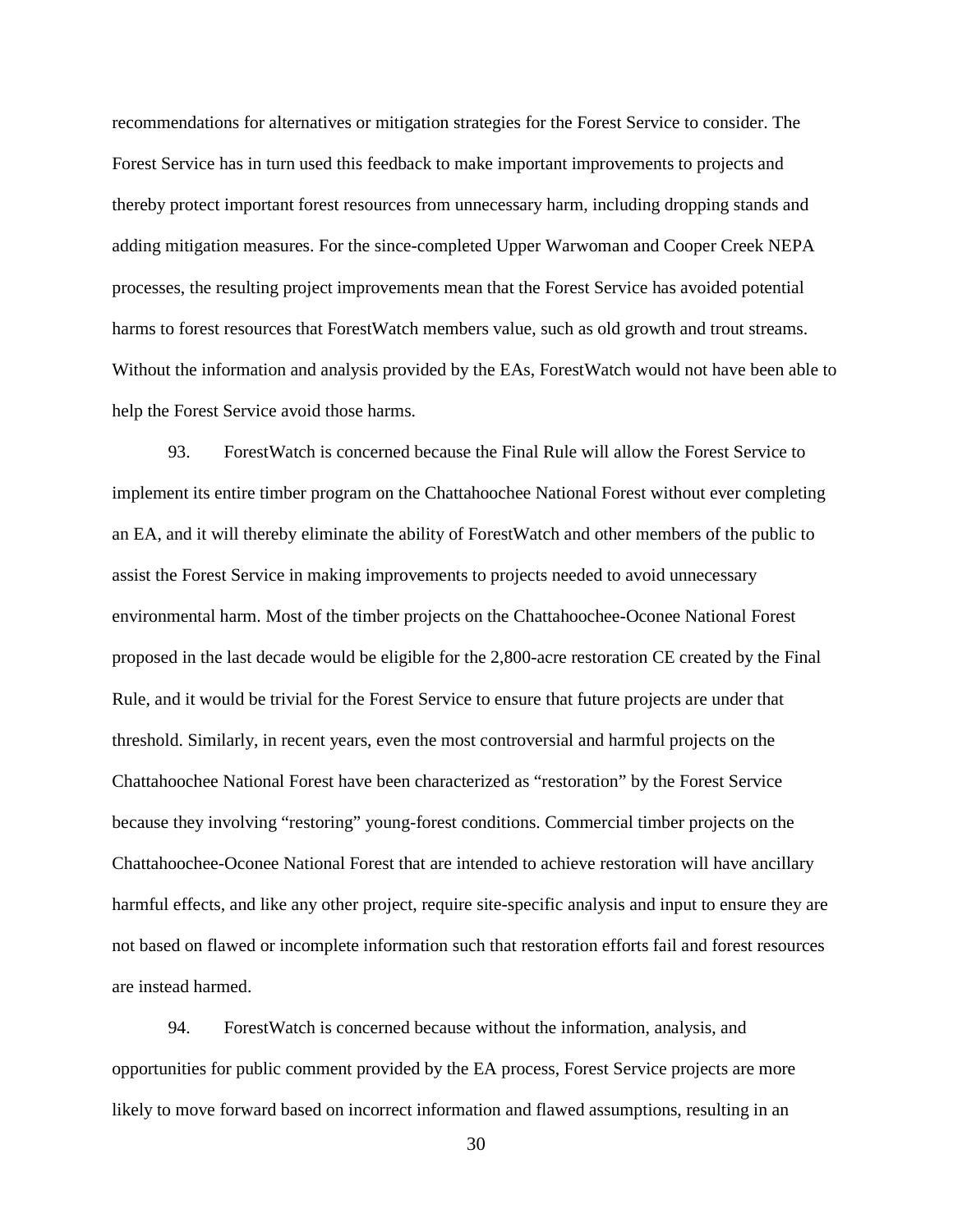recommendations for alternatives or mitigation strategies for the Forest Service to consider. The Forest Service has in turn used this feedback to make important improvements to projects and thereby protect important forest resources from unnecessary harm, including dropping stands and adding mitigation measures. For the since-completed Upper Warwoman and Cooper Creek NEPA processes, the resulting project improvements mean that the Forest Service has avoided potential harms to forest resources that ForestWatch members value, such as old growth and trout streams. Without the information and analysis provided by the EAs, ForestWatch would not have been able to help the Forest Service avoid those harms.

93. ForestWatch is concerned because the Final Rule will allow the Forest Service to implement its entire timber program on the Chattahoochee National Forest without ever completing an EA, and it will thereby eliminate the ability of ForestWatch and other members of the public to assist the Forest Service in making improvements to projects needed to avoid unnecessary environmental harm. Most of the timber projects on the Chattahoochee-Oconee National Forest proposed in the last decade would be eligible for the 2,800-acre restoration CE created by the Final Rule, and it would be trivial for the Forest Service to ensure that future projects are under that threshold. Similarly, in recent years, even the most controversial and harmful projects on the Chattahoochee National Forest have been characterized as "restoration" by the Forest Service because they involving "restoring" young-forest conditions. Commercial timber projects on the Chattahoochee-Oconee National Forest that are intended to achieve restoration will have ancillary harmful effects, and like any other project, require site-specific analysis and input to ensure they are not based on flawed or incomplete information such that restoration efforts fail and forest resources are instead harmed.

94. ForestWatch is concerned because without the information, analysis, and opportunities for public comment provided by the EA process, Forest Service projects are more likely to move forward based on incorrect information and flawed assumptions, resulting in an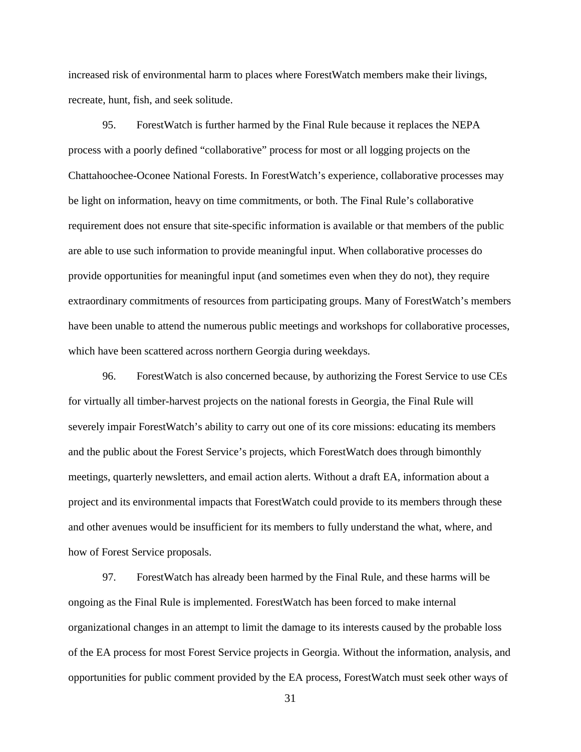increased risk of environmental harm to places where ForestWatch members make their livings, recreate, hunt, fish, and seek solitude.

95. ForestWatch is further harmed by the Final Rule because it replaces the NEPA process with a poorly defined "collaborative" process for most or all logging projects on the Chattahoochee-Oconee National Forests. In ForestWatch's experience, collaborative processes may be light on information, heavy on time commitments, or both. The Final Rule's collaborative requirement does not ensure that site-specific information is available or that members of the public are able to use such information to provide meaningful input. When collaborative processes do provide opportunities for meaningful input (and sometimes even when they do not), they require extraordinary commitments of resources from participating groups. Many of ForestWatch's members have been unable to attend the numerous public meetings and workshops for collaborative processes, which have been scattered across northern Georgia during weekdays.

96. ForestWatch is also concerned because, by authorizing the Forest Service to use CEs for virtually all timber-harvest projects on the national forests in Georgia, the Final Rule will severely impair ForestWatch's ability to carry out one of its core missions: educating its members and the public about the Forest Service's projects, which ForestWatch does through bimonthly meetings, quarterly newsletters, and email action alerts. Without a draft EA, information about a project and its environmental impacts that ForestWatch could provide to its members through these and other avenues would be insufficient for its members to fully understand the what, where, and how of Forest Service proposals.

97. ForestWatch has already been harmed by the Final Rule, and these harms will be ongoing as the Final Rule is implemented. ForestWatch has been forced to make internal organizational changes in an attempt to limit the damage to its interests caused by the probable loss of the EA process for most Forest Service projects in Georgia. Without the information, analysis, and opportunities for public comment provided by the EA process, ForestWatch must seek other ways of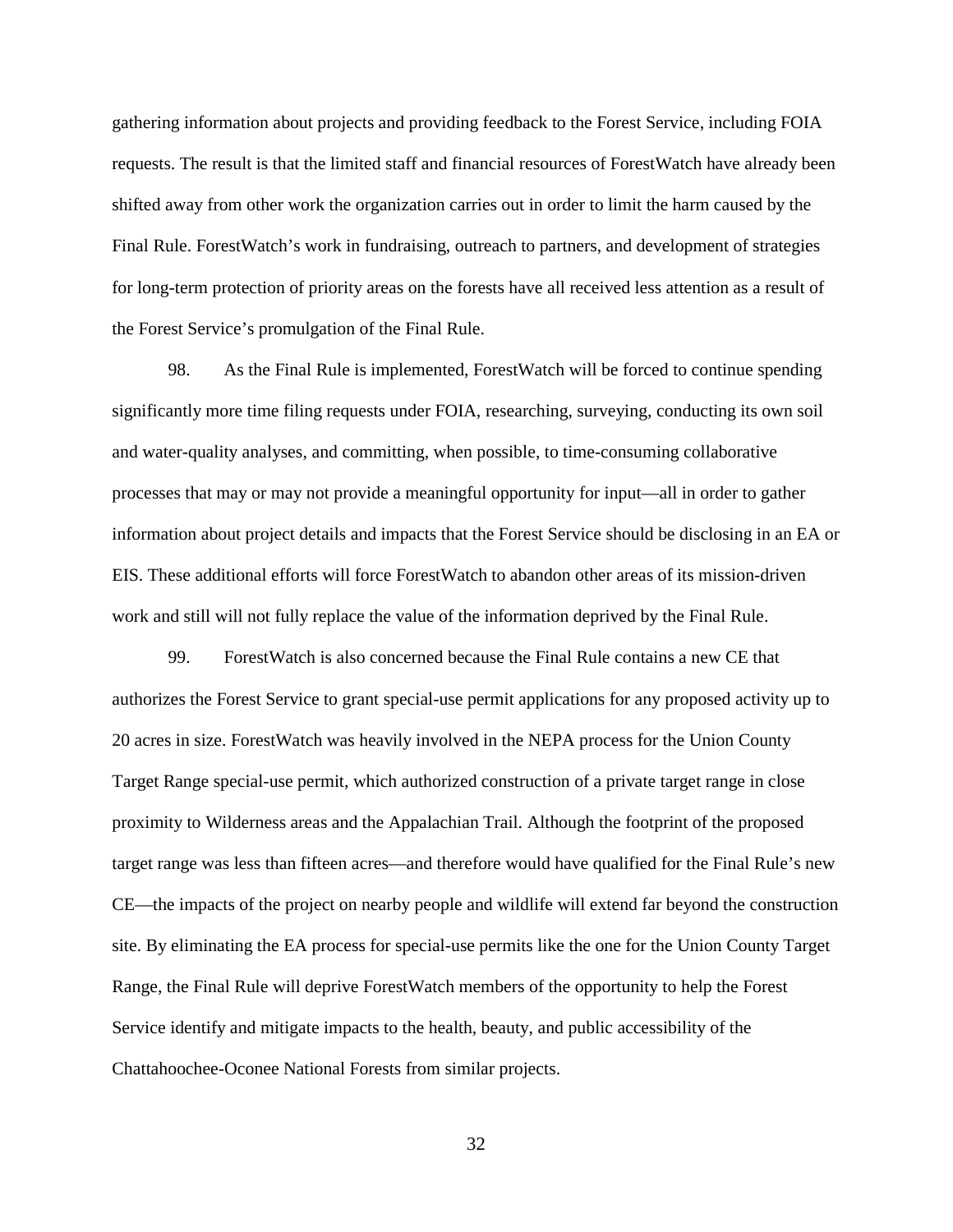gathering information about projects and providing feedback to the Forest Service, including FOIA requests. The result is that the limited staff and financial resources of ForestWatch have already been shifted away from other work the organization carries out in order to limit the harm caused by the Final Rule. ForestWatch's work in fundraising, outreach to partners, and development of strategies for long-term protection of priority areas on the forests have all received less attention as a result of the Forest Service's promulgation of the Final Rule.

98. As the Final Rule is implemented, ForestWatch will be forced to continue spending significantly more time filing requests under FOIA, researching, surveying, conducting its own soil and water-quality analyses, and committing, when possible, to time-consuming collaborative processes that may or may not provide a meaningful opportunity for input—all in order to gather information about project details and impacts that the Forest Service should be disclosing in an EA or EIS. These additional efforts will force ForestWatch to abandon other areas of its mission-driven work and still will not fully replace the value of the information deprived by the Final Rule.

99. ForestWatch is also concerned because the Final Rule contains a new CE that authorizes the Forest Service to grant special-use permit applications for any proposed activity up to 20 acres in size. ForestWatch was heavily involved in the NEPA process for the Union County Target Range special-use permit, which authorized construction of a private target range in close proximity to Wilderness areas and the Appalachian Trail. Although the footprint of the proposed target range was less than fifteen acres—and therefore would have qualified for the Final Rule's new CE—the impacts of the project on nearby people and wildlife will extend far beyond the construction site. By eliminating the EA process for special-use permits like the one for the Union County Target Range, the Final Rule will deprive ForestWatch members of the opportunity to help the Forest Service identify and mitigate impacts to the health, beauty, and public accessibility of the Chattahoochee-Oconee National Forests from similar projects.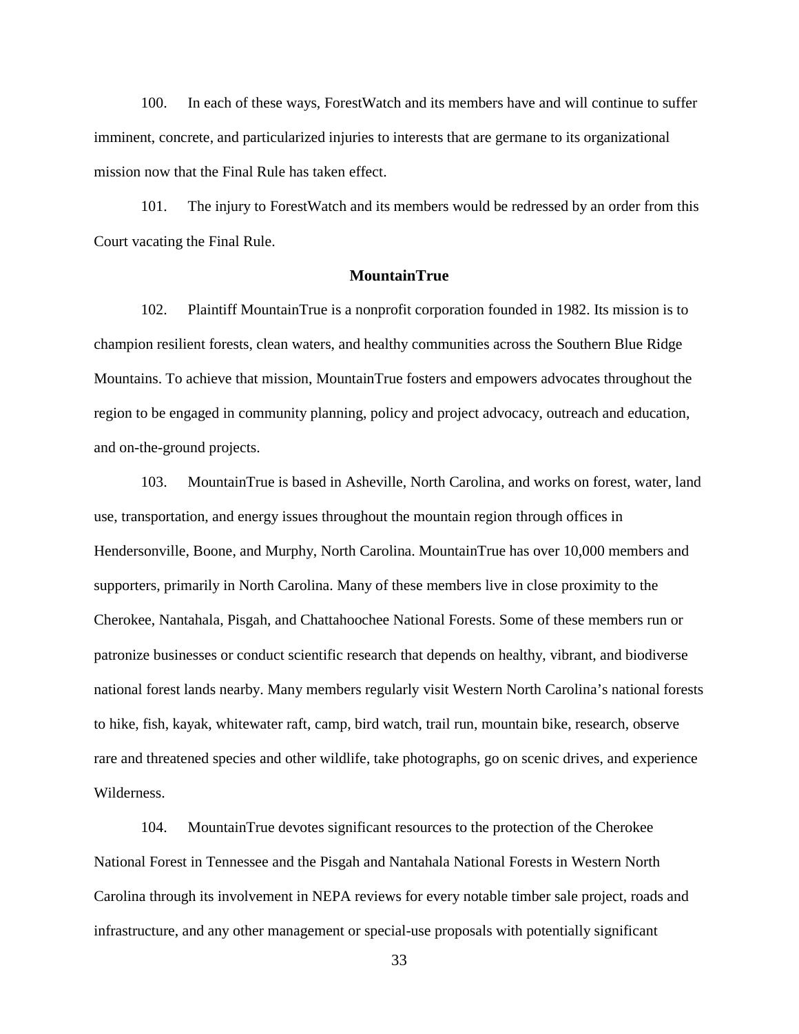100. In each of these ways, ForestWatch and its members have and will continue to suffer imminent, concrete, and particularized injuries to interests that are germane to its organizational mission now that the Final Rule has taken effect.

101. The injury to ForestWatch and its members would be redressed by an order from this Court vacating the Final Rule.

**MountainTrue**

102. Plaintiff MountainTrue is a nonprofit corporation founded in 1982. Its mission is to champion resilient forests, clean waters, and healthy communities across the Southern Blue Ridge Mountains. To achieve that mission, MountainTrue fosters and empowers advocates throughout the region to be engaged in community planning, policy and project advocacy, outreach and education, and on-the-ground projects.

103. MountainTrue is based in Asheville, North Carolina, and works on forest, water, land use, transportation, and energy issues throughout the mountain region through offices in Hendersonville, Boone, and Murphy, North Carolina. MountainTrue has over 10,000 members and supporters, primarily in North Carolina. Many of these members live in close proximity to the Cherokee, Nantahala, Pisgah, and Chattahoochee National Forests. Some of these members run or patronize businesses or conduct scientific research that depends on healthy, vibrant, and biodiverse national forest lands nearby. Many members regularly visit Western North Carolina's national forests to hike, fish, kayak, whitewater raft, camp, bird watch, trail run, mountain bike, research, observe rare and threatened species and other wildlife, take photographs, go on scenic drives, and experience Wilderness.

104. MountainTrue devotes significant resources to the protection of the Cherokee National Forest in Tennessee and the Pisgah and Nantahala National Forests in Western North Carolina through its involvement in NEPA reviews for every notable timber sale project, roads and infrastructure, and any other management or special-use proposals with potentially significant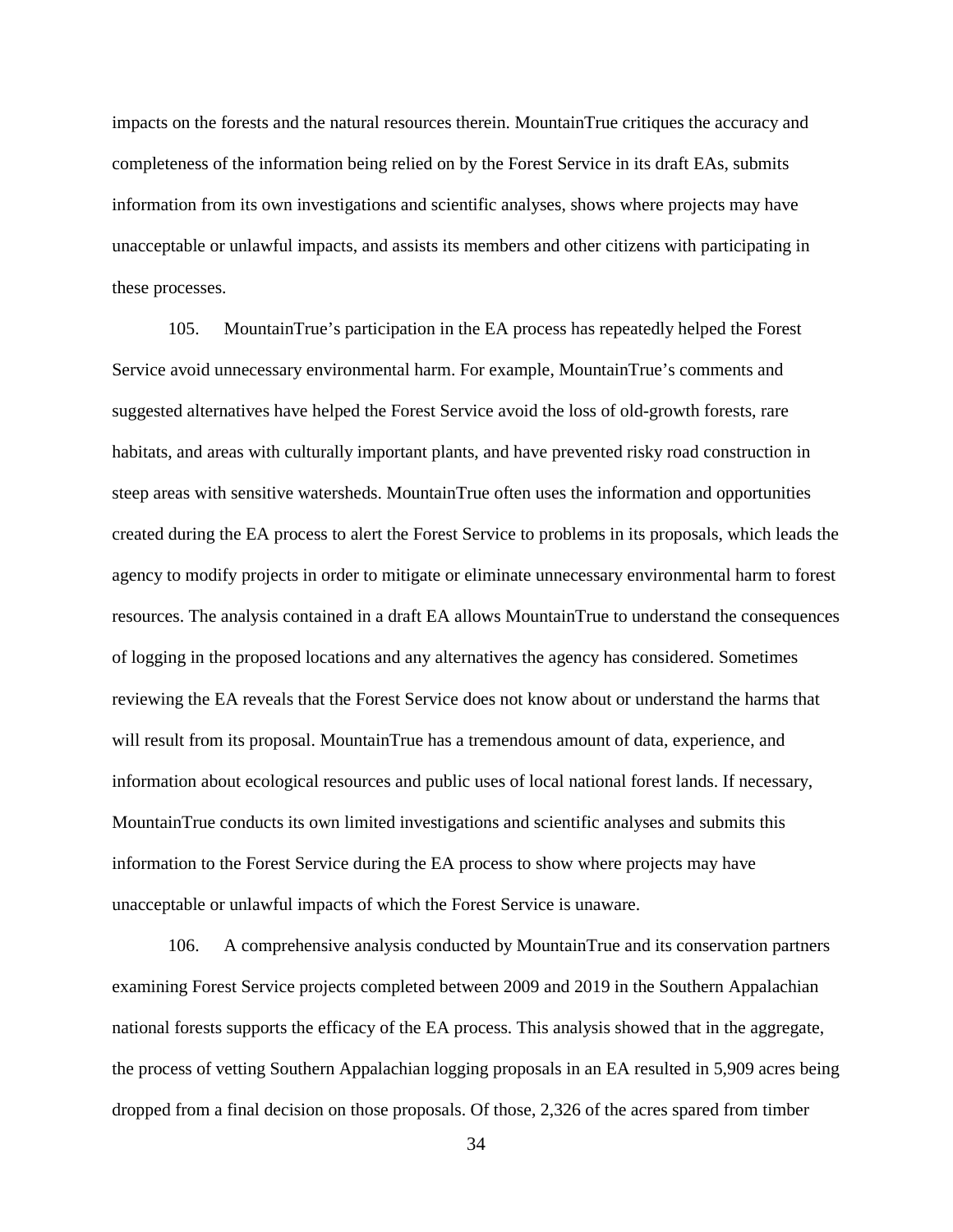impacts on the forests and the natural resources therein. MountainTrue critiques the accuracy and completeness of the information being relied on by the Forest Service in its draft EAs, submits information from its own investigations and scientific analyses, shows where projects may have unacceptable or unlawful impacts, and assists its members and other citizens with participating in these processes.

105. MountainTrue's participation in the EA process has repeatedly helped the Forest Service avoid unnecessary environmental harm. For example, MountainTrue's comments and suggested alternatives have helped the Forest Service avoid the loss of old-growth forests, rare habitats, and areas with culturally important plants, and have prevented risky road construction in steep areas with sensitive watersheds. MountainTrue often uses the information and opportunities created during the EA process to alert the Forest Service to problems in its proposals, which leads the agency to modify projects in order to mitigate or eliminate unnecessary environmental harm to forest resources. The analysis contained in a draft EA allows MountainTrue to understand the consequences of logging in the proposed locations and any alternatives the agency has considered. Sometimes reviewing the EA reveals that the Forest Service does not know about or understand the harms that will result from its proposal. MountainTrue has a tremendous amount of data, experience, and information about ecological resources and public uses of local national forest lands. If necessary, MountainTrue conducts its own limited investigations and scientific analyses and submits this information to the Forest Service during the EA process to show where projects may have unacceptable or unlawful impacts of which the Forest Service is unaware.

106. A comprehensive analysis conducted by MountainTrue and its conservation partners examining Forest Service projects completed between 2009 and 2019 in the Southern Appalachian national forests supports the efficacy of the EA process. This analysis showed that in the aggregate, the process of vetting Southern Appalachian logging proposals in an EA resulted in 5,909 acres being dropped from a final decision on those proposals. Of those, 2,326 of the acres spared from timber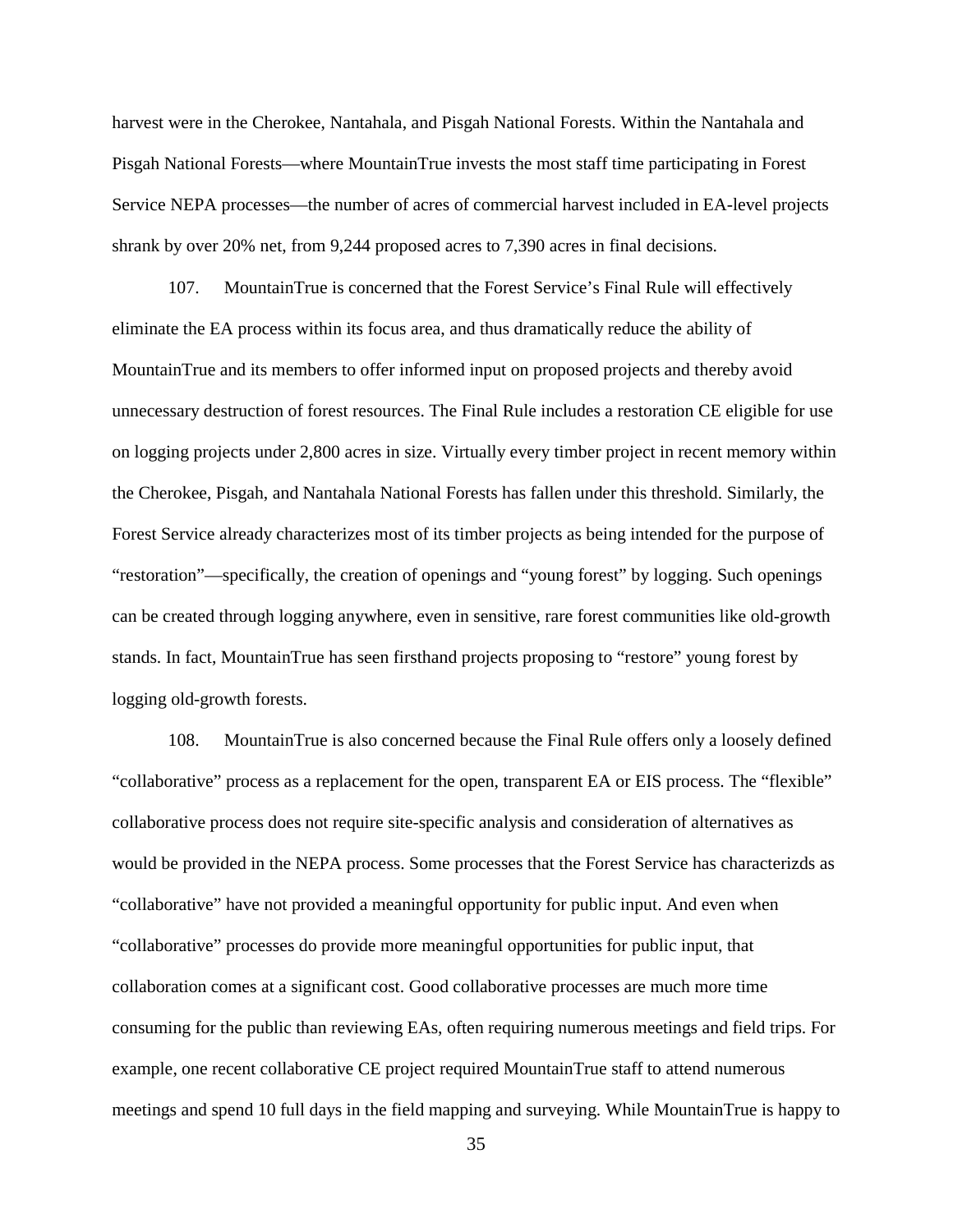harvest were in the Cherokee, Nantahala, and Pisgah National Forests. Within the Nantahala and Pisgah National Forests—where MountainTrue invests the most staff time participating in Forest Service NEPA processes—the number of acres of commercial harvest included in EA-level projects shrank by over 20% net, from 9,244 proposed acres to 7,390 acres in final decisions.

107. MountainTrue is concerned that the Forest Service's Final Rule will effectively eliminate the EA process within its focus area, and thus dramatically reduce the ability of MountainTrue and its members to offer informed input on proposed projects and thereby avoid unnecessary destruction of forest resources. The Final Rule includes a restoration CE eligible for use on logging projects under 2,800 acres in size. Virtually every timber project in recent memory within the Cherokee, Pisgah, and Nantahala National Forests has fallen under this threshold. Similarly, the Forest Service already characterizes most of its timber projects as being intended for the purpose of "restoration"—specifically, the creation of openings and "young forest" by logging. Such openings can be created through logging anywhere, even in sensitive, rare forest communities like old-growth stands. In fact, MountainTrue has seen firsthand projects proposing to "restore" young forest by logging old-growth forests.

108. MountainTrue is also concerned because the Final Rule offers only a loosely defined "collaborative" process as a replacement for the open, transparent EA or EIS process. The "flexible" collaborative process does not require site-specific analysis and consideration of alternatives as would be provided in the NEPA process. Some processes that the Forest Service has characterizds as "collaborative" have not provided a meaningful opportunity for public input. And even when "collaborative" processes do provide more meaningful opportunities for public input, that collaboration comes at a significant cost. Good collaborative processes are much more time consuming for the public than reviewing EAs, often requiring numerous meetings and field trips. For example, one recent collaborative CE project required MountainTrue staff to attend numerous meetings and spend 10 full days in the field mapping and surveying. While MountainTrue is happy to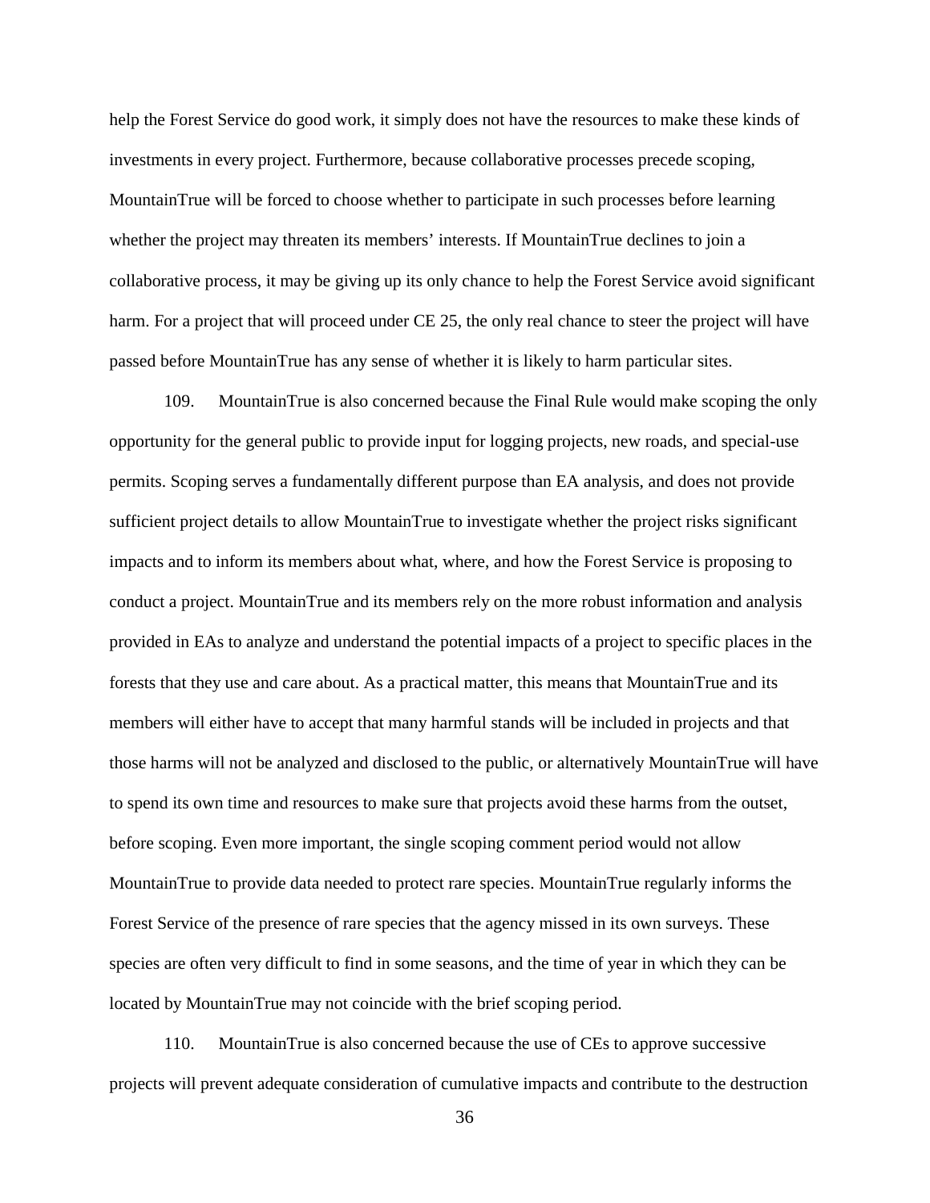help the Forest Service do good work, it simply does not have the resources to make these kinds of investments in every project. Furthermore, because collaborative processes precede scoping, MountainTrue will be forced to choose whether to participate in such processes before learning whether the project may threaten its members' interests. If MountainTrue declines to join a collaborative process, it may be giving up its only chance to help the Forest Service avoid significant harm. For a project that will proceed under CE 25, the only real chance to steer the project will have passed before MountainTrue has any sense of whether it is likely to harm particular sites.

109. MountainTrue is also concerned because the Final Rule would make scoping the only opportunity for the general public to provide input for logging projects, new roads, and special-use permits. Scoping serves a fundamentally different purpose than EA analysis, and does not provide sufficient project details to allow MountainTrue to investigate whether the project risks significant impacts and to inform its members about what, where, and how the Forest Service is proposing to conduct a project. MountainTrue and its members rely on the more robust information and analysis provided in EAs to analyze and understand the potential impacts of a project to specific places in the forests that they use and care about. As a practical matter, this means that MountainTrue and its members will either have to accept that many harmful stands will be included in projects and that those harms will not be analyzed and disclosed to the public, or alternatively MountainTrue will have to spend its own time and resources to make sure that projects avoid these harms from the outset, before scoping. Even more important, the single scoping comment period would not allow MountainTrue to provide data needed to protect rare species. MountainTrue regularly informs the Forest Service of the presence of rare species that the agency missed in its own surveys. These species are often very difficult to find in some seasons, and the time of year in which they can be located by MountainTrue may not coincide with the brief scoping period.

110. MountainTrue is also concerned because the use of CEs to approve successive projects will prevent adequate consideration of cumulative impacts and contribute to the destruction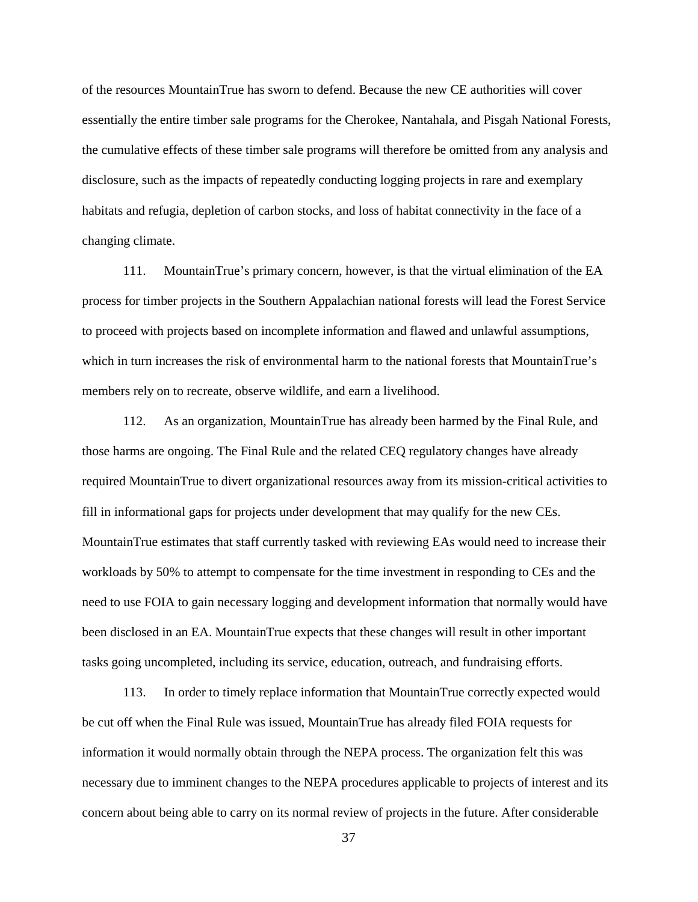of the resources MountainTrue has sworn to defend. Because the new CE authorities will cover essentially the entire timber sale programs for the Cherokee, Nantahala, and Pisgah National Forests, the cumulative effects of these timber sale programs will therefore be omitted from any analysis and disclosure, such as the impacts of repeatedly conducting logging projects in rare and exemplary habitats and refugia, depletion of carbon stocks, and loss of habitat connectivity in the face of a changing climate.

111. MountainTrue's primary concern, however, is that the virtual elimination of the EA process for timber projects in the Southern Appalachian national forests will lead the Forest Service to proceed with projects based on incomplete information and flawed and unlawful assumptions, which in turn increases the risk of environmental harm to the national forests that MountainTrue's members rely on to recreate, observe wildlife, and earn a livelihood.

112. As an organization, MountainTrue has already been harmed by the Final Rule, and those harms are ongoing. The Final Rule and the related CEQ regulatory changes have already required MountainTrue to divert organizational resources away from its mission-critical activities to fill in informational gaps for projects under development that may qualify for the new CEs. MountainTrue estimates that staff currently tasked with reviewing EAs would need to increase their workloads by 50% to attempt to compensate for the time investment in responding to CEs and the need to use FOIA to gain necessary logging and development information that normally would have been disclosed in an EA. MountainTrue expects that these changes will result in other important tasks going uncompleted, including its service, education, outreach, and fundraising efforts.

113. In order to timely replace information that MountainTrue correctly expected would be cut off when the Final Rule was issued, MountainTrue has already filed FOIA requests for information it would normally obtain through the NEPA process. The organization felt this was necessary due to imminent changes to the NEPA procedures applicable to projects of interest and its concern about being able to carry on its normal review of projects in the future. After considerable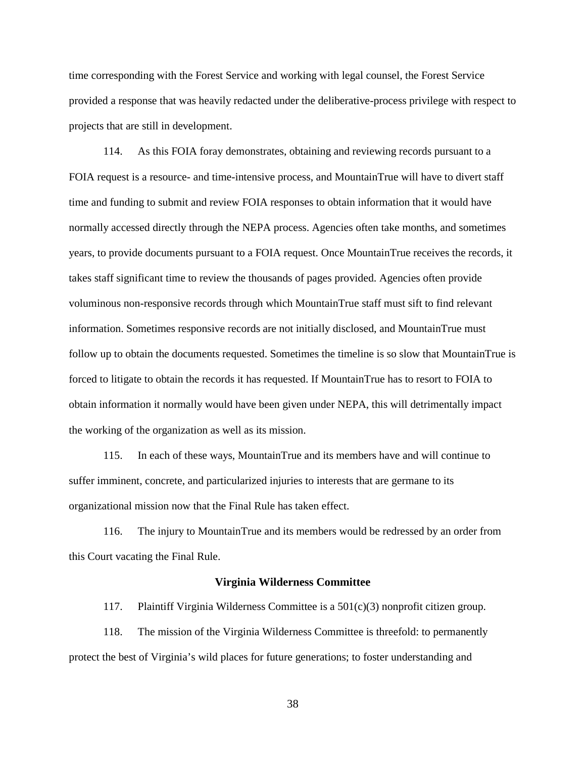time corresponding with the Forest Service and working with legal counsel, the Forest Service provided a response that was heavily redacted under the deliberative-process privilege with respect to projects that are still in development.

114. As this FOIA foray demonstrates, obtaining and reviewing records pursuant to a FOIA request is a resource- and time-intensive process, and MountainTrue will have to divert staff time and funding to submit and review FOIA responses to obtain information that it would have normally accessed directly through the NEPA process. Agencies often take months, and sometimes years, to provide documents pursuant to a FOIA request. Once MountainTrue receives the records, it takes staff significant time to review the thousands of pages provided. Agencies often provide voluminous non-responsive records through which MountainTrue staff must sift to find relevant information. Sometimes responsive records are not initially disclosed, and MountainTrue must follow up to obtain the documents requested. Sometimes the timeline is so slow that MountainTrue is forced to litigate to obtain the records it has requested. If MountainTrue has to resort to FOIA to obtain information it normally would have been given under NEPA, this will detrimentally impact the working of the organization as well as its mission.

115. In each of these ways, MountainTrue and its members have and will continue to suffer imminent, concrete, and particularized injuries to interests that are germane to its organizational mission now that the Final Rule has taken effect.

116. The injury to MountainTrue and its members would be redressed by an order from this Court vacating the Final Rule.

**Virginia Wilderness Committee**

117. Plaintiff Virginia Wilderness Committee is a 501(c)(3) nonprofit citizen group.

118. The mission of the Virginia Wilderness Committee is threefold: to permanently protect the best of Virginia's wild places for future generations; to foster understanding and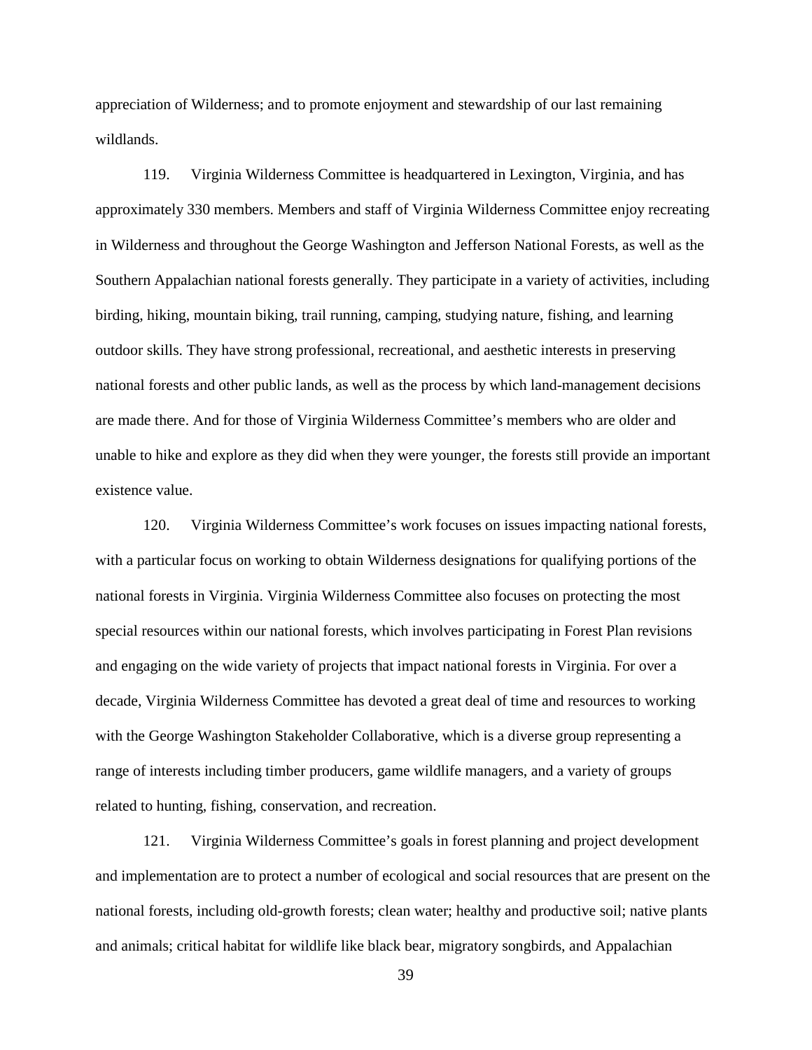appreciation of Wilderness; and to promote enjoyment and stewardship of our last remaining wildlands.

119. Virginia Wilderness Committee is headquartered in Lexington, Virginia, and has approximately 330 members. Members and staff of Virginia Wilderness Committee enjoy recreating in Wilderness and throughout the George Washington and Jefferson National Forests, as well as the Southern Appalachian national forests generally. They participate in a variety of activities, including birding, hiking, mountain biking, trail running, camping, studying nature, fishing, and learning outdoor skills. They have strong professional, recreational, and aesthetic interests in preserving national forests and other public lands, as well as the process by which land-management decisions are made there. And for those of Virginia Wilderness Committee's members who are older and unable to hike and explore as they did when they were younger, the forests still provide an important existence value.

120. Virginia Wilderness Committee's work focuses on issues impacting national forests, with a particular focus on working to obtain Wilderness designations for qualifying portions of the national forests in Virginia. Virginia Wilderness Committee also focuses on protecting the most special resources within our national forests, which involves participating in Forest Plan revisions and engaging on the wide variety of projects that impact national forests in Virginia. For over a decade, Virginia Wilderness Committee has devoted a great deal of time and resources to working with the George Washington Stakeholder Collaborative, which is a diverse group representing a range of interests including timber producers, game wildlife managers, and a variety of groups related to hunting, fishing, conservation, and recreation.

121. Virginia Wilderness Committee's goals in forest planning and project development and implementation are to protect a number of ecological and social resources that are present on the national forests, including old-growth forests; clean water; healthy and productive soil; native plants and animals; critical habitat for wildlife like black bear, migratory songbirds, and Appalachian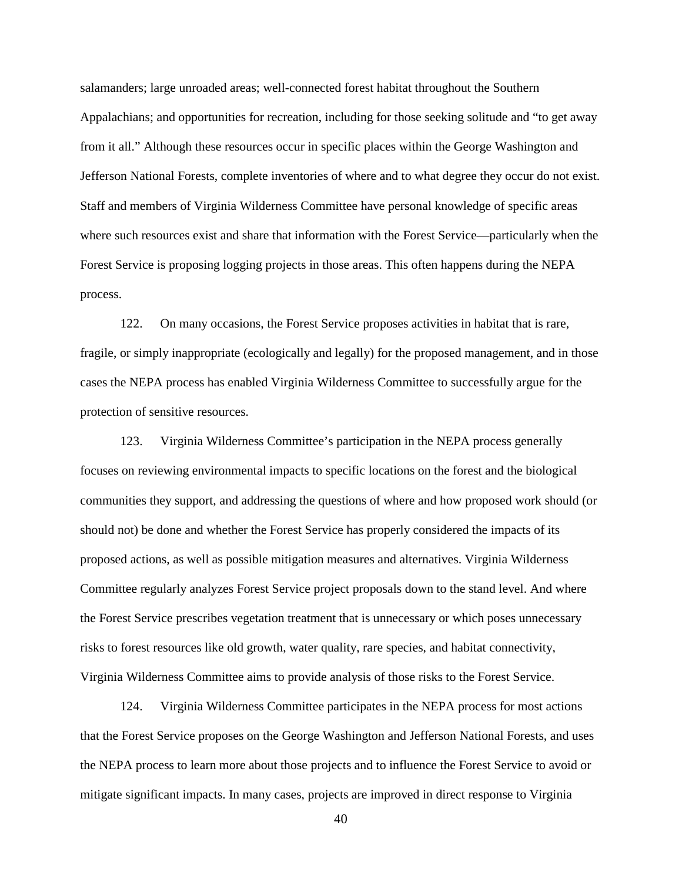salamanders; large unroaded areas; well-connected forest habitat throughout the Southern Appalachians; and opportunities for recreation, including for those seeking solitude and "to get away from it all." Although these resources occur in specific places within the George Washington and Jefferson National Forests, complete inventories of where and to what degree they occur do not exist. Staff and members of Virginia Wilderness Committee have personal knowledge of specific areas where such resources exist and share that information with the Forest Service—particularly when the Forest Service is proposing logging projects in those areas. This often happens during the NEPA process.

122. On many occasions, the Forest Service proposes activities in habitat that is rare, fragile, or simply inappropriate (ecologically and legally) for the proposed management, and in those cases the NEPA process has enabled Virginia Wilderness Committee to successfully argue for the protection of sensitive resources.

123. Virginia Wilderness Committee's participation in the NEPA process generally focuses on reviewing environmental impacts to specific locations on the forest and the biological communities they support, and addressing the questions of where and how proposed work should (or should not) be done and whether the Forest Service has properly considered the impacts of its proposed actions, as well as possible mitigation measures and alternatives. Virginia Wilderness Committee regularly analyzes Forest Service project proposals down to the stand level. And where the Forest Service prescribes vegetation treatment that is unnecessary or which poses unnecessary risks to forest resources like old growth, water quality, rare species, and habitat connectivity, Virginia Wilderness Committee aims to provide analysis of those risks to the Forest Service.

124. Virginia Wilderness Committee participates in the NEPA process for most actions that the Forest Service proposes on the George Washington and Jefferson National Forests, and uses the NEPA process to learn more about those projects and to influence the Forest Service to avoid or mitigate significant impacts. In many cases, projects are improved in direct response to Virginia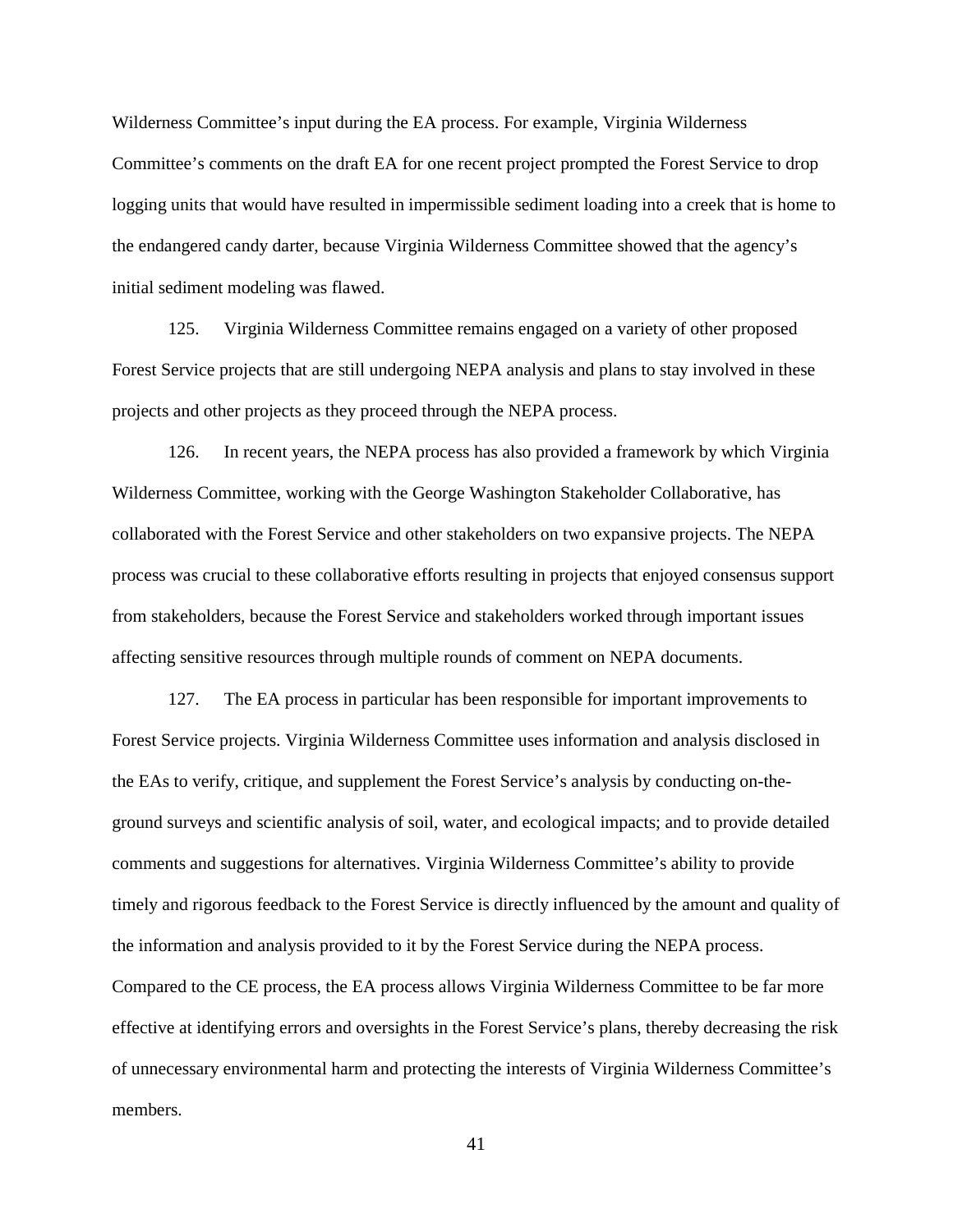Wilderness Committee's input during the EA process. For example, Virginia Wilderness Committee's comments on the draft EA for one recent project prompted the Forest Service to drop logging units that would have resulted in impermissible sediment loading into a creek that is home to the endangered candy darter, because Virginia Wilderness Committee showed that the agency's initial sediment modeling was flawed.

125. Virginia Wilderness Committee remains engaged on a variety of other proposed Forest Service projects that are still undergoing NEPA analysis and plans to stay involved in these projects and other projects as they proceed through the NEPA process.

126. In recent years, the NEPA process has also provided a framework by which Virginia Wilderness Committee, working with the George Washington Stakeholder Collaborative, has collaborated with the Forest Service and other stakeholders on two expansive projects. The NEPA process was crucial to these collaborative efforts resulting in projects that enjoyed consensus support from stakeholders, because the Forest Service and stakeholders worked through important issues affecting sensitive resources through multiple rounds of comment on NEPA documents.

127. The EA process in particular has been responsible for important improvements to Forest Service projects. Virginia Wilderness Committee uses information and analysis disclosed in the EAs to verify, critique, and supplement the Forest Service's analysis by conducting on-the-ground surveys and scientific analysis of soil, water, and ecological impacts; and to provide detailed comments and suggestions for alternatives. Virginia Wilderness Committee's ability to provide timely and rigorous feedback to the Forest Service is directly influenced by the amount and quality of the information and analysis provided to it by the Forest Service during the NEPA process. Compared to the CE process, the EA process allows Virginia Wilderness Committee to be far more effective at identifying errors and oversights in the Forest Service's plans, thereby decreasing the risk of unnecessary environmental harm and protecting the interests of Virginia Wilderness Committee's members.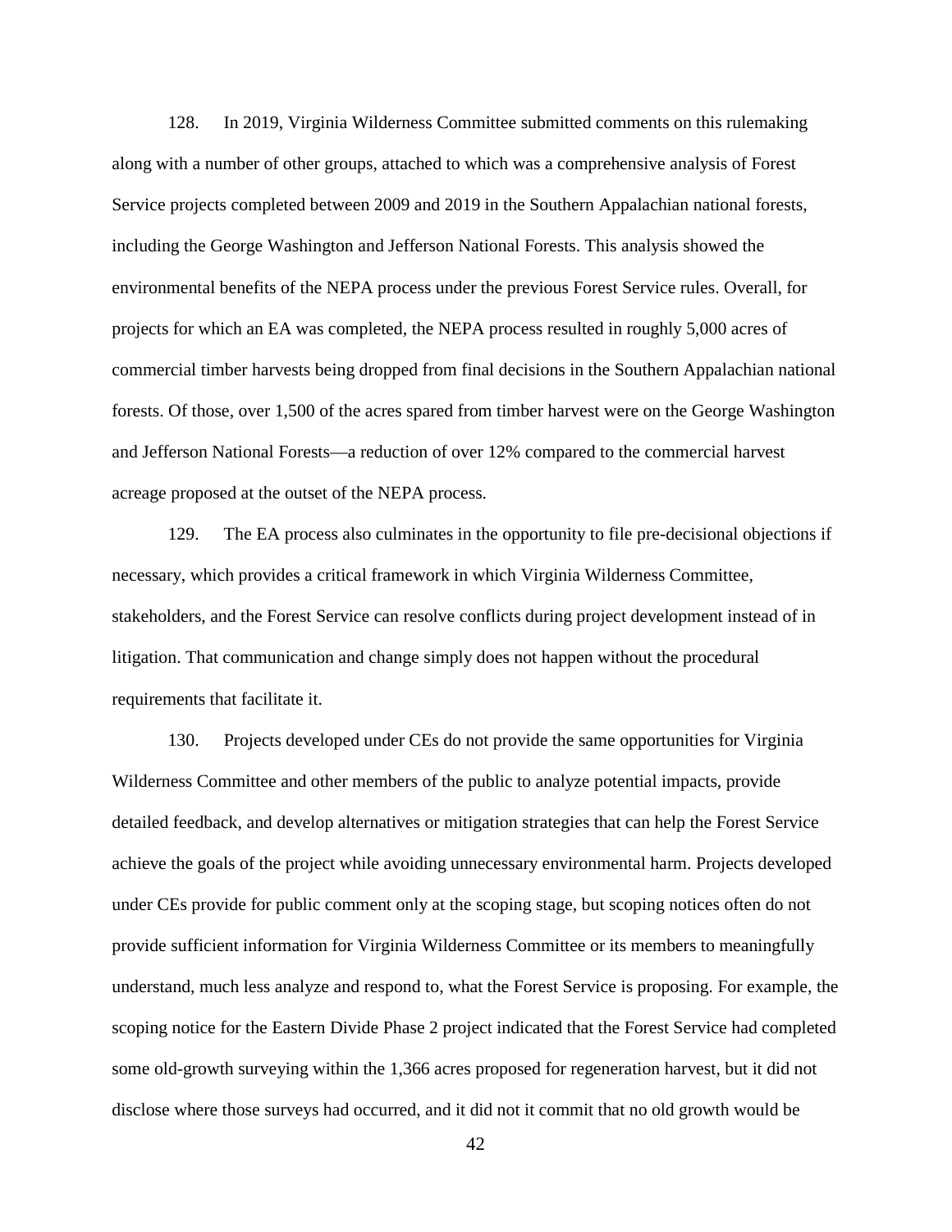128. In 2019, Virginia Wilderness Committee submitted comments on this rulemaking along with a number of other groups, attached to which was a comprehensive analysis of Forest Service projects completed between 2009 and 2019 in the Southern Appalachian national forests, including the George Washington and Jefferson National Forests. This analysis showed the environmental benefits of the NEPA process under the previous Forest Service rules. Overall, for projects for which an EA was completed, the NEPA process resulted in roughly 5,000 acres of commercial timber harvests being dropped from final decisions in the Southern Appalachian national forests. Of those, over 1,500 of the acres spared from timber harvest were on the George Washington and Jefferson National Forests—a reduction of over 12% compared to the commercial harvest acreage proposed at the outset of the NEPA process.

129. The EA process also culminates in the opportunity to file pre-decisional objections if necessary, which provides a critical framework in which Virginia Wilderness Committee, stakeholders, and the Forest Service can resolve conflicts during project development instead of in litigation. That communication and change simply does not happen without the procedural requirements that facilitate it.

130. Projects developed under CEs do not provide the same opportunities for Virginia Wilderness Committee and other members of the public to analyze potential impacts, provide detailed feedback, and develop alternatives or mitigation strategies that can help the Forest Service achieve the goals of the project while avoiding unnecessary environmental harm. Projects developed under CEs provide for public comment only at the scoping stage, but scoping notices often do not provide sufficient information for Virginia Wilderness Committee or its members to meaningfully understand, much less analyze and respond to, what the Forest Service is proposing. For example, the scoping notice for the Eastern Divide Phase 2 project indicated that the Forest Service had completed some old-growth surveying within the 1,366 acres proposed for regeneration harvest, but it did not disclose where those surveys had occurred, and it did not it commit that no old growth would be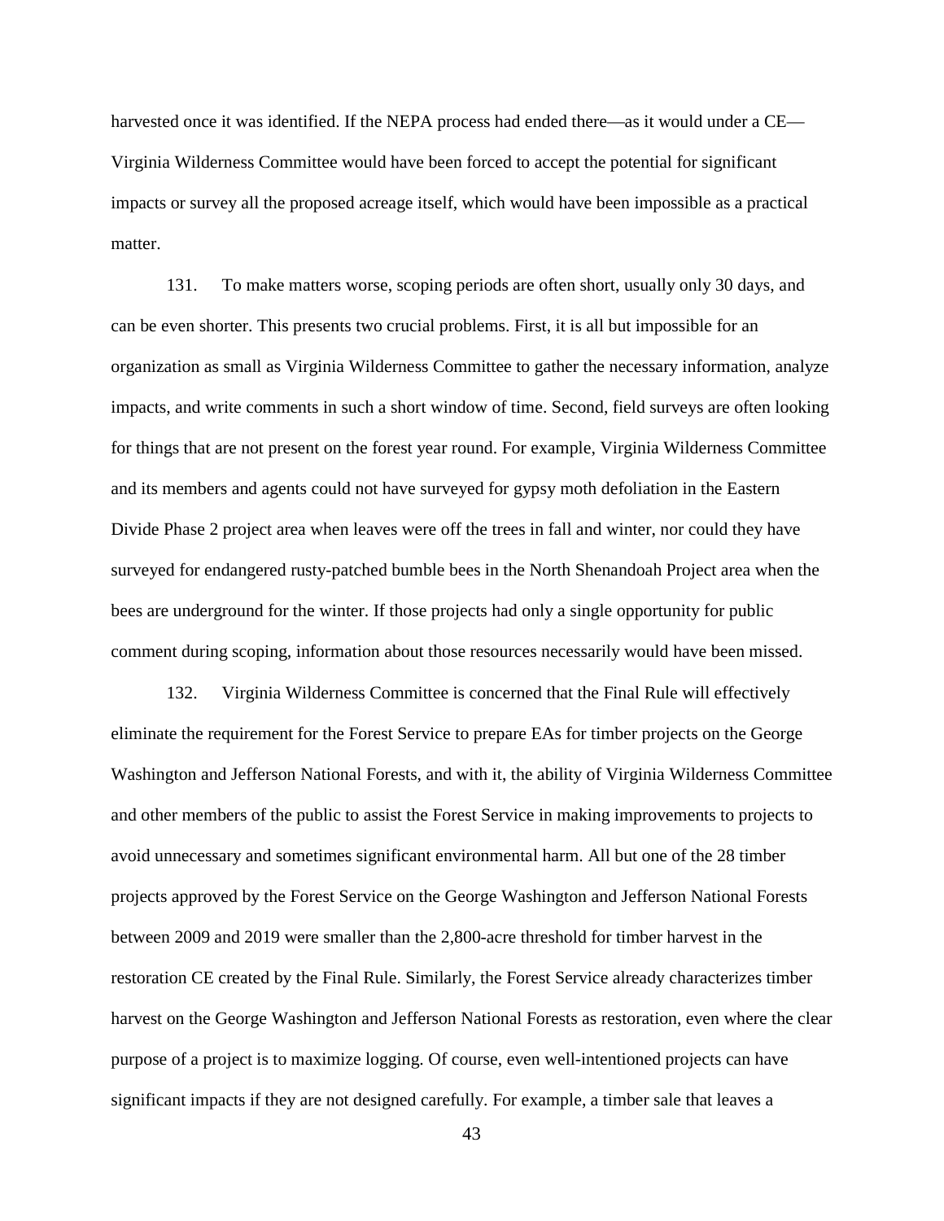harvested once it was identified. If the NEPA process had ended there—as it would under a CE—Virginia Wilderness Committee would have been forced to accept the potential for significant impacts or survey all the proposed acreage itself, which would have been impossible as a practical matter.

131. To make matters worse, scoping periods are often short, usually only 30 days, and can be even shorter. This presents two crucial problems. First, it is all but impossible for an organization as small as Virginia Wilderness Committee to gather the necessary information, analyze impacts, and write comments in such a short window of time. Second, field surveys are often looking for things that are not present on the forest year round. For example, Virginia Wilderness Committee and its members and agents could not have surveyed for gypsy moth defoliation in the Eastern Divide Phase 2 project area when leaves were off the trees in fall and winter, nor could they have surveyed for endangered rusty-patched bumble bees in the North Shenandoah Project area when the bees are underground for the winter. If those projects had only a single opportunity for public comment during scoping, information about those resources necessarily would have been missed.

132. Virginia Wilderness Committee is concerned that the Final Rule will effectively eliminate the requirement for the Forest Service to prepare EAs for timber projects on the George Washington and Jefferson National Forests, and with it, the ability of Virginia Wilderness Committee and other members of the public to assist the Forest Service in making improvements to projects to avoid unnecessary and sometimes significant environmental harm. All but one of the 28 timber projects approved by the Forest Service on the George Washington and Jefferson National Forests between 2009 and 2019 were smaller than the 2,800-acre threshold for timber harvest in the restoration CE created by the Final Rule. Similarly, the Forest Service already characterizes timber harvest on the George Washington and Jefferson National Forests as restoration, even where the clear purpose of a project is to maximize logging. Of course, even well-intentioned projects can have significant impacts if they are not designed carefully. For example, a timber sale that leaves a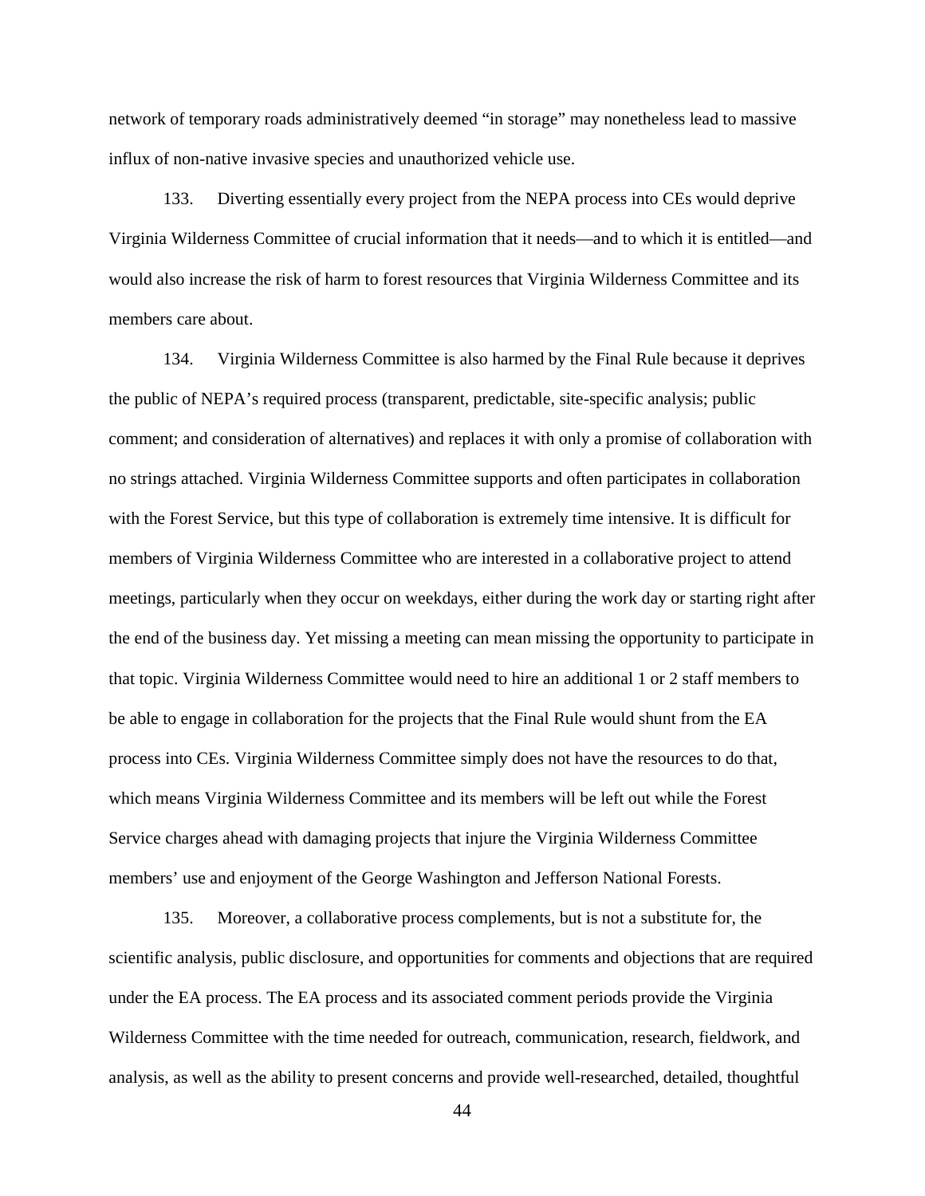network of temporary roads administratively deemed "in storage" may nonetheless lead to massive influx of non-native invasive species and unauthorized vehicle use.

133. Diverting essentially every project from the NEPA process into CEs would deprive Virginia Wilderness Committee of crucial information that it needs—and to which it is entitled—and would also increase the risk of harm to forest resources that Virginia Wilderness Committee and its members care about.

134. Virginia Wilderness Committee is also harmed by the Final Rule because it deprives the public of NEPA's required process (transparent, predictable, site-specific analysis; public comment; and consideration of alternatives) and replaces it with only a promise of collaboration with no strings attached. Virginia Wilderness Committee supports and often participates in collaboration with the Forest Service, but this type of collaboration is extremely time intensive. It is difficult for members of Virginia Wilderness Committee who are interested in a collaborative project to attend meetings, particularly when they occur on weekdays, either during the work day or starting right after the end of the business day. Yet missing a meeting can mean missing the opportunity to participate in that topic. Virginia Wilderness Committee would need to hire an additional 1 or 2 staff members to be able to engage in collaboration for the projects that the Final Rule would shunt from the EA process into CEs. Virginia Wilderness Committee simply does not have the resources to do that, which means Virginia Wilderness Committee and its members will be left out while the Forest Service charges ahead with damaging projects that injure the Virginia Wilderness Committee members' use and enjoyment of the George Washington and Jefferson National Forests.

135. Moreover, a collaborative process complements, but is not a substitute for, the scientific analysis, public disclosure, and opportunities for comments and objections that are required under the EA process. The EA process and its associated comment periods provide the Virginia Wilderness Committee with the time needed for outreach, communication, research, fieldwork, and analysis, as well as the ability to present concerns and provide well-researched, detailed, thoughtful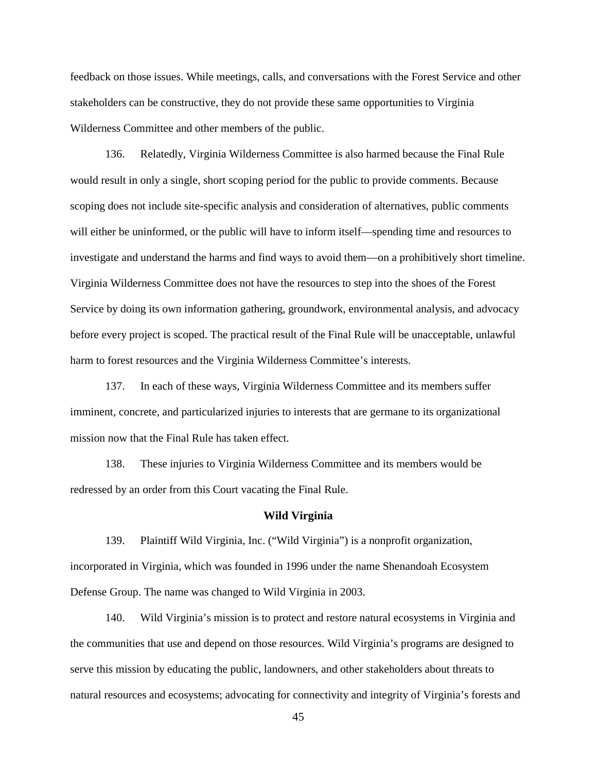feedback on those issues. While meetings, calls, and conversations with the Forest Service and other stakeholders can be constructive, they do not provide these same opportunities to Virginia Wilderness Committee and other members of the public.

136. Relatedly, Virginia Wilderness Committee is also harmed because the Final Rule would result in only a single, short scoping period for the public to provide comments. Because scoping does not include site-specific analysis and consideration of alternatives, public comments will either be uninformed, or the public will have to inform itself—spending time and resources to investigate and understand the harms and find ways to avoid them—on a prohibitively short timeline. Virginia Wilderness Committee does not have the resources to step into the shoes of the Forest Service by doing its own information gathering, groundwork, environmental analysis, and advocacy before every project is scoped. The practical result of the Final Rule will be unacceptable, unlawful harm to forest resources and the Virginia Wilderness Committee's interests.

137. In each of these ways, Virginia Wilderness Committee and its members suffer imminent, concrete, and particularized injuries to interests that are germane to its organizational mission now that the Final Rule has taken effect.

138. These injuries to Virginia Wilderness Committee and its members would be redressed by an order from this Court vacating the Final Rule.

**Wild Virginia**

139. Plaintiff Wild Virginia, Inc. ("Wild Virginia") is a nonprofit organization, incorporated in Virginia, which was founded in 1996 under the name Shenandoah Ecosystem Defense Group. The name was changed to Wild Virginia in 2003.

140. Wild Virginia's mission is to protect and restore natural ecosystems in Virginia and the communities that use and depend on those resources. Wild Virginia's programs are designed to serve this mission by educating the public, landowners, and other stakeholders about threats to natural resources and ecosystems; advocating for connectivity and integrity of Virginia's forests and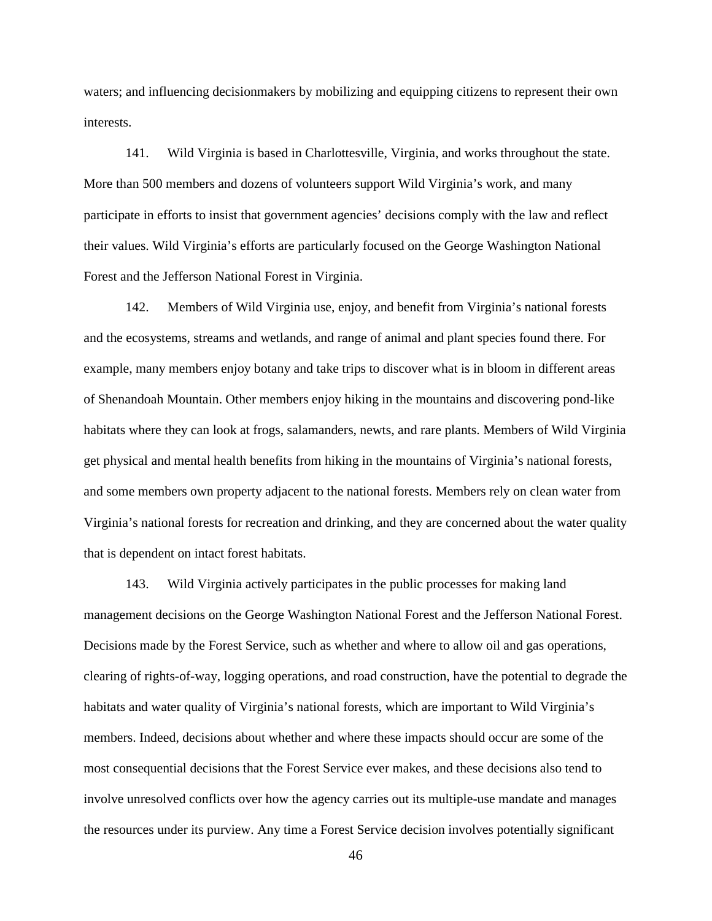waters; and influencing decisionmakers by mobilizing and equipping citizens to represent their own interests.

141. Wild Virginia is based in Charlottesville, Virginia, and works throughout the state. More than 500 members and dozens of volunteers support Wild Virginia's work, and many participate in efforts to insist that government agencies' decisions comply with the law and reflect their values. Wild Virginia's efforts are particularly focused on the George Washington National Forest and the Jefferson National Forest in Virginia.

142. Members of Wild Virginia use, enjoy, and benefit from Virginia's national forests and the ecosystems, streams and wetlands, and range of animal and plant species found there. For example, many members enjoy botany and take trips to discover what is in bloom in different areas of Shenandoah Mountain. Other members enjoy hiking in the mountains and discovering pond-like habitats where they can look at frogs, salamanders, newts, and rare plants. Members of Wild Virginia get physical and mental health benefits from hiking in the mountains of Virginia's national forests, and some members own property adjacent to the national forests. Members rely on clean water from Virginia's national forests for recreation and drinking, and they are concerned about the water quality that is dependent on intact forest habitats.

143. Wild Virginia actively participates in the public processes for making land management decisions on the George Washington National Forest and the Jefferson National Forest. Decisions made by the Forest Service, such as whether and where to allow oil and gas operations, clearing of rights-of-way, logging operations, and road construction, have the potential to degrade the habitats and water quality of Virginia's national forests, which are important to Wild Virginia's members. Indeed, decisions about whether and where these impacts should occur are some of the most consequential decisions that the Forest Service ever makes, and these decisions also tend to involve unresolved conflicts over how the agency carries out its multiple-use mandate and manages the resources under its purview. Any time a Forest Service decision involves potentially significant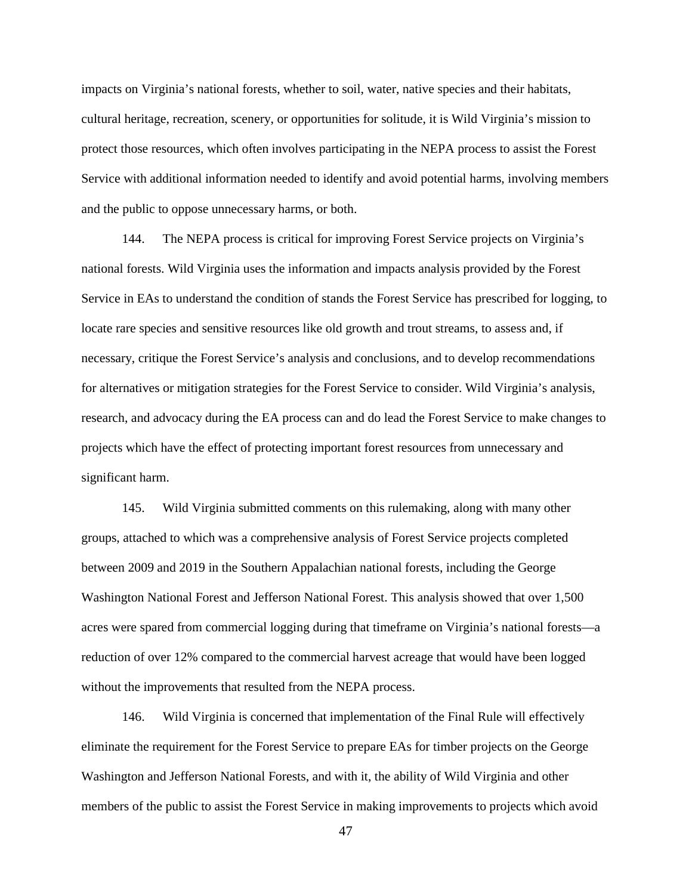impacts on Virginia's national forests, whether to soil, water, native species and their habitats, cultural heritage, recreation, scenery, or opportunities for solitude, it is Wild Virginia's mission to protect those resources, which often involves participating in the NEPA process to assist the Forest Service with additional information needed to identify and avoid potential harms, involving members and the public to oppose unnecessary harms, or both.

144. The NEPA process is critical for improving Forest Service projects on Virginia's national forests. Wild Virginia uses the information and impacts analysis provided by the Forest Service in EAs to understand the condition of stands the Forest Service has prescribed for logging, to locate rare species and sensitive resources like old growth and trout streams, to assess and, if necessary, critique the Forest Service's analysis and conclusions, and to develop recommendations for alternatives or mitigation strategies for the Forest Service to consider. Wild Virginia's analysis, research, and advocacy during the EA process can and do lead the Forest Service to make changes to projects which have the effect of protecting important forest resources from unnecessary and significant harm.

145. Wild Virginia submitted comments on this rulemaking, along with many other groups, attached to which was a comprehensive analysis of Forest Service projects completed between 2009 and 2019 in the Southern Appalachian national forests, including the George Washington National Forest and Jefferson National Forest. This analysis showed that over 1,500 acres were spared from commercial logging during that timeframe on Virginia's national forests—a reduction of over 12% compared to the commercial harvest acreage that would have been logged without the improvements that resulted from the NEPA process.

146. Wild Virginia is concerned that implementation of the Final Rule will effectively eliminate the requirement for the Forest Service to prepare EAs for timber projects on the George Washington and Jefferson National Forests, and with it, the ability of Wild Virginia and other members of the public to assist the Forest Service in making improvements to projects which avoid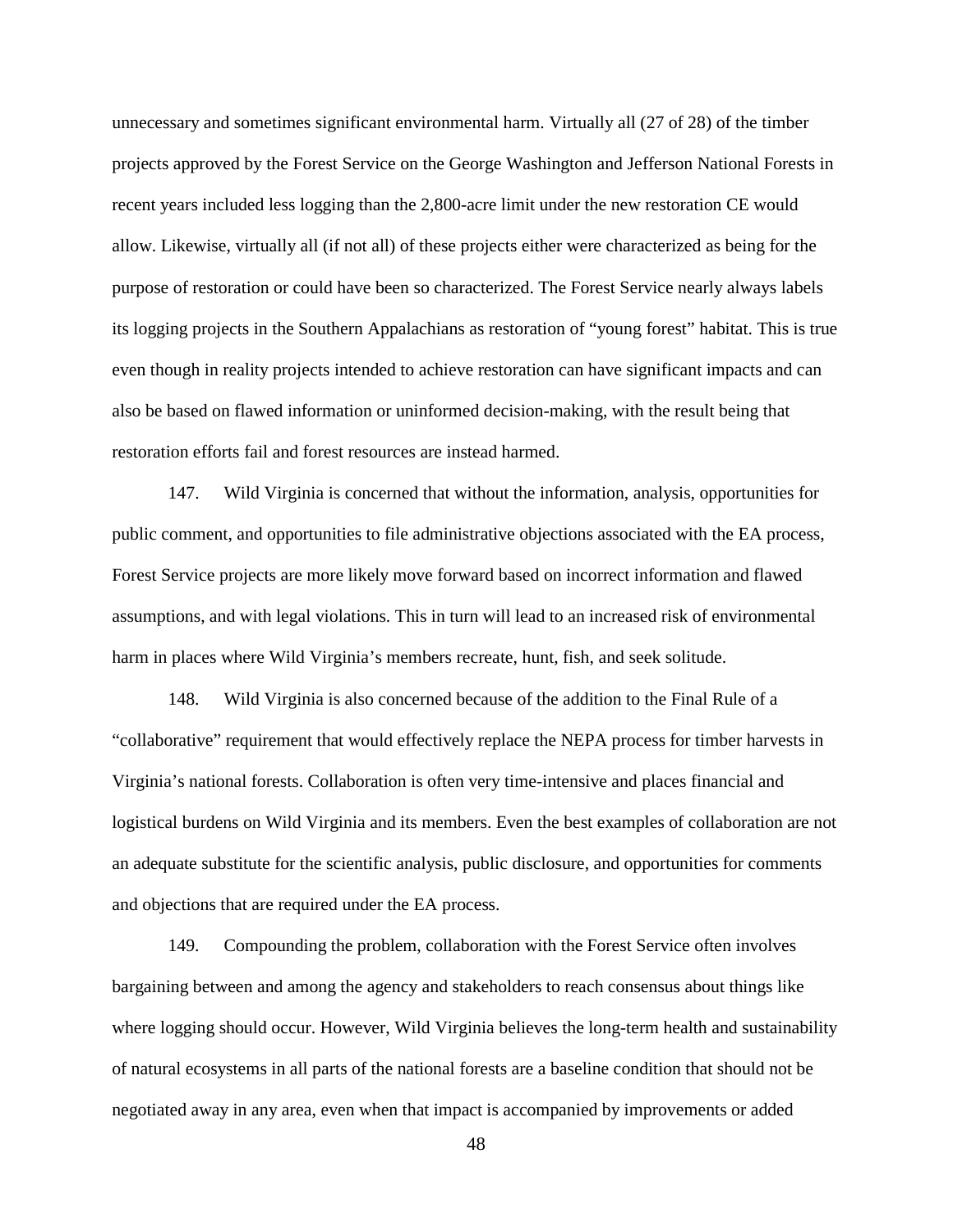unnecessary and sometimes significant environmental harm. Virtually all (27 of 28) of the timber projects approved by the Forest Service on the George Washington and Jefferson National Forests in recent years included less logging than the 2,800-acre limit under the new restoration CE would allow. Likewise, virtually all (if not all) of these projects either were characterized as being for the purpose of restoration or could have been so characterized. The Forest Service nearly always labels its logging projects in the Southern Appalachians as restoration of "young forest" habitat. This is true even though in reality projects intended to achieve restoration can have significant impacts and can also be based on flawed information or uninformed decision-making, with the result being that restoration efforts fail and forest resources are instead harmed.

147. Wild Virginia is concerned that without the information, analysis, opportunities for public comment, and opportunities to file administrative objections associated with the EA process, Forest Service projects are more likely move forward based on incorrect information and flawed assumptions, and with legal violations. This in turn will lead to an increased risk of environmental harm in places where Wild Virginia's members recreate, hunt, fish, and seek solitude.

148. Wild Virginia is also concerned because of the addition to the Final Rule of a "collaborative" requirement that would effectively replace the NEPA process for timber harvests in Virginia's national forests. Collaboration is often very time-intensive and places financial and logistical burdens on Wild Virginia and its members. Even the best examples of collaboration are not an adequate substitute for the scientific analysis, public disclosure, and opportunities for comments and objections that are required under the EA process.

149. Compounding the problem, collaboration with the Forest Service often involves bargaining between and among the agency and stakeholders to reach consensus about things like where logging should occur. However, Wild Virginia believes the long-term health and sustainability of natural ecosystems in all parts of the national forests are a baseline condition that should not be negotiated away in any area, even when that impact is accompanied by improvements or added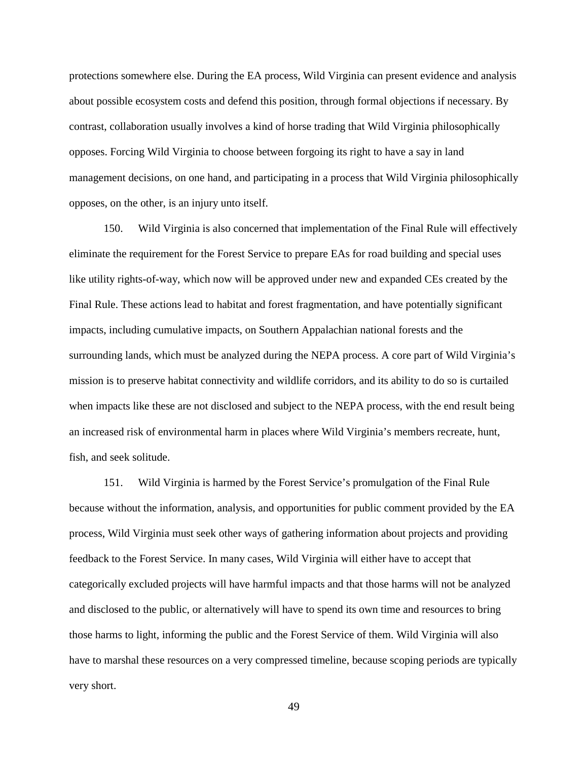protections somewhere else. During the EA process, Wild Virginia can present evidence and analysis about possible ecosystem costs and defend this position, through formal objections if necessary. By contrast, collaboration usually involves a kind of horse trading that Wild Virginia philosophically opposes. Forcing Wild Virginia to choose between forgoing its right to have a say in land management decisions, on one hand, and participating in a process that Wild Virginia philosophically opposes, on the other, is an injury unto itself.

150. Wild Virginia is also concerned that implementation of the Final Rule will effectively eliminate the requirement for the Forest Service to prepare EAs for road building and special uses like utility rights-of-way, which now will be approved under new and expanded CEs created by the Final Rule. These actions lead to habitat and forest fragmentation, and have potentially significant impacts, including cumulative impacts, on Southern Appalachian national forests and the surrounding lands, which must be analyzed during the NEPA process. A core part of Wild Virginia's mission is to preserve habitat connectivity and wildlife corridors, and its ability to do so is curtailed when impacts like these are not disclosed and subject to the NEPA process, with the end result being an increased risk of environmental harm in places where Wild Virginia's members recreate, hunt, fish, and seek solitude.

151. Wild Virginia is harmed by the Forest Service's promulgation of the Final Rule because without the information, analysis, and opportunities for public comment provided by the EA process, Wild Virginia must seek other ways of gathering information about projects and providing feedback to the Forest Service. In many cases, Wild Virginia will either have to accept that categorically excluded projects will have harmful impacts and that those harms will not be analyzed and disclosed to the public, or alternatively will have to spend its own time and resources to bring those harms to light, informing the public and the Forest Service of them. Wild Virginia will also have to marshal these resources on a very compressed timeline, because scoping periods are typically very short.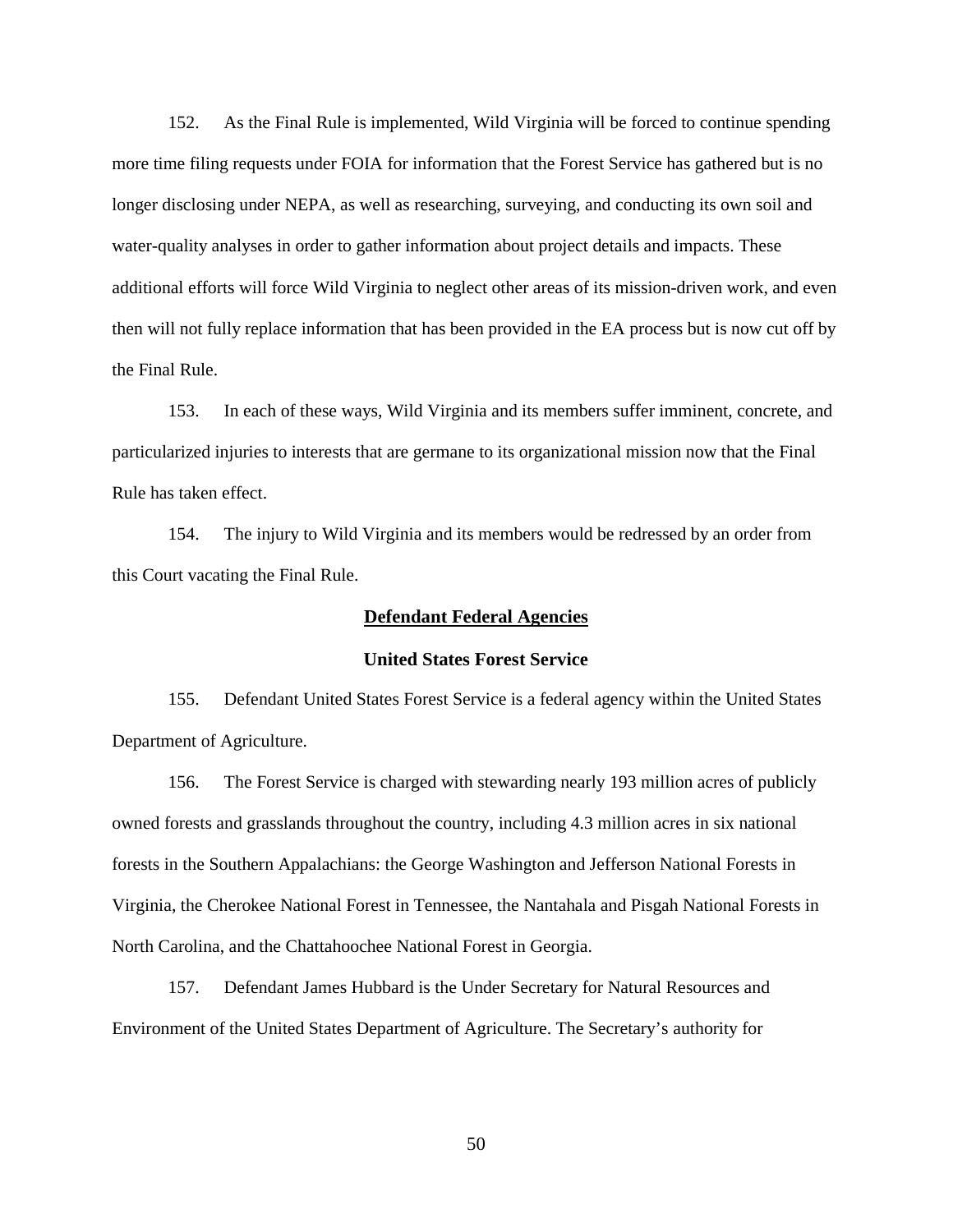152. As the Final Rule is implemented, Wild Virginia will be forced to continue spending more time filing requests under FOIA for information that the Forest Service has gathered but is no longer disclosing under NEPA, as well as researching, surveying, and conducting its own soil and water-quality analyses in order to gather information about project details and impacts. These additional efforts will force Wild Virginia to neglect other areas of its mission-driven work, and even then will not fully replace information that has been provided in the EA process but is now cut off by the Final Rule.

153. In each of these ways, Wild Virginia and its members suffer imminent, concrete, and particularized injuries to interests that are germane to its organizational mission now that the Final Rule has taken effect.

154. The injury to Wild Virginia and its members would be redressed by an order from this Court vacating the Final Rule.

## <u>Defendant Federal Agencies</u>

### United States Forest Service

155. Defendant United States Forest Service is a federal agency within the United States Department of Agriculture.

156. The Forest Service is charged with stewarding nearly 193 million acres of publicly owned forests and grasslands throughout the country, including 4.3 million acres in six national forests in the Southern Appalachians: the George Washington and Jefferson National Forests in Virginia, the Cherokee National Forest in Tennessee, the Nantahala and Pisgah National Forests in North Carolina, and the Chattahoochee National Forest in Georgia.

157. Defendant James Hubbard is the Under Secretary for Natural Resources and Environment of the United States Department of Agriculture. The Secretary's authority for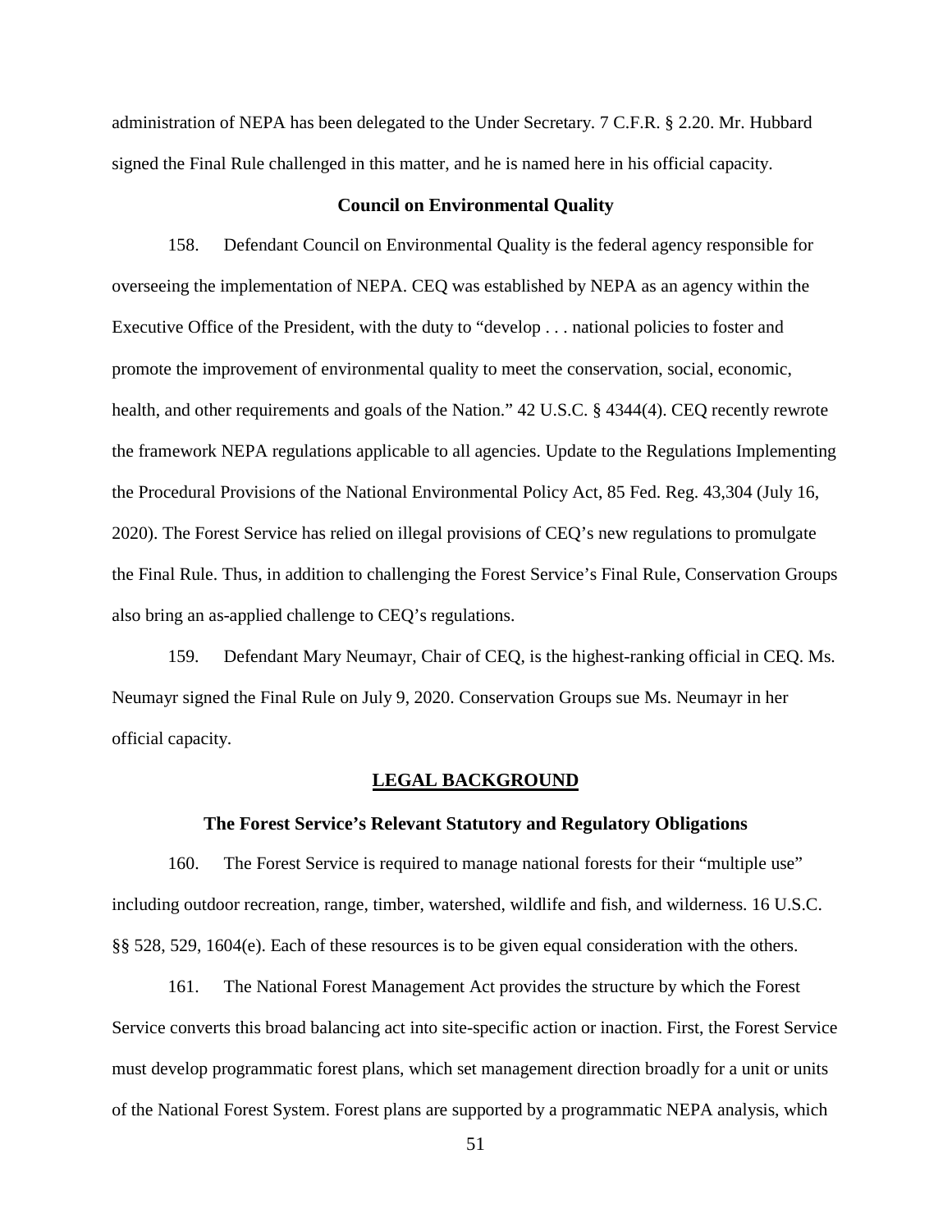administration of NEPA has been delegated to the Under Secretary. 7 C.F.R. § 2.20. Mr. Hubbard signed the Final Rule challenged in this matter, and he is named here in his official capacity.

### Council on Environmental Quality

158. Defendant Council on Environmental Quality is the federal agency responsible for overseeing the implementation of NEPA. CEQ was established by NEPA as an agency within the Executive Office of the President, with the duty to "develop . . . national policies to foster and promote the improvement of environmental quality to meet the conservation, social, economic, health, and other requirements and goals of the Nation." 42 U.S.C. § 4344(4). CEQ recently rewrote the framework NEPA regulations applicable to all agencies. Update to the Regulations Implementing the Procedural Provisions of the National Environmental Policy Act, 85 Fed. Reg. 43,304 (July 16, 2020). The Forest Service has relied on illegal provisions of CEQ's new regulations to promulgate the Final Rule. Thus, in addition to challenging the Forest Service's Final Rule, Conservation Groups also bring an as-applied challenge to CEQ's regulations.

159. Defendant Mary Neumayr, Chair of CEQ, is the highest-ranking official in CEQ. Ms. Neumayr signed the Final Rule on July 9, 2020. Conservation Groups sue Ms. Neumayr in her official capacity.

## LEGAL BACKGROUND

### The Forest Service's Relevant Statutory and Regulatory Obligations

160. The Forest Service is required to manage national forests for their "multiple use" including outdoor recreation, range, timber, watershed, wildlife and fish, and wilderness. 16 U.S.C. §§ 528, 529, 1604(e). Each of these resources is to be given equal consideration with the others.

161. The National Forest Management Act provides the structure by which the Forest Service converts this broad balancing act into site-specific action or inaction. First, the Forest Service must develop programmatic forest plans, which set management direction broadly for a unit or units of the National Forest System. Forest plans are supported by a programmatic NEPA analysis, which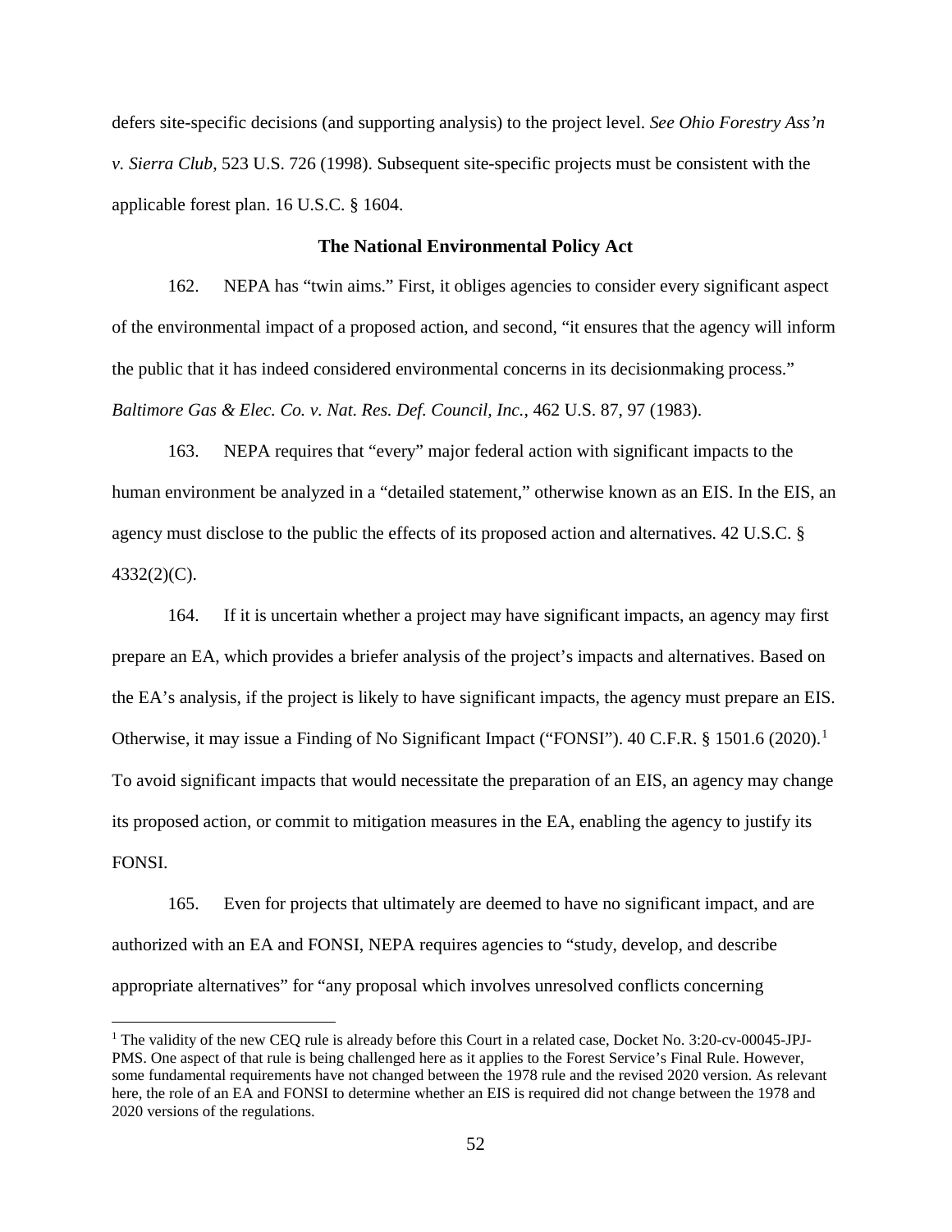defers site-specific decisions (and supporting analysis) to the project level. *See Ohio Forestry Ass'n v. Sierra Club*, 523 U.S. 726 (1998). Subsequent site-specific projects must be consistent with the applicable forest plan. 16 U.S.C. § 1604.

**The National Environmental Policy Act**

162. NEPA has "twin aims." First, it obliges agencies to consider every significant aspect of the environmental impact of a proposed action, and second, "it ensures that the agency will inform the public that it has indeed considered environmental concerns in its decisionmaking process." *Baltimore Gas & Elec. Co. v. Nat. Res. Def. Council, Inc.*, 462 U.S. 87, 97 (1983).

163. NEPA requires that "every" major federal action with significant impacts to the human environment be analyzed in a "detailed statement," otherwise known as an EIS. In the EIS, an agency must disclose to the public the effects of its proposed action and alternatives. 42 U.S.C. § 4332(2)(C).

164. If it is uncertain whether a project may have significant impacts, an agency may first prepare an EA, which provides a briefer analysis of the project's impacts and alternatives. Based on the EA's analysis, if the project is likely to have significant impacts, the agency must prepare an EIS. Otherwise, it may issue a Finding of No Significant Impact ("FONSI"). 40 C.F.R. § 1501.6 (2020).[1] To avoid significant impacts that would necessitate the preparation of an EIS, an agency may change its proposed action, or commit to mitigation measures in the EA, enabling the agency to justify its FONSI.

165. Even for projects that ultimately are deemed to have no significant impact, and are authorized with an EA and FONSI, NEPA requires agencies to "study, develop, and describe appropriate alternatives" for "any proposal which involves unresolved conflicts concerning

[1] The validity of the new CEQ rule is already before this Court in a related case, Docket No. 3:20-cv-00045-JPJ-PMS. One aspect of that rule is being challenged here as it applies to the Forest Service's Final Rule. However, some fundamental requirements have not changed between the 1978 rule and the revised 2020 version. As relevant here, the role of an EA and FONSI to determine whether an EIS is required did not change between the 1978 and 2020 versions of the regulations.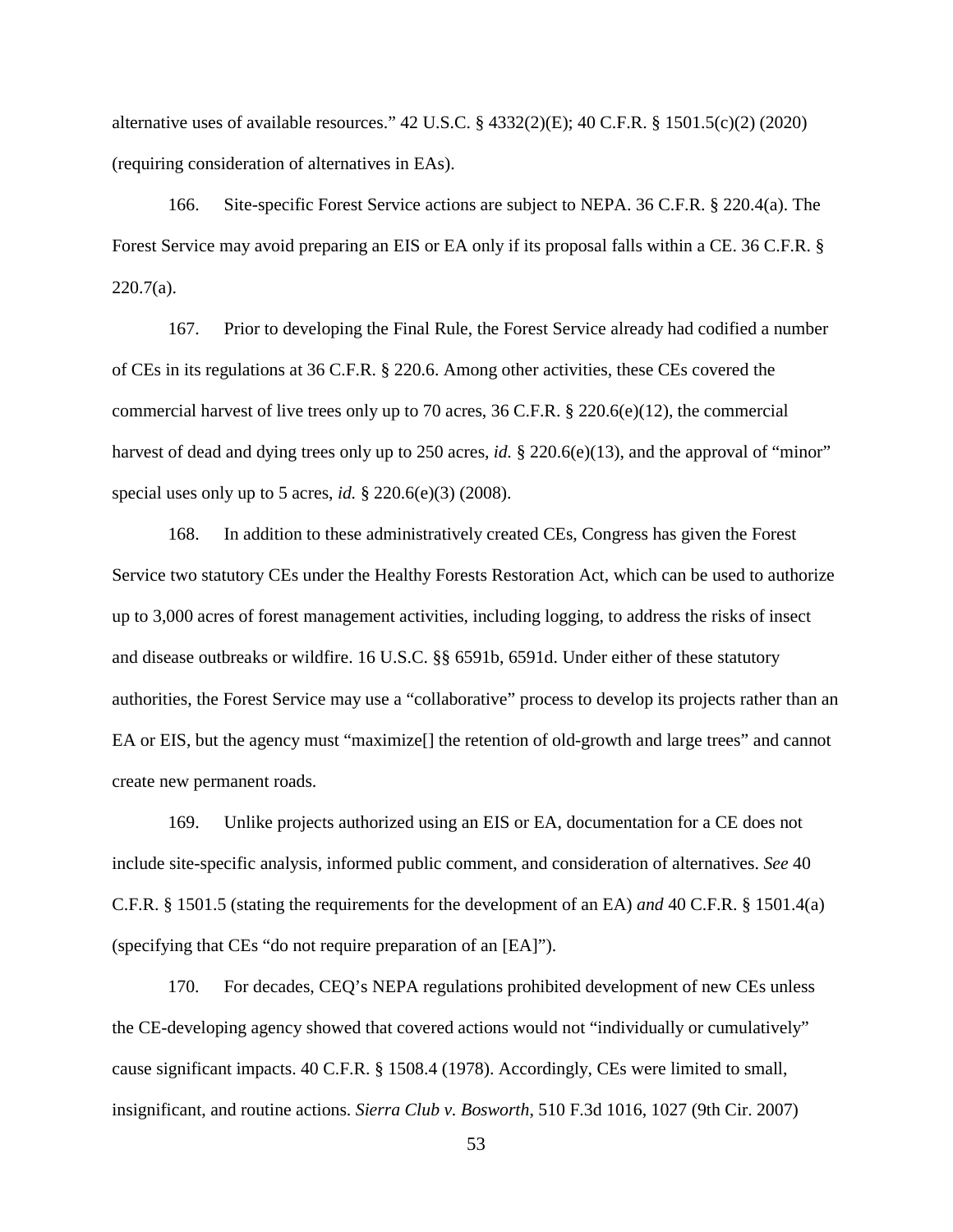alternative uses of available resources." 42 U.S.C. § 4332(2)(E); 40 C.F.R. § 1501.5(c)(2) (2020) (requiring consideration of alternatives in EAs).

166. Site-specific Forest Service actions are subject to NEPA. 36 C.F.R. § 220.4(a). The Forest Service may avoid preparing an EIS or EA only if its proposal falls within a CE. 36 C.F.R. § 220.7(a).

167. Prior to developing the Final Rule, the Forest Service already had codified a number of CEs in its regulations at 36 C.F.R. § 220.6. Among other activities, these CEs covered the commercial harvest of live trees only up to 70 acres, 36 C.F.R. § 220.6(e)(12), the commercial harvest of dead and dying trees only up to 250 acres, *id.* § 220.6(e)(13), and the approval of "minor" special uses only up to 5 acres, *id.* § 220.6(e)(3) (2008).

168. In addition to these administratively created CEs, Congress has given the Forest Service two statutory CEs under the Healthy Forests Restoration Act, which can be used to authorize up to 3,000 acres of forest management activities, including logging, to address the risks of insect and disease outbreaks or wildfire. 16 U.S.C. §§ 6591b, 6591d. Under either of these statutory authorities, the Forest Service may use a "collaborative" process to develop its projects rather than an EA or EIS, but the agency must "maximize[] the retention of old-growth and large trees" and cannot create new permanent roads.

169. Unlike projects authorized using an EIS or EA, documentation for a CE does not include site-specific analysis, informed public comment, and consideration of alternatives. *See* 40 C.F.R. § 1501.5 (stating the requirements for the development of an EA) *and* 40 C.F.R. § 1501.4(a) (specifying that CEs "do not require preparation of an [EA]").

170. For decades, CEQ's NEPA regulations prohibited development of new CEs unless the CE-developing agency showed that covered actions would not "individually or cumulatively" cause significant impacts. 40 C.F.R. § 1508.4 (1978). Accordingly, CEs were limited to small, insignificant, and routine actions. *Sierra Club v. Bosworth*, 510 F.3d 1016, 1027 (9th Cir. 2007)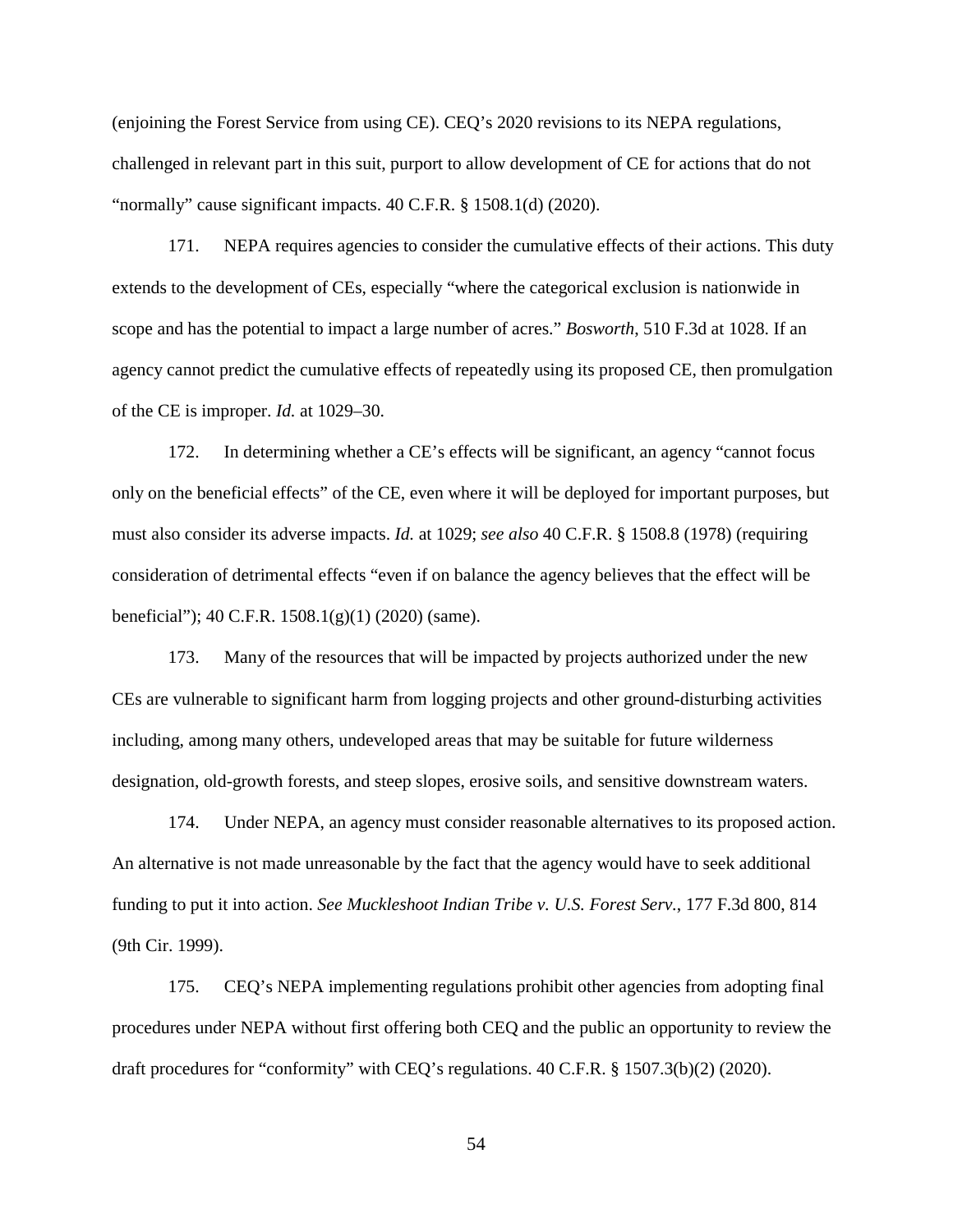(enjoining the Forest Service from using CE). CEQ's 2020 revisions to its NEPA regulations, challenged in relevant part in this suit, purport to allow development of CE for actions that do not "normally" cause significant impacts. 40 C.F.R. § 1508.1(d) (2020).

171. NEPA requires agencies to consider the cumulative effects of their actions. This duty extends to the development of CEs, especially "where the categorical exclusion is nationwide in scope and has the potential to impact a large number of acres." *Bosworth*, 510 F.3d at 1028. If an agency cannot predict the cumulative effects of repeatedly using its proposed CE, then promulgation of the CE is improper. *Id.* at 1029–30.

172. In determining whether a CE's effects will be significant, an agency "cannot focus only on the beneficial effects" of the CE, even where it will be deployed for important purposes, but must also consider its adverse impacts. *Id.* at 1029; *see also* 40 C.F.R. § 1508.8 (1978) (requiring consideration of detrimental effects "even if on balance the agency believes that the effect will be beneficial"); 40 C.F.R. 1508.1(g)(1) (2020) (same).

173. Many of the resources that will be impacted by projects authorized under the new CEs are vulnerable to significant harm from logging projects and other ground-disturbing activities including, among many others, undeveloped areas that may be suitable for future wilderness designation, old-growth forests, and steep slopes, erosive soils, and sensitive downstream waters.

174. Under NEPA, an agency must consider reasonable alternatives to its proposed action. An alternative is not made unreasonable by the fact that the agency would have to seek additional funding to put it into action. *See Muckleshoot Indian Tribe v. U.S. Forest Serv.*, 177 F.3d 800, 814 (9th Cir. 1999).

175. CEQ's NEPA implementing regulations prohibit other agencies from adopting final procedures under NEPA without first offering both CEQ and the public an opportunity to review the draft procedures for "conformity" with CEQ's regulations. 40 C.F.R. § 1507.3(b)(2) (2020).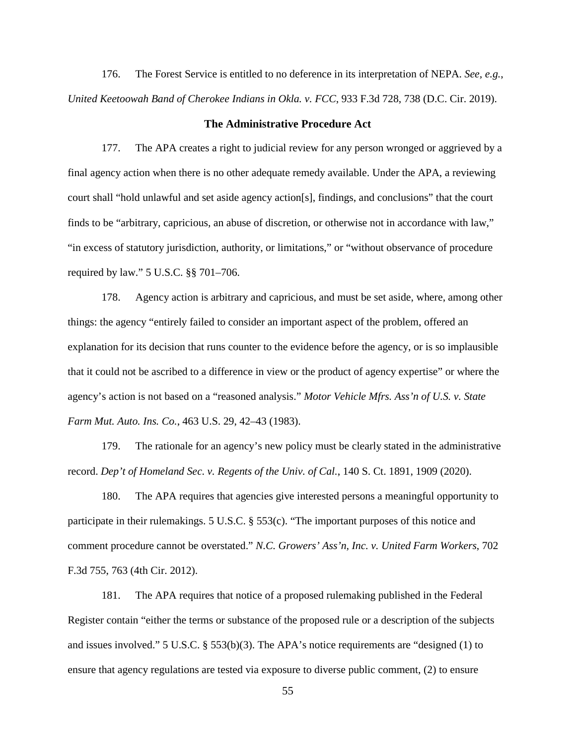176. The Forest Service is entitled to no deference in its interpretation of NEPA. *See, e.g.*, *United Keetoowah Band of Cherokee Indians in Okla. v. FCC*, 933 F.3d 728, 738 (D.C. Cir. 2019).

**The Administrative Procedure Act**

177. The APA creates a right to judicial review for any person wronged or aggrieved by a final agency action when there is no other adequate remedy available. Under the APA, a reviewing court shall "hold unlawful and set aside agency action[s], findings, and conclusions" that the court finds to be "arbitrary, capricious, an abuse of discretion, or otherwise not in accordance with law," "in excess of statutory jurisdiction, authority, or limitations," or "without observance of procedure required by law." 5 U.S.C. §§ 701–706.

178. Agency action is arbitrary and capricious, and must be set aside, where, among other things: the agency "entirely failed to consider an important aspect of the problem, offered an explanation for its decision that runs counter to the evidence before the agency, or is so implausible that it could not be ascribed to a difference in view or the product of agency expertise" or where the agency's action is not based on a "reasoned analysis." *Motor Vehicle Mfrs. Ass'n of U.S. v. State Farm Mut. Auto. Ins. Co.*, 463 U.S. 29, 42–43 (1983).

179. The rationale for an agency's new policy must be clearly stated in the administrative record. *Dep't of Homeland Sec. v. Regents of the Univ. of Cal.*, 140 S. Ct. 1891, 1909 (2020).

180. The APA requires that agencies give interested persons a meaningful opportunity to participate in their rulemakings. 5 U.S.C. § 553(c). "The important purposes of this notice and comment procedure cannot be overstated." *N.C. Growers' Ass'n, Inc. v. United Farm Workers*, 702 F.3d 755, 763 (4th Cir. 2012).

181. The APA requires that notice of a proposed rulemaking published in the Federal Register contain "either the terms or substance of the proposed rule or a description of the subjects and issues involved." 5 U.S.C. § 553(b)(3). The APA's notice requirements are "designed (1) to ensure that agency regulations are tested via exposure to diverse public comment, (2) to ensure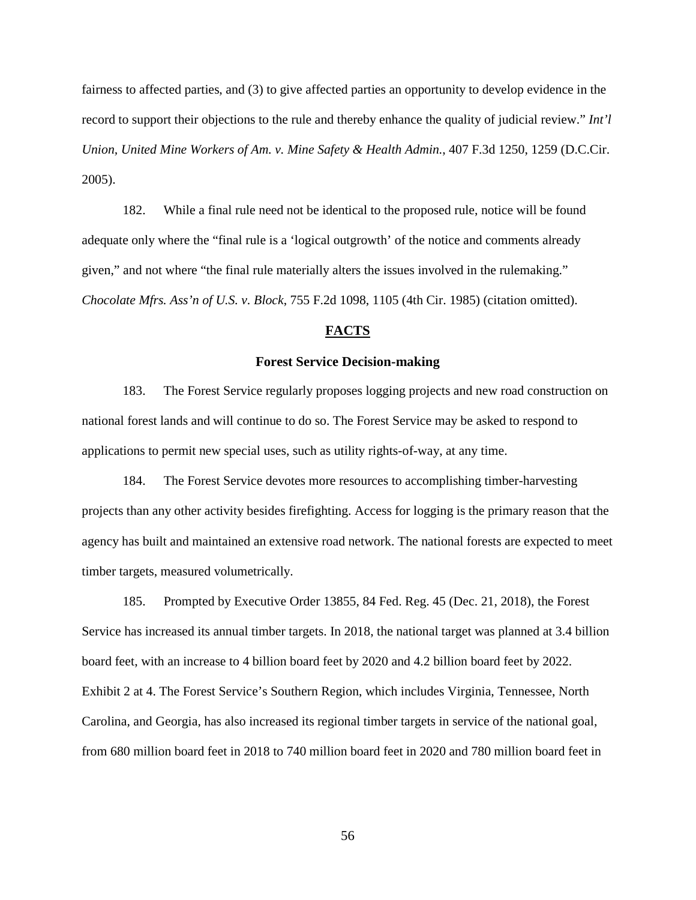fairness to affected parties, and (3) to give affected parties an opportunity to develop evidence in the record to support their objections to the rule and thereby enhance the quality of judicial review." *Int'l Union, United Mine Workers of Am. v. Mine Safety & Health Admin.*, 407 F.3d 1250, 1259 (D.C.Cir. 2005).

182. While a final rule need not be identical to the proposed rule, notice will be found adequate only where the "final rule is a 'logical outgrowth' of the notice and comments already given," and not where "the final rule materially alters the issues involved in the rulemaking." *Chocolate Mfrs. Ass'n of U.S. v. Block*, 755 F.2d 1098, 1105 (4th Cir. 1985) (citation omitted).

## FACTS

### Forest Service Decision-making

183. The Forest Service regularly proposes logging projects and new road construction on national forest lands and will continue to do so. The Forest Service may be asked to respond to applications to permit new special uses, such as utility rights-of-way, at any time.

184. The Forest Service devotes more resources to accomplishing timber-harvesting projects than any other activity besides firefighting. Access for logging is the primary reason that the agency has built and maintained an extensive road network. The national forests are expected to meet timber targets, measured volumetrically.

185. Prompted by Executive Order 13855, 84 Fed. Reg. 45 (Dec. 21, 2018), the Forest Service has increased its annual timber targets. In 2018, the national target was planned at 3.4 billion board feet, with an increase to 4 billion board feet by 2020 and 4.2 billion board feet by 2022. Exhibit 2 at 4. The Forest Service's Southern Region, which includes Virginia, Tennessee, North Carolina, and Georgia, has also increased its regional timber targets in service of the national goal, from 680 million board feet in 2018 to 740 million board feet in 2020 and 780 million board feet in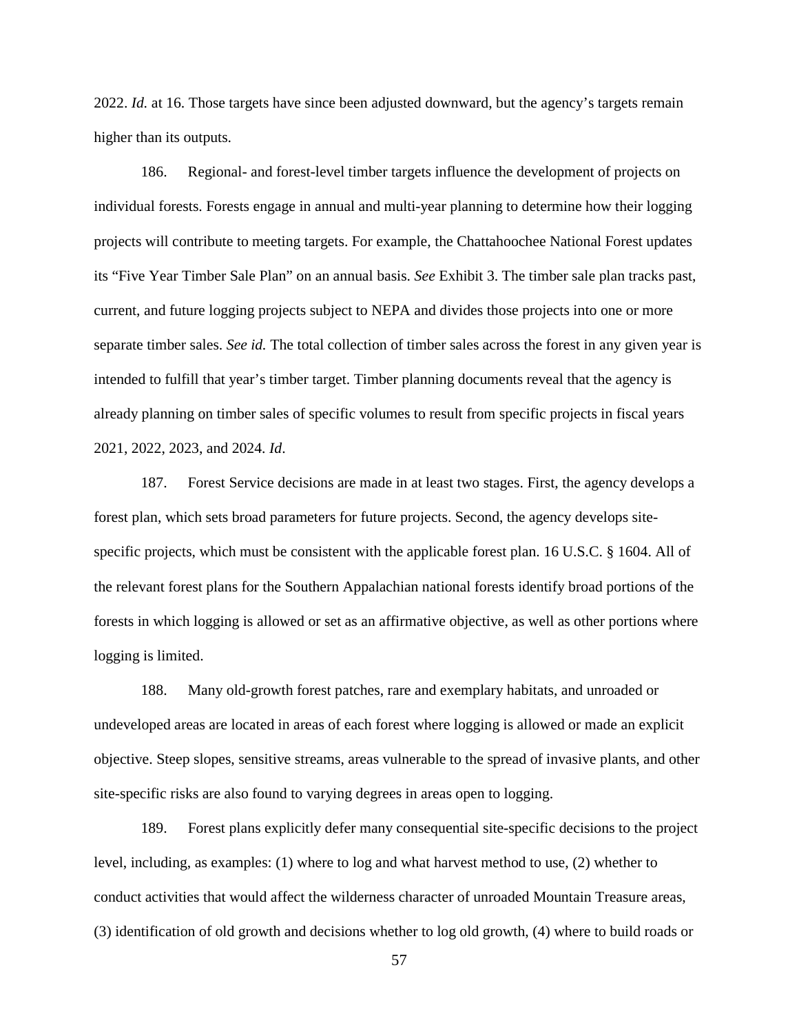2022. *Id.* at 16. Those targets have since been adjusted downward, but the agency's targets remain higher than its outputs.

186. Regional- and forest-level timber targets influence the development of projects on individual forests. Forests engage in annual and multi-year planning to determine how their logging projects will contribute to meeting targets. For example, the Chattahoochee National Forest updates its "Five Year Timber Sale Plan" on an annual basis. *See* Exhibit 3. The timber sale plan tracks past, current, and future logging projects subject to NEPA and divides those projects into one or more separate timber sales. *See id.* The total collection of timber sales across the forest in any given year is intended to fulfill that year's timber target. Timber planning documents reveal that the agency is already planning on timber sales of specific volumes to result from specific projects in fiscal years 2021, 2022, 2023, and 2024. *Id*.

187. Forest Service decisions are made in at least two stages. First, the agency develops a forest plan, which sets broad parameters for future projects. Second, the agency develops site-specific projects, which must be consistent with the applicable forest plan. 16 U.S.C. § 1604. All of the relevant forest plans for the Southern Appalachian national forests identify broad portions of the forests in which logging is allowed or set as an affirmative objective, as well as other portions where logging is limited.

188. Many old-growth forest patches, rare and exemplary habitats, and unroaded or undeveloped areas are located in areas of each forest where logging is allowed or made an explicit objective. Steep slopes, sensitive streams, areas vulnerable to the spread of invasive plants, and other site-specific risks are also found to varying degrees in areas open to logging.

189. Forest plans explicitly defer many consequential site-specific decisions to the project level, including, as examples: (1) where to log and what harvest method to use, (2) whether to conduct activities that would affect the wilderness character of unroaded Mountain Treasure areas, (3) identification of old growth and decisions whether to log old growth, (4) where to build roads or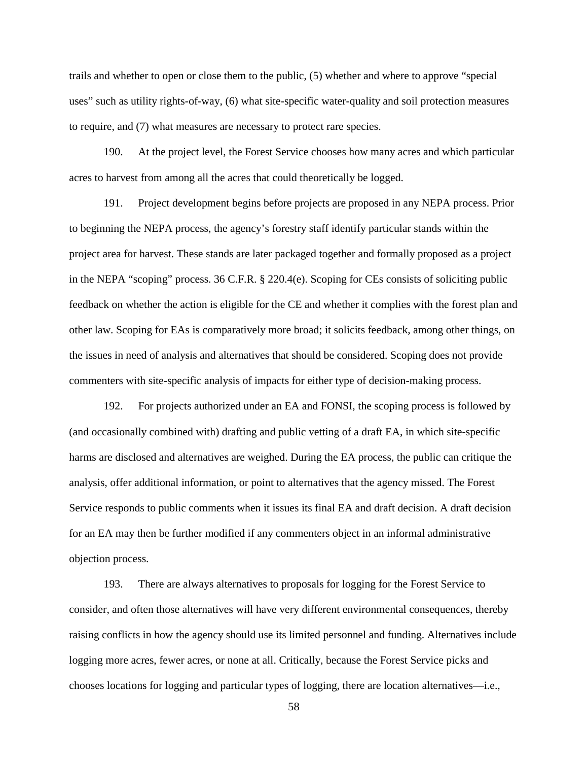trails and whether to open or close them to the public, (5) whether and where to approve "special uses" such as utility rights-of-way, (6) what site-specific water-quality and soil protection measures to require, and (7) what measures are necessary to protect rare species.

190. At the project level, the Forest Service chooses how many acres and which particular acres to harvest from among all the acres that could theoretically be logged.

191. Project development begins before projects are proposed in any NEPA process. Prior to beginning the NEPA process, the agency's forestry staff identify particular stands within the project area for harvest. These stands are later packaged together and formally proposed as a project in the NEPA "scoping" process. 36 C.F.R. § 220.4(e). Scoping for CEs consists of soliciting public feedback on whether the action is eligible for the CE and whether it complies with the forest plan and other law. Scoping for EAs is comparatively more broad; it solicits feedback, among other things, on the issues in need of analysis and alternatives that should be considered. Scoping does not provide commenters with site-specific analysis of impacts for either type of decision-making process.

192. For projects authorized under an EA and FONSI, the scoping process is followed by (and occasionally combined with) drafting and public vetting of a draft EA, in which site-specific harms are disclosed and alternatives are weighed. During the EA process, the public can critique the analysis, offer additional information, or point to alternatives that the agency missed. The Forest Service responds to public comments when it issues its final EA and draft decision. A draft decision for an EA may then be further modified if any commenters object in an informal administrative objection process.

193. There are always alternatives to proposals for logging for the Forest Service to consider, and often those alternatives will have very different environmental consequences, thereby raising conflicts in how the agency should use its limited personnel and funding. Alternatives include logging more acres, fewer acres, or none at all. Critically, because the Forest Service picks and chooses locations for logging and particular types of logging, there are location alternatives—i.e.,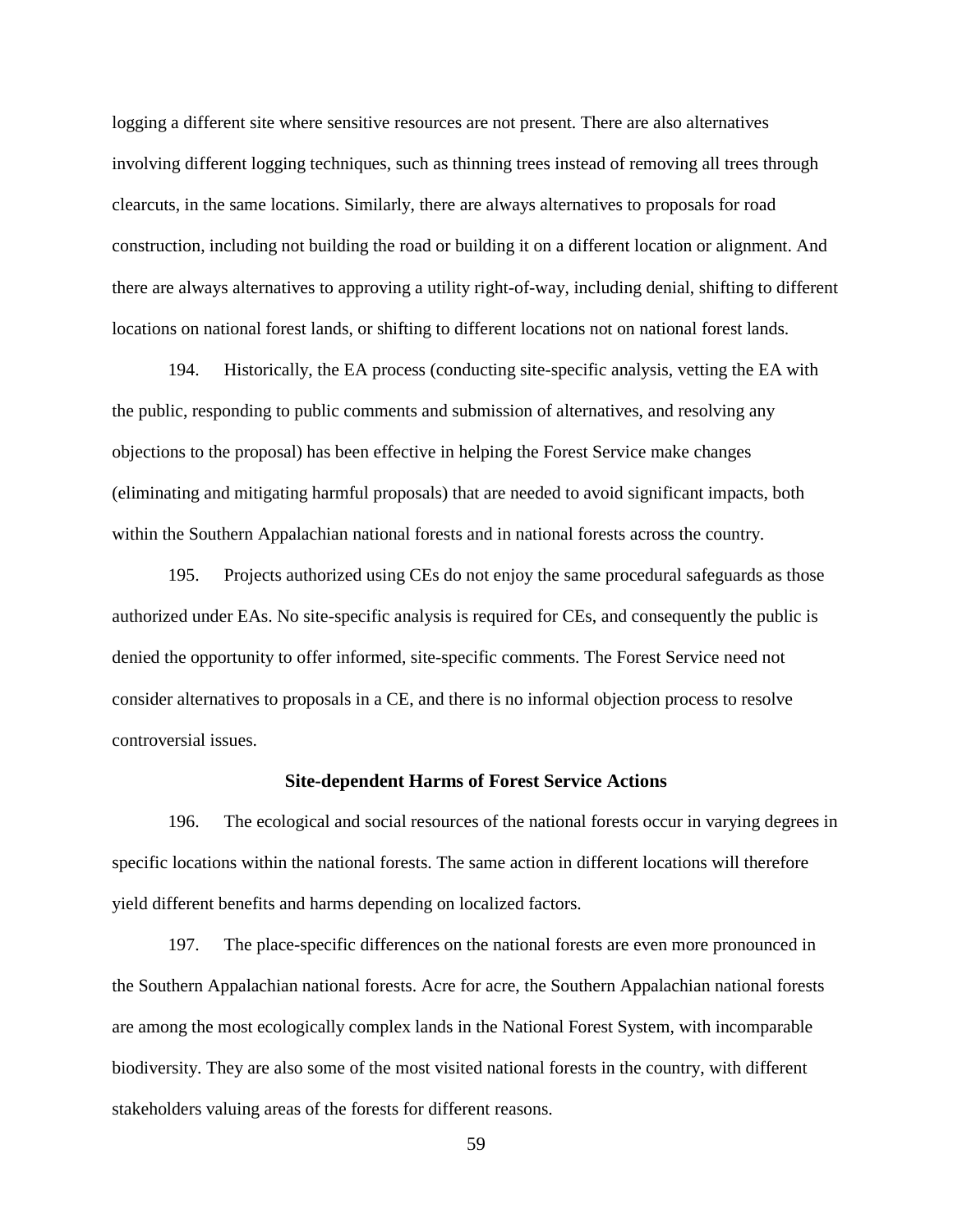logging a different site where sensitive resources are not present. There are also alternatives involving different logging techniques, such as thinning trees instead of removing all trees through clearcuts, in the same locations. Similarly, there are always alternatives to proposals for road construction, including not building the road or building it on a different location or alignment. And there are always alternatives to approving a utility right-of-way, including denial, shifting to different locations on national forest lands, or shifting to different locations not on national forest lands.

194. Historically, the EA process (conducting site-specific analysis, vetting the EA with the public, responding to public comments and submission of alternatives, and resolving any objections to the proposal) has been effective in helping the Forest Service make changes (eliminating and mitigating harmful proposals) that are needed to avoid significant impacts, both within the Southern Appalachian national forests and in national forests across the country.

195. Projects authorized using CEs do not enjoy the same procedural safeguards as those authorized under EAs. No site-specific analysis is required for CEs, and consequently the public is denied the opportunity to offer informed, site-specific comments. The Forest Service need not consider alternatives to proposals in a CE, and there is no informal objection process to resolve controversial issues.

**Site-dependent Harms of Forest Service Actions**

196. The ecological and social resources of the national forests occur in varying degrees in specific locations within the national forests. The same action in different locations will therefore yield different benefits and harms depending on localized factors.

197. The place-specific differences on the national forests are even more pronounced in the Southern Appalachian national forests. Acre for acre, the Southern Appalachian national forests are among the most ecologically complex lands in the National Forest System, with incomparable biodiversity. They are also some of the most visited national forests in the country, with different stakeholders valuing areas of the forests for different reasons.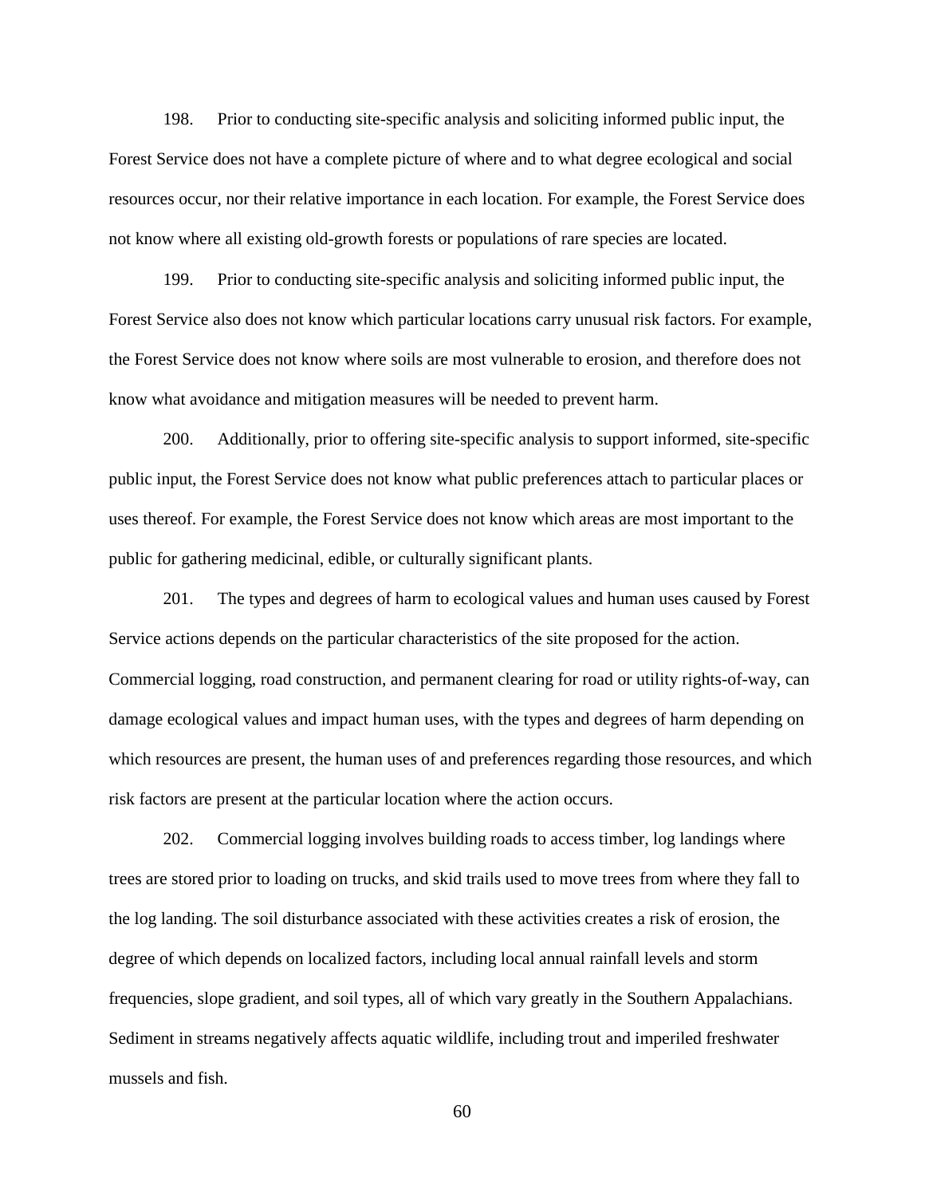198. Prior to conducting site-specific analysis and soliciting informed public input, the Forest Service does not have a complete picture of where and to what degree ecological and social resources occur, nor their relative importance in each location. For example, the Forest Service does not know where all existing old-growth forests or populations of rare species are located.

199. Prior to conducting site-specific analysis and soliciting informed public input, the Forest Service also does not know which particular locations carry unusual risk factors. For example, the Forest Service does not know where soils are most vulnerable to erosion, and therefore does not know what avoidance and mitigation measures will be needed to prevent harm.

200. Additionally, prior to offering site-specific analysis to support informed, site-specific public input, the Forest Service does not know what public preferences attach to particular places or uses thereof. For example, the Forest Service does not know which areas are most important to the public for gathering medicinal, edible, or culturally significant plants.

201. The types and degrees of harm to ecological values and human uses caused by Forest Service actions depends on the particular characteristics of the site proposed for the action. Commercial logging, road construction, and permanent clearing for road or utility rights-of-way, can damage ecological values and impact human uses, with the types and degrees of harm depending on which resources are present, the human uses of and preferences regarding those resources, and which risk factors are present at the particular location where the action occurs.

202. Commercial logging involves building roads to access timber, log landings where trees are stored prior to loading on trucks, and skid trails used to move trees from where they fall to the log landing. The soil disturbance associated with these activities creates a risk of erosion, the degree of which depends on localized factors, including local annual rainfall levels and storm frequencies, slope gradient, and soil types, all of which vary greatly in the Southern Appalachians. Sediment in streams negatively affects aquatic wildlife, including trout and imperiled freshwater mussels and fish.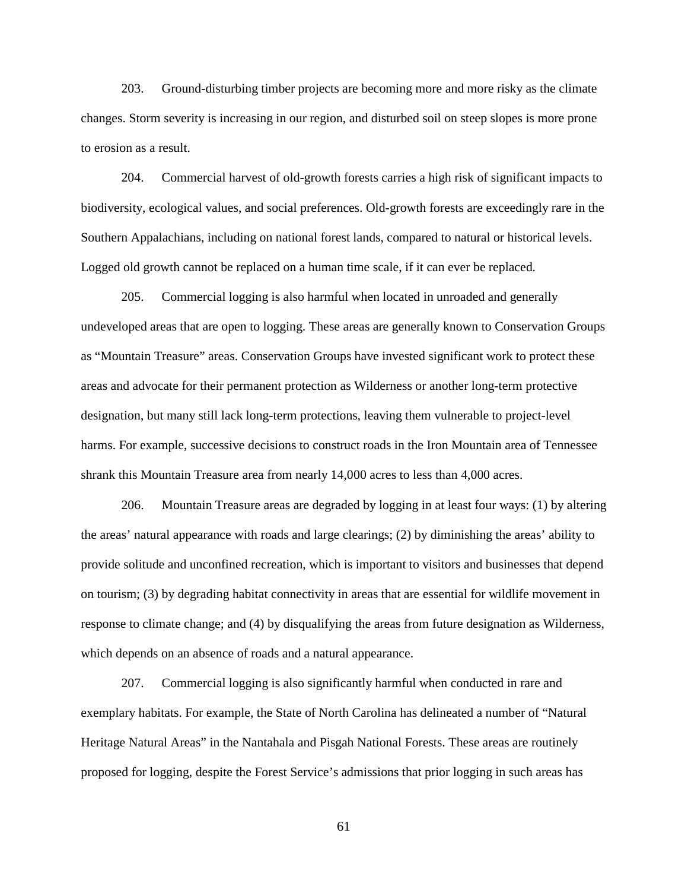203. Ground-disturbing timber projects are becoming more and more risky as the climate changes. Storm severity is increasing in our region, and disturbed soil on steep slopes is more prone to erosion as a result.

204. Commercial harvest of old-growth forests carries a high risk of significant impacts to biodiversity, ecological values, and social preferences. Old-growth forests are exceedingly rare in the Southern Appalachians, including on national forest lands, compared to natural or historical levels. Logged old growth cannot be replaced on a human time scale, if it can ever be replaced.

205. Commercial logging is also harmful when located in unroaded and generally undeveloped areas that are open to logging. These areas are generally known to Conservation Groups as "Mountain Treasure" areas. Conservation Groups have invested significant work to protect these areas and advocate for their permanent protection as Wilderness or another long-term protective designation, but many still lack long-term protections, leaving them vulnerable to project-level harms. For example, successive decisions to construct roads in the Iron Mountain area of Tennessee shrank this Mountain Treasure area from nearly 14,000 acres to less than 4,000 acres.

206. Mountain Treasure areas are degraded by logging in at least four ways: (1) by altering the areas' natural appearance with roads and large clearings; (2) by diminishing the areas' ability to provide solitude and unconfined recreation, which is important to visitors and businesses that depend on tourism; (3) by degrading habitat connectivity in areas that are essential for wildlife movement in response to climate change; and (4) by disqualifying the areas from future designation as Wilderness, which depends on an absence of roads and a natural appearance.

207. Commercial logging is also significantly harmful when conducted in rare and exemplary habitats. For example, the State of North Carolina has delineated a number of "Natural Heritage Natural Areas" in the Nantahala and Pisgah National Forests. These areas are routinely proposed for logging, despite the Forest Service's admissions that prior logging in such areas has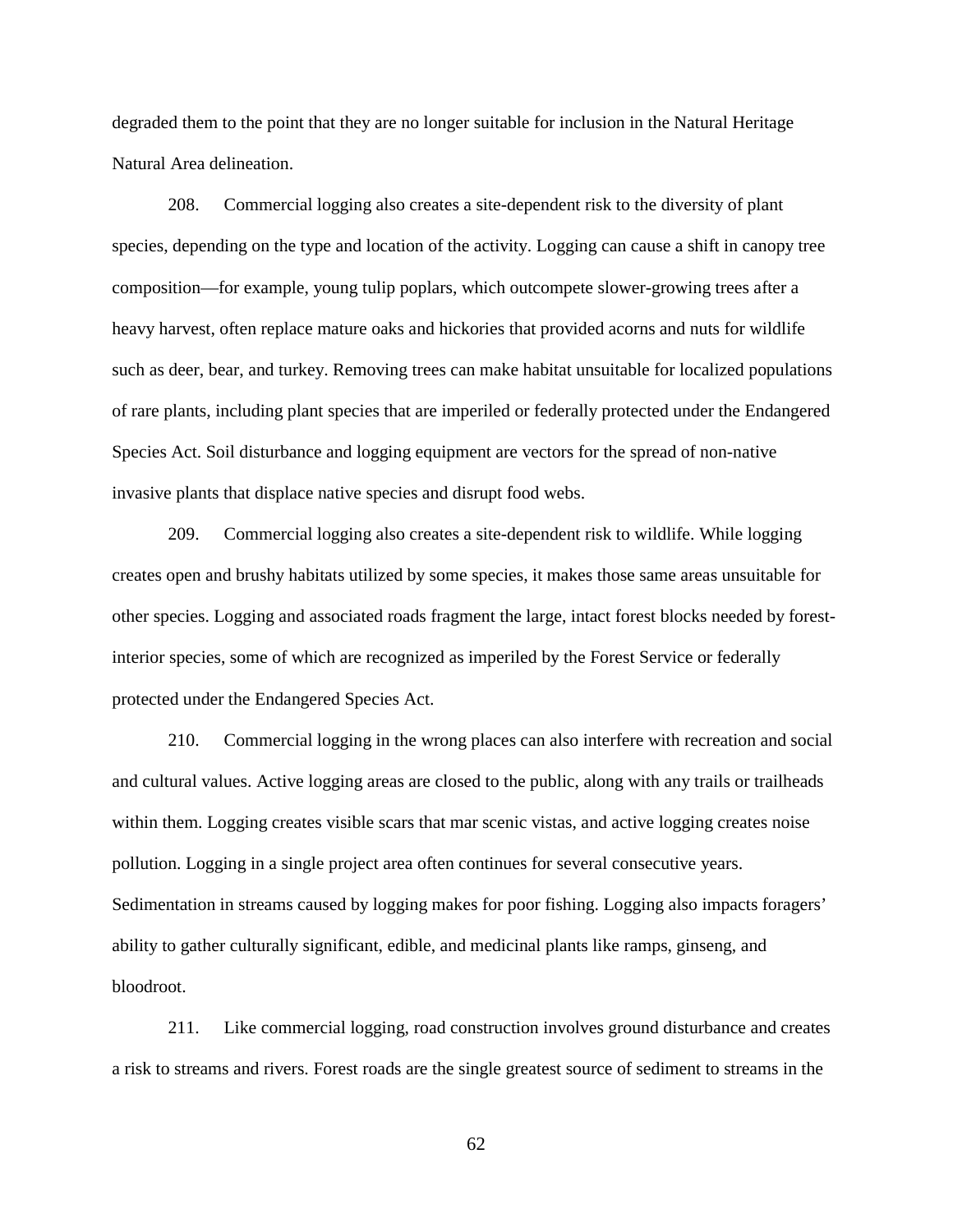degraded them to the point that they are no longer suitable for inclusion in the Natural Heritage Natural Area delineation.

208. Commercial logging also creates a site-dependent risk to the diversity of plant species, depending on the type and location of the activity. Logging can cause a shift in canopy tree composition—for example, young tulip poplars, which outcompete slower-growing trees after a heavy harvest, often replace mature oaks and hickories that provided acorns and nuts for wildlife such as deer, bear, and turkey. Removing trees can make habitat unsuitable for localized populations of rare plants, including plant species that are imperiled or federally protected under the Endangered Species Act. Soil disturbance and logging equipment are vectors for the spread of non-native invasive plants that displace native species and disrupt food webs.

209. Commercial logging also creates a site-dependent risk to wildlife. While logging creates open and brushy habitats utilized by some species, it makes those same areas unsuitable for other species. Logging and associated roads fragment the large, intact forest blocks needed by forest-interior species, some of which are recognized as imperiled by the Forest Service or federally protected under the Endangered Species Act.

210. Commercial logging in the wrong places can also interfere with recreation and social and cultural values. Active logging areas are closed to the public, along with any trails or trailheads within them. Logging creates visible scars that mar scenic vistas, and active logging creates noise pollution. Logging in a single project area often continues for several consecutive years. Sedimentation in streams caused by logging makes for poor fishing. Logging also impacts foragers' ability to gather culturally significant, edible, and medicinal plants like ramps, ginseng, and bloodroot.

211. Like commercial logging, road construction involves ground disturbance and creates a risk to streams and rivers. Forest roads are the single greatest source of sediment to streams in the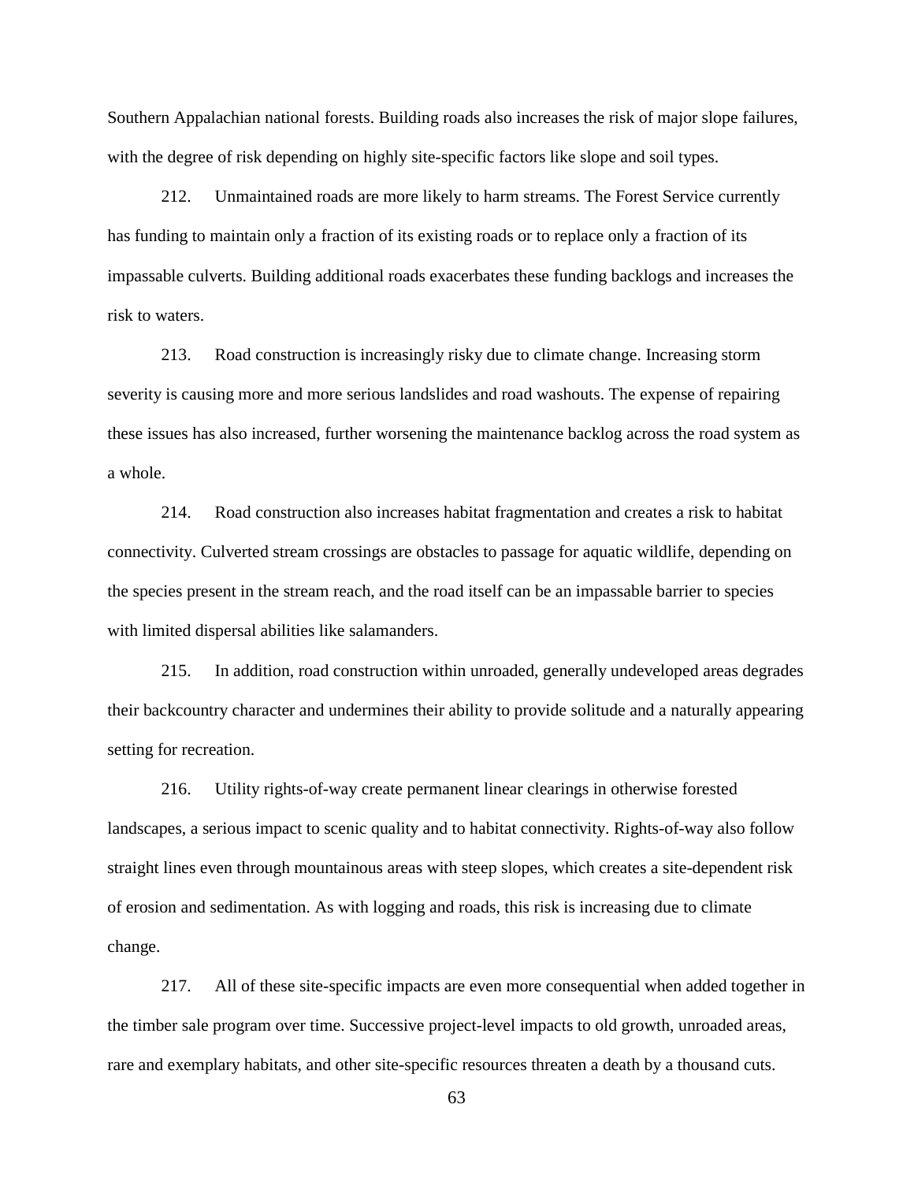Southern Appalachian national forests. Building roads also increases the risk of major slope failures, with the degree of risk depending on highly site-specific factors like slope and soil types.

212. Unmaintained roads are more likely to harm streams. The Forest Service currently has funding to maintain only a fraction of its existing roads or to replace only a fraction of its impassable culverts. Building additional roads exacerbates these funding backlogs and increases the risk to waters.

213. Road construction is increasingly risky due to climate change. Increasing storm severity is causing more and more serious landslides and road washouts. The expense of repairing these issues has also increased, further worsening the maintenance backlog across the road system as a whole.

214. Road construction also increases habitat fragmentation and creates a risk to habitat connectivity. Culverted stream crossings are obstacles to passage for aquatic wildlife, depending on the species present in the stream reach, and the road itself can be an impassable barrier to species with limited dispersal abilities like salamanders.

215. In addition, road construction within unroaded, generally undeveloped areas degrades their backcountry character and undermines their ability to provide solitude and a naturally appearing setting for recreation.

216. Utility rights-of-way create permanent linear clearings in otherwise forested landscapes, a serious impact to scenic quality and to habitat connectivity. Rights-of-way also follow straight lines even through mountainous areas with steep slopes, which creates a site-dependent risk of erosion and sedimentation. As with logging and roads, this risk is increasing due to climate change.

217. All of these site-specific impacts are even more consequential when added together in the timber sale program over time. Successive project-level impacts to old growth, unroaded areas, rare and exemplary habitats, and other site-specific resources threaten a death by a thousand cuts.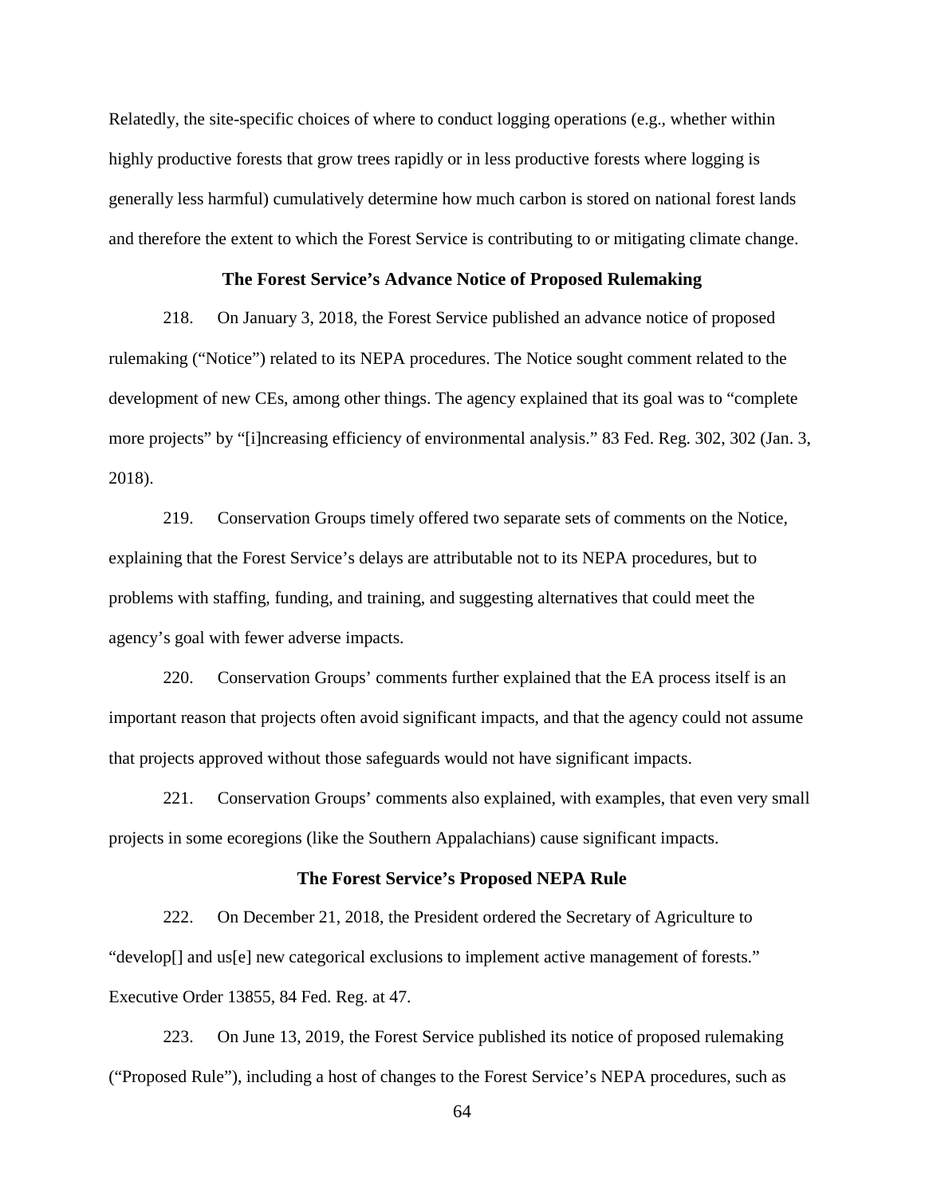Relatedly, the site-specific choices of where to conduct logging operations (e.g., whether within highly productive forests that grow trees rapidly or in less productive forests where logging is generally less harmful) cumulatively determine how much carbon is stored on national forest lands and therefore the extent to which the Forest Service is contributing to or mitigating climate change.

**The Forest Service's Advance Notice of Proposed Rulemaking**

218. On January 3, 2018, the Forest Service published an advance notice of proposed rulemaking ("Notice") related to its NEPA procedures. The Notice sought comment related to the development of new CEs, among other things. The agency explained that its goal was to "complete more projects" by "[i]ncreasing efficiency of environmental analysis." 83 Fed. Reg. 302, 302 (Jan. 3, 2018).

219. Conservation Groups timely offered two separate sets of comments on the Notice, explaining that the Forest Service's delays are attributable not to its NEPA procedures, but to problems with staffing, funding, and training, and suggesting alternatives that could meet the agency's goal with fewer adverse impacts.

220. Conservation Groups' comments further explained that the EA process itself is an important reason that projects often avoid significant impacts, and that the agency could not assume that projects approved without those safeguards would not have significant impacts.

221. Conservation Groups' comments also explained, with examples, that even very small projects in some ecoregions (like the Southern Appalachians) cause significant impacts.

**The Forest Service's Proposed NEPA Rule**

222. On December 21, 2018, the President ordered the Secretary of Agriculture to "develop[] and us[e] new categorical exclusions to implement active management of forests." Executive Order 13855, 84 Fed. Reg. at 47.

223. On June 13, 2019, the Forest Service published its notice of proposed rulemaking ("Proposed Rule"), including a host of changes to the Forest Service's NEPA procedures, such as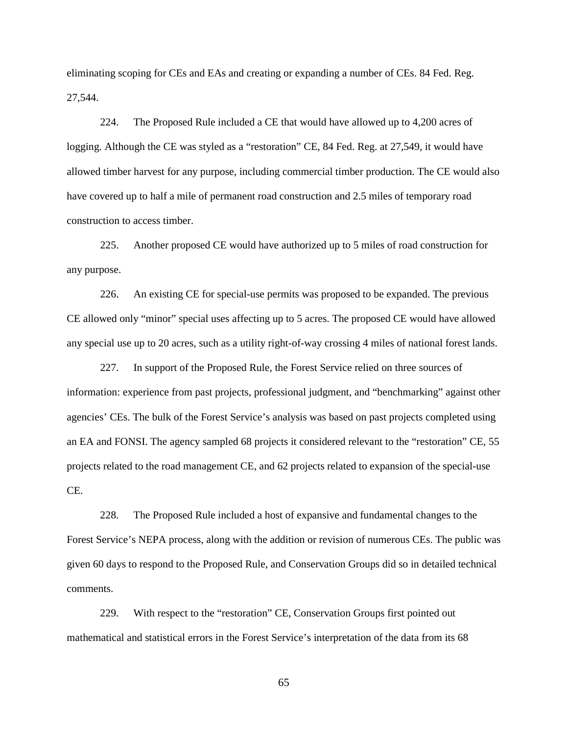eliminating scoping for CEs and EAs and creating or expanding a number of CEs. 84 Fed. Reg. 27,544.

224. The Proposed Rule included a CE that would have allowed up to 4,200 acres of logging. Although the CE was styled as a "restoration" CE, 84 Fed. Reg. at 27,549, it would have allowed timber harvest for any purpose, including commercial timber production. The CE would also have covered up to half a mile of permanent road construction and 2.5 miles of temporary road construction to access timber.

225. Another proposed CE would have authorized up to 5 miles of road construction for any purpose.

226. An existing CE for special-use permits was proposed to be expanded. The previous CE allowed only "minor" special uses affecting up to 5 acres. The proposed CE would have allowed any special use up to 20 acres, such as a utility right-of-way crossing 4 miles of national forest lands.

227. In support of the Proposed Rule, the Forest Service relied on three sources of information: experience from past projects, professional judgment, and "benchmarking" against other agencies' CEs. The bulk of the Forest Service's analysis was based on past projects completed using an EA and FONSI. The agency sampled 68 projects it considered relevant to the "restoration" CE, 55 projects related to the road management CE, and 62 projects related to expansion of the special-use CE.

228. The Proposed Rule included a host of expansive and fundamental changes to the Forest Service's NEPA process, along with the addition or revision of numerous CEs. The public was given 60 days to respond to the Proposed Rule, and Conservation Groups did so in detailed technical comments.

229. With respect to the "restoration" CE, Conservation Groups first pointed out mathematical and statistical errors in the Forest Service's interpretation of the data from its 68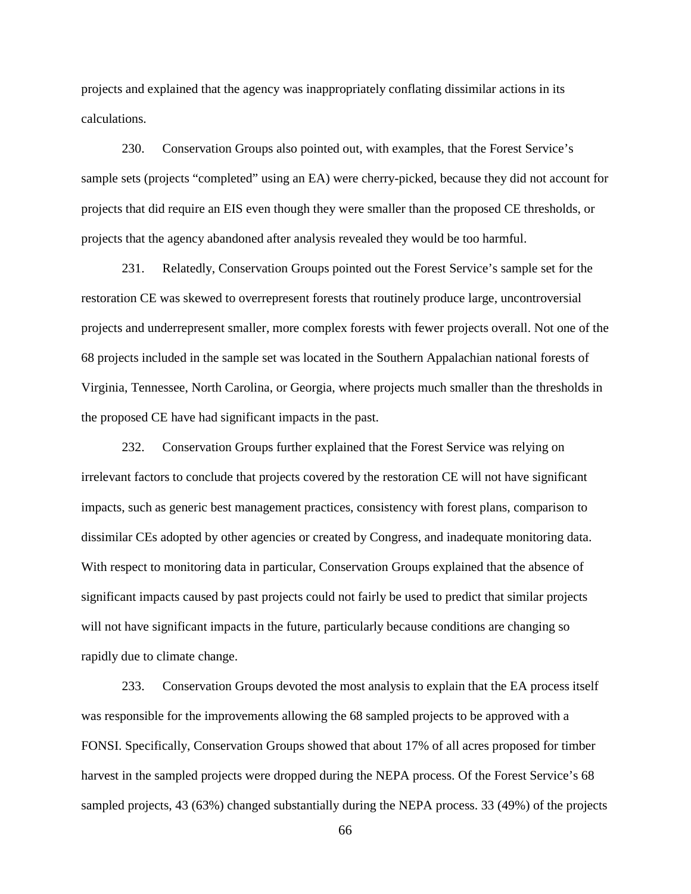projects and explained that the agency was inappropriately conflating dissimilar actions in its calculations.

230. Conservation Groups also pointed out, with examples, that the Forest Service's sample sets (projects "completed" using an EA) were cherry-picked, because they did not account for projects that did require an EIS even though they were smaller than the proposed CE thresholds, or projects that the agency abandoned after analysis revealed they would be too harmful.

231. Relatedly, Conservation Groups pointed out the Forest Service's sample set for the restoration CE was skewed to overrepresent forests that routinely produce large, uncontroversial projects and underrepresent smaller, more complex forests with fewer projects overall. Not one of the 68 projects included in the sample set was located in the Southern Appalachian national forests of Virginia, Tennessee, North Carolina, or Georgia, where projects much smaller than the thresholds in the proposed CE have had significant impacts in the past.

232. Conservation Groups further explained that the Forest Service was relying on irrelevant factors to conclude that projects covered by the restoration CE will not have significant impacts, such as generic best management practices, consistency with forest plans, comparison to dissimilar CEs adopted by other agencies or created by Congress, and inadequate monitoring data. With respect to monitoring data in particular, Conservation Groups explained that the absence of significant impacts caused by past projects could not fairly be used to predict that similar projects will not have significant impacts in the future, particularly because conditions are changing so rapidly due to climate change.

233. Conservation Groups devoted the most analysis to explain that the EA process itself was responsible for the improvements allowing the 68 sampled projects to be approved with a FONSI. Specifically, Conservation Groups showed that about 17% of all acres proposed for timber harvest in the sampled projects were dropped during the NEPA process. Of the Forest Service's 68 sampled projects, 43 (63%) changed substantially during the NEPA process. 33 (49%) of the projects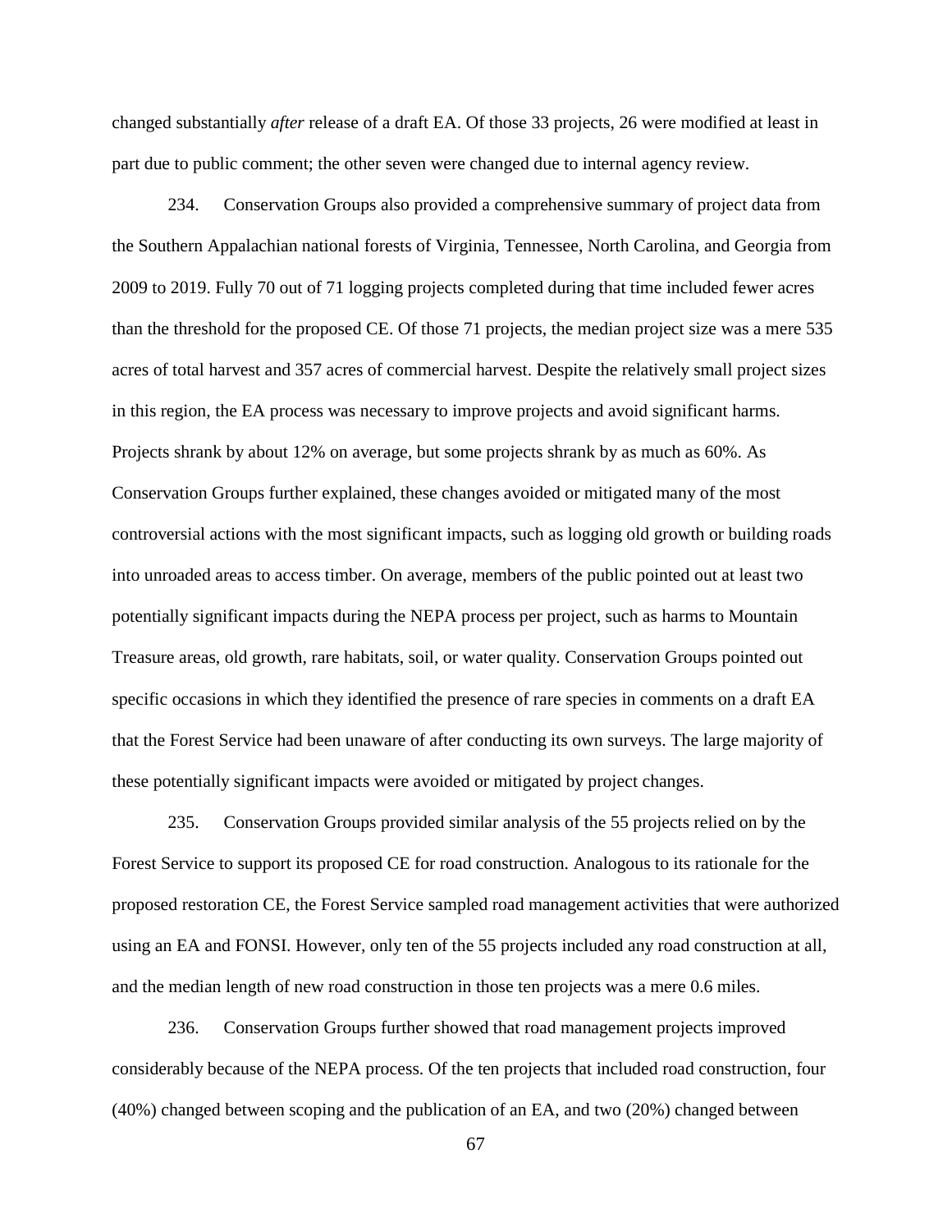changed substantially *after* release of a draft EA. Of those 33 projects, 26 were modified at least in part due to public comment; the other seven were changed due to internal agency review.

234. Conservation Groups also provided a comprehensive summary of project data from the Southern Appalachian national forests of Virginia, Tennessee, North Carolina, and Georgia from 2009 to 2019. Fully 70 out of 71 logging projects completed during that time included fewer acres than the threshold for the proposed CE. Of those 71 projects, the median project size was a mere 535 acres of total harvest and 357 acres of commercial harvest. Despite the relatively small project sizes in this region, the EA process was necessary to improve projects and avoid significant harms. Projects shrank by about 12% on average, but some projects shrank by as much as 60%. As Conservation Groups further explained, these changes avoided or mitigated many of the most controversial actions with the most significant impacts, such as logging old growth or building roads into unroaded areas to access timber. On average, members of the public pointed out at least two potentially significant impacts during the NEPA process per project, such as harms to Mountain Treasure areas, old growth, rare habitats, soil, or water quality. Conservation Groups pointed out specific occasions in which they identified the presence of rare species in comments on a draft EA that the Forest Service had been unaware of after conducting its own surveys. The large majority of these potentially significant impacts were avoided or mitigated by project changes.

235. Conservation Groups provided similar analysis of the 55 projects relied on by the Forest Service to support its proposed CE for road construction. Analogous to its rationale for the proposed restoration CE, the Forest Service sampled road management activities that were authorized using an EA and FONSI. However, only ten of the 55 projects included any road construction at all, and the median length of new road construction in those ten projects was a mere 0.6 miles.

236. Conservation Groups further showed that road management projects improved considerably because of the NEPA process. Of the ten projects that included road construction, four (40%) changed between scoping and the publication of an EA, and two (20%) changed between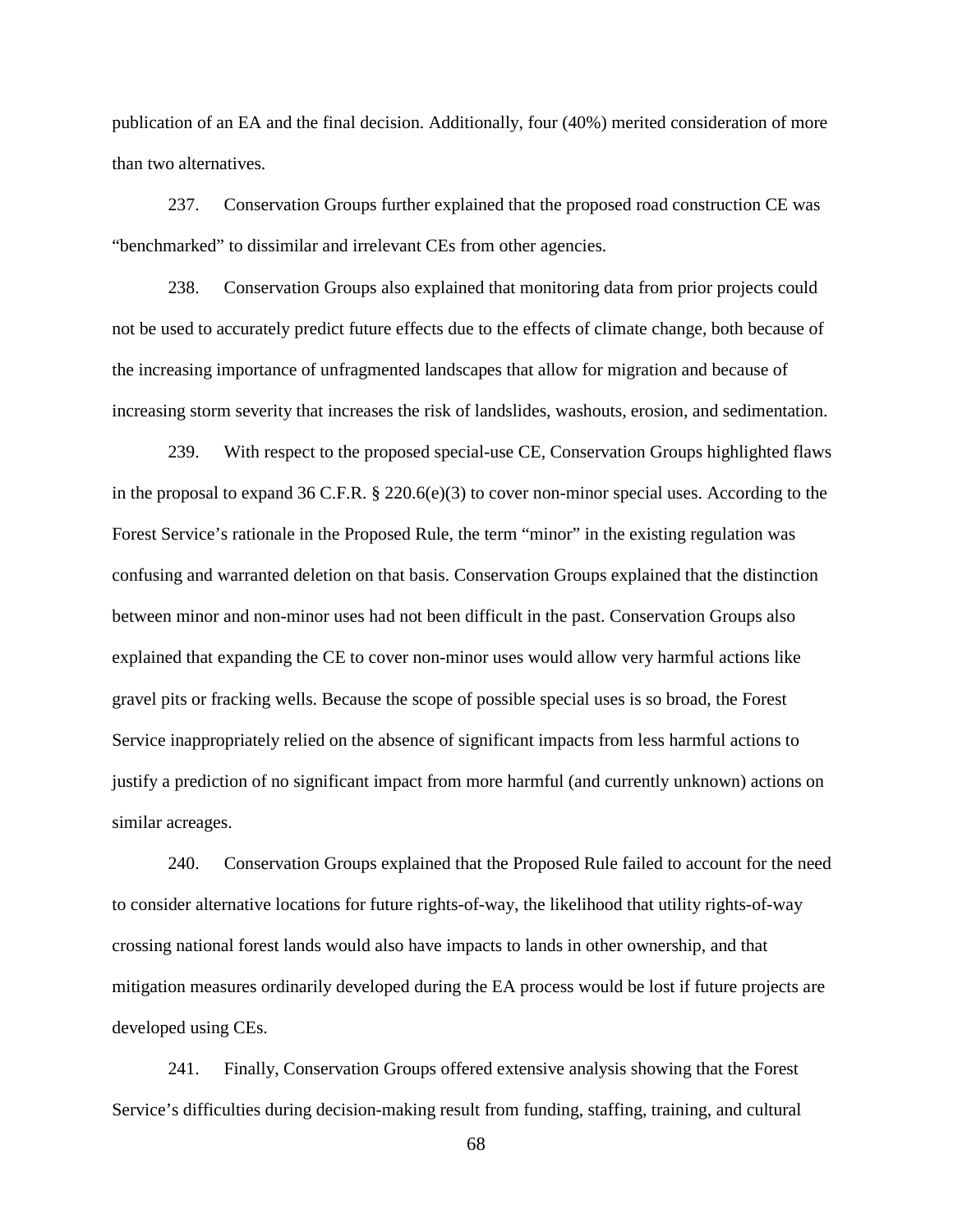publication of an EA and the final decision. Additionally, four (40%) merited consideration of more than two alternatives.

237. Conservation Groups further explained that the proposed road construction CE was "benchmarked" to dissimilar and irrelevant CEs from other agencies.

238. Conservation Groups also explained that monitoring data from prior projects could not be used to accurately predict future effects due to the effects of climate change, both because of the increasing importance of unfragmented landscapes that allow for migration and because of increasing storm severity that increases the risk of landslides, washouts, erosion, and sedimentation.

239. With respect to the proposed special-use CE, Conservation Groups highlighted flaws in the proposal to expand 36 C.F.R. § 220.6(e)(3) to cover non-minor special uses. According to the Forest Service's rationale in the Proposed Rule, the term "minor" in the existing regulation was confusing and warranted deletion on that basis. Conservation Groups explained that the distinction between minor and non-minor uses had not been difficult in the past. Conservation Groups also explained that expanding the CE to cover non-minor uses would allow very harmful actions like gravel pits or fracking wells. Because the scope of possible special uses is so broad, the Forest Service inappropriately relied on the absence of significant impacts from less harmful actions to justify a prediction of no significant impact from more harmful (and currently unknown) actions on similar acreages.

240. Conservation Groups explained that the Proposed Rule failed to account for the need to consider alternative locations for future rights-of-way, the likelihood that utility rights-of-way crossing national forest lands would also have impacts to lands in other ownership, and that mitigation measures ordinarily developed during the EA process would be lost if future projects are developed using CEs.

241. Finally, Conservation Groups offered extensive analysis showing that the Forest Service's difficulties during decision-making result from funding, staffing, training, and cultural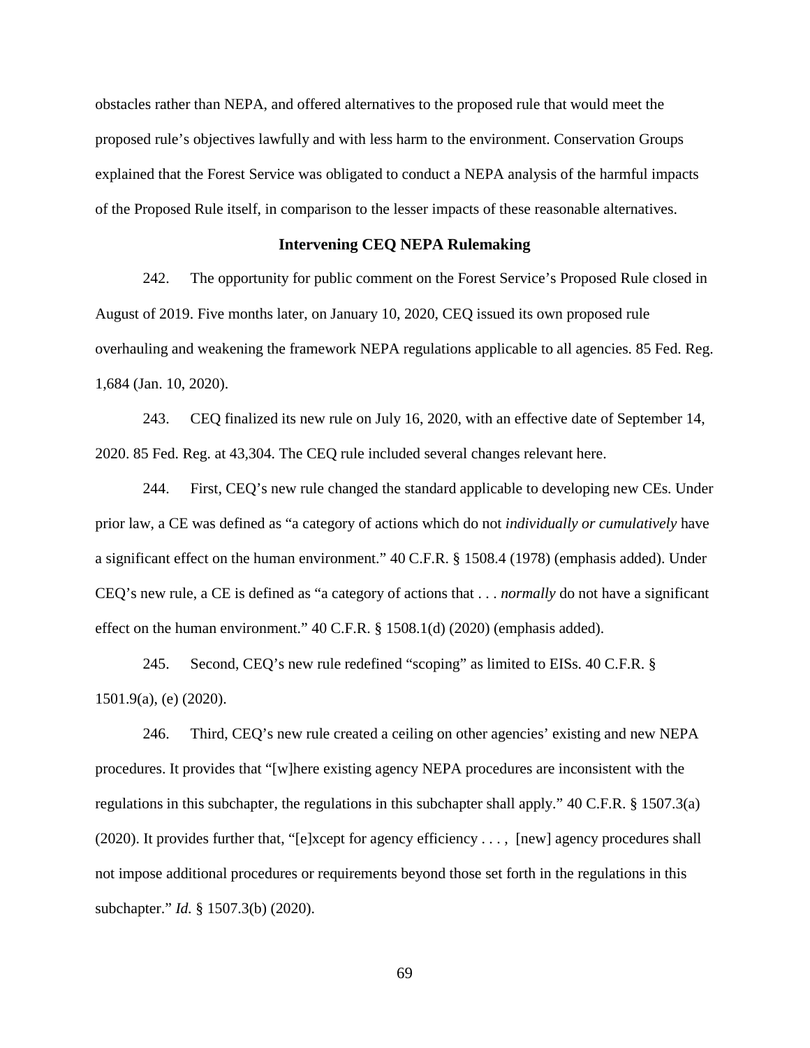obstacles rather than NEPA, and offered alternatives to the proposed rule that would meet the proposed rule's objectives lawfully and with less harm to the environment. Conservation Groups explained that the Forest Service was obligated to conduct a NEPA analysis of the harmful impacts of the Proposed Rule itself, in comparison to the lesser impacts of these reasonable alternatives.

**Intervening CEQ NEPA Rulemaking**

242. The opportunity for public comment on the Forest Service's Proposed Rule closed in August of 2019. Five months later, on January 10, 2020, CEQ issued its own proposed rule overhauling and weakening the framework NEPA regulations applicable to all agencies. 85 Fed. Reg. 1,684 (Jan. 10, 2020).

243. CEQ finalized its new rule on July 16, 2020, with an effective date of September 14, 2020. 85 Fed. Reg. at 43,304. The CEQ rule included several changes relevant here.

244. First, CEQ's new rule changed the standard applicable to developing new CEs. Under prior law, a CE was defined as "a category of actions which do not *individually or cumulatively* have a significant effect on the human environment." 40 C.F.R. § 1508.4 (1978) (emphasis added). Under CEQ's new rule, a CE is defined as "a category of actions that . . . *normally* do not have a significant effect on the human environment." 40 C.F.R. § 1508.1(d) (2020) (emphasis added).

245. Second, CEQ's new rule redefined "scoping" as limited to EISs. 40 C.F.R. § 1501.9(a), (e) (2020).

246. Third, CEQ's new rule created a ceiling on other agencies' existing and new NEPA procedures. It provides that "[w]here existing agency NEPA procedures are inconsistent with the regulations in this subchapter, the regulations in this subchapter shall apply." 40 C.F.R. § 1507.3(a) (2020). It provides further that, "[e]xcept for agency efficiency . . . , [new] agency procedures shall not impose additional procedures or requirements beyond those set forth in the regulations in this subchapter." *Id.* § 1507.3(b) (2020).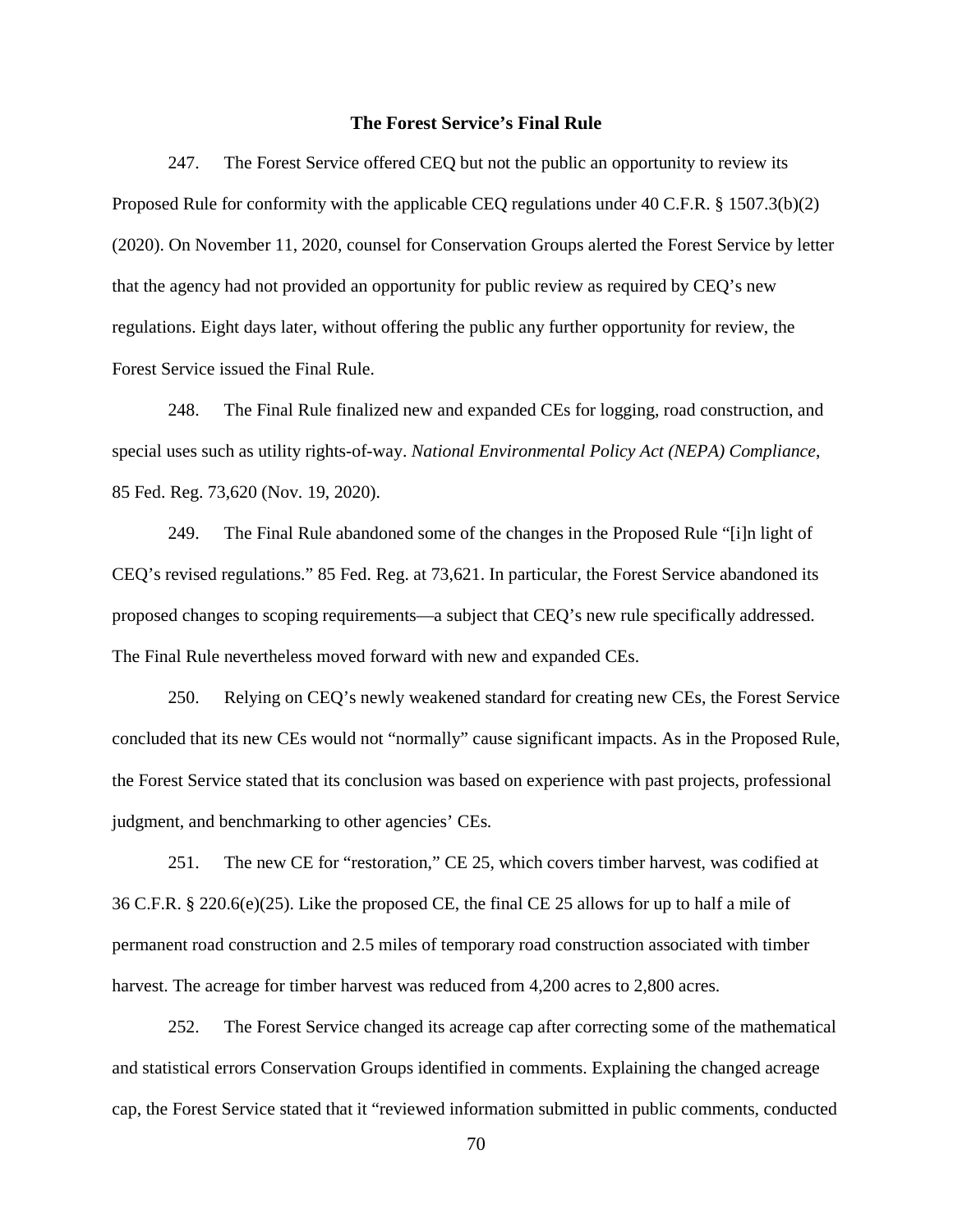### The Forest Service's Final Rule

247. The Forest Service offered CEQ but not the public an opportunity to review its Proposed Rule for conformity with the applicable CEQ regulations under 40 C.F.R. § 1507.3(b)(2) (2020). On November 11, 2020, counsel for Conservation Groups alerted the Forest Service by letter that the agency had not provided an opportunity for public review as required by CEQ's new regulations. Eight days later, without offering the public any further opportunity for review, the Forest Service issued the Final Rule.

248. The Final Rule finalized new and expanded CEs for logging, road construction, and special uses such as utility rights-of-way. *National Environmental Policy Act (NEPA) Compliance*, 85 Fed. Reg. 73,620 (Nov. 19, 2020).

249. The Final Rule abandoned some of the changes in the Proposed Rule "[i]n light of CEQ's revised regulations." 85 Fed. Reg. at 73,621. In particular, the Forest Service abandoned its proposed changes to scoping requirements—a subject that CEQ's new rule specifically addressed. The Final Rule nevertheless moved forward with new and expanded CEs.

250. Relying on CEQ's newly weakened standard for creating new CEs, the Forest Service concluded that its new CEs would not "normally" cause significant impacts. As in the Proposed Rule, the Forest Service stated that its conclusion was based on experience with past projects, professional judgment, and benchmarking to other agencies' CEs.

251. The new CE for "restoration," CE 25, which covers timber harvest, was codified at 36 C.F.R. § 220.6(e)(25). Like the proposed CE, the final CE 25 allows for up to half a mile of permanent road construction and 2.5 miles of temporary road construction associated with timber harvest. The acreage for timber harvest was reduced from 4,200 acres to 2,800 acres.

252. The Forest Service changed its acreage cap after correcting some of the mathematical and statistical errors Conservation Groups identified in comments. Explaining the changed acreage cap, the Forest Service stated that it "reviewed information submitted in public comments, conducted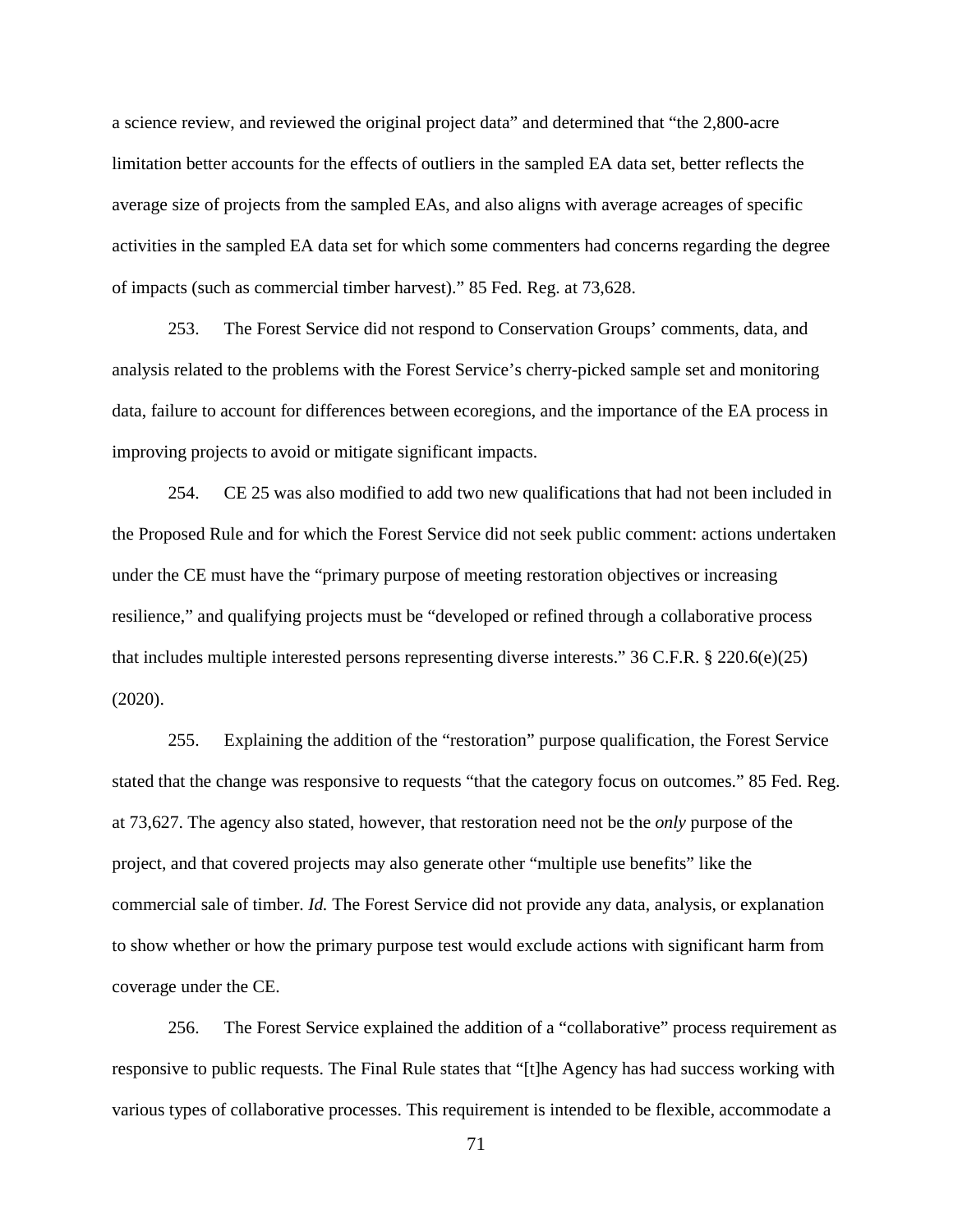a science review, and reviewed the original project data" and determined that "the 2,800-acre limitation better accounts for the effects of outliers in the sampled EA data set, better reflects the average size of projects from the sampled EAs, and also aligns with average acreages of specific activities in the sampled EA data set for which some commenters had concerns regarding the degree of impacts (such as commercial timber harvest)." 85 Fed. Reg. at 73,628.

253. The Forest Service did not respond to Conservation Groups' comments, data, and analysis related to the problems with the Forest Service's cherry-picked sample set and monitoring data, failure to account for differences between ecoregions, and the importance of the EA process in improving projects to avoid or mitigate significant impacts.

254. CE 25 was also modified to add two new qualifications that had not been included in the Proposed Rule and for which the Forest Service did not seek public comment: actions undertaken under the CE must have the "primary purpose of meeting restoration objectives or increasing resilience," and qualifying projects must be "developed or refined through a collaborative process that includes multiple interested persons representing diverse interests." 36 C.F.R. § 220.6(e)(25) (2020).

255. Explaining the addition of the "restoration" purpose qualification, the Forest Service stated that the change was responsive to requests "that the category focus on outcomes." 85 Fed. Reg. at 73,627. The agency also stated, however, that restoration need not be the *only* purpose of the project, and that covered projects may also generate other "multiple use benefits" like the commercial sale of timber. *Id.* The Forest Service did not provide any data, analysis, or explanation to show whether or how the primary purpose test would exclude actions with significant harm from coverage under the CE.

256. The Forest Service explained the addition of a "collaborative" process requirement as responsive to public requests. The Final Rule states that "[t]he Agency has had success working with various types of collaborative processes. This requirement is intended to be flexible, accommodate a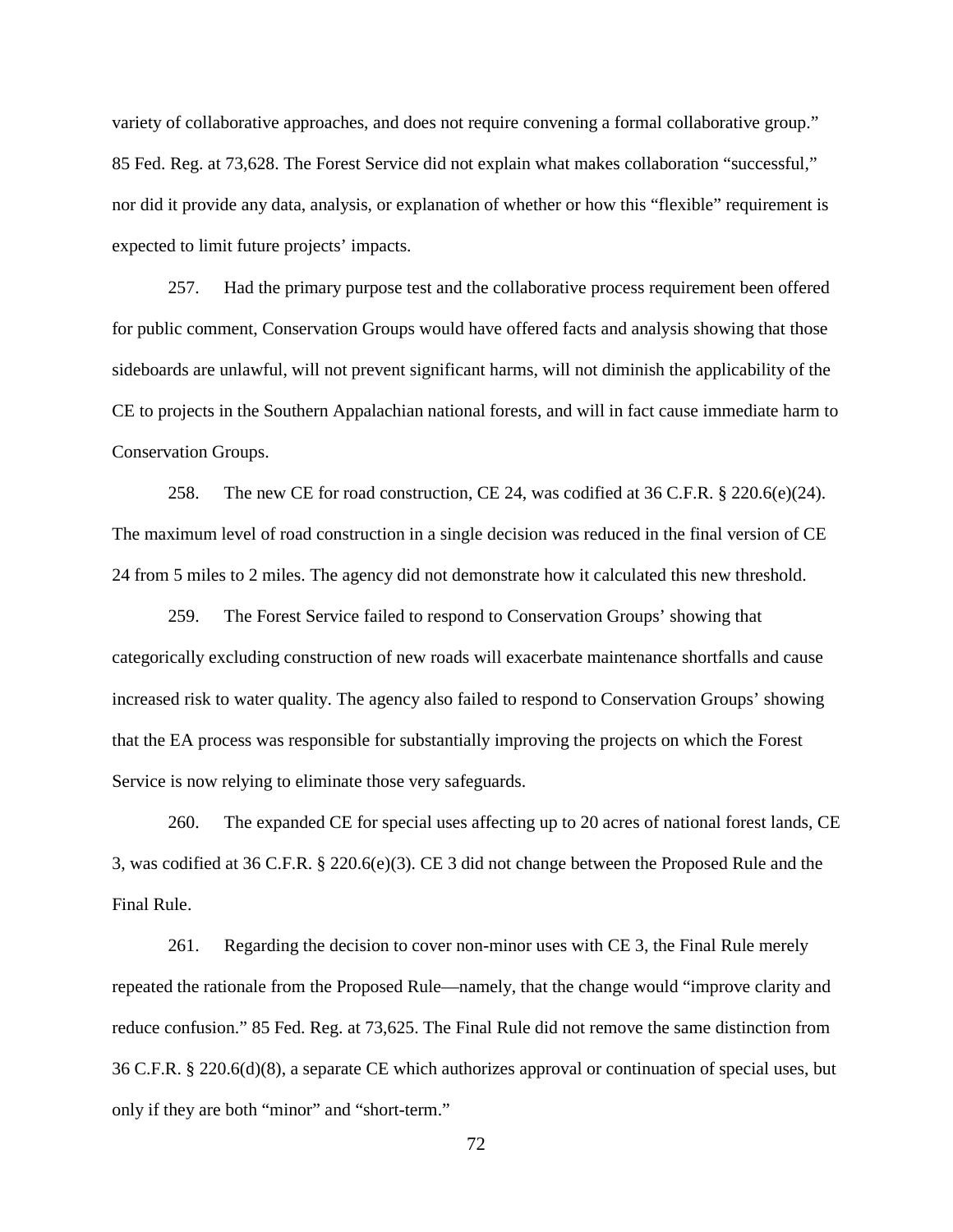variety of collaborative approaches, and does not require convening a formal collaborative group." 85 Fed. Reg. at 73,628. The Forest Service did not explain what makes collaboration "successful," nor did it provide any data, analysis, or explanation of whether or how this "flexible" requirement is expected to limit future projects' impacts.

257. Had the primary purpose test and the collaborative process requirement been offered for public comment, Conservation Groups would have offered facts and analysis showing that those sideboards are unlawful, will not prevent significant harms, will not diminish the applicability of the CE to projects in the Southern Appalachian national forests, and will in fact cause immediate harm to Conservation Groups.

258. The new CE for road construction, CE 24, was codified at 36 C.F.R. § 220.6(e)(24). The maximum level of road construction in a single decision was reduced in the final version of CE 24 from 5 miles to 2 miles. The agency did not demonstrate how it calculated this new threshold.

259. The Forest Service failed to respond to Conservation Groups' showing that categorically excluding construction of new roads will exacerbate maintenance shortfalls and cause increased risk to water quality. The agency also failed to respond to Conservation Groups' showing that the EA process was responsible for substantially improving the projects on which the Forest Service is now relying to eliminate those very safeguards.

260. The expanded CE for special uses affecting up to 20 acres of national forest lands, CE 3, was codified at 36 C.F.R. § 220.6(e)(3). CE 3 did not change between the Proposed Rule and the Final Rule.

261. Regarding the decision to cover non-minor uses with CE 3, the Final Rule merely repeated the rationale from the Proposed Rule—namely, that the change would "improve clarity and reduce confusion." 85 Fed. Reg. at 73,625. The Final Rule did not remove the same distinction from 36 C.F.R. § 220.6(d)(8), a separate CE which authorizes approval or continuation of special uses, but only if they are both "minor" and "short-term."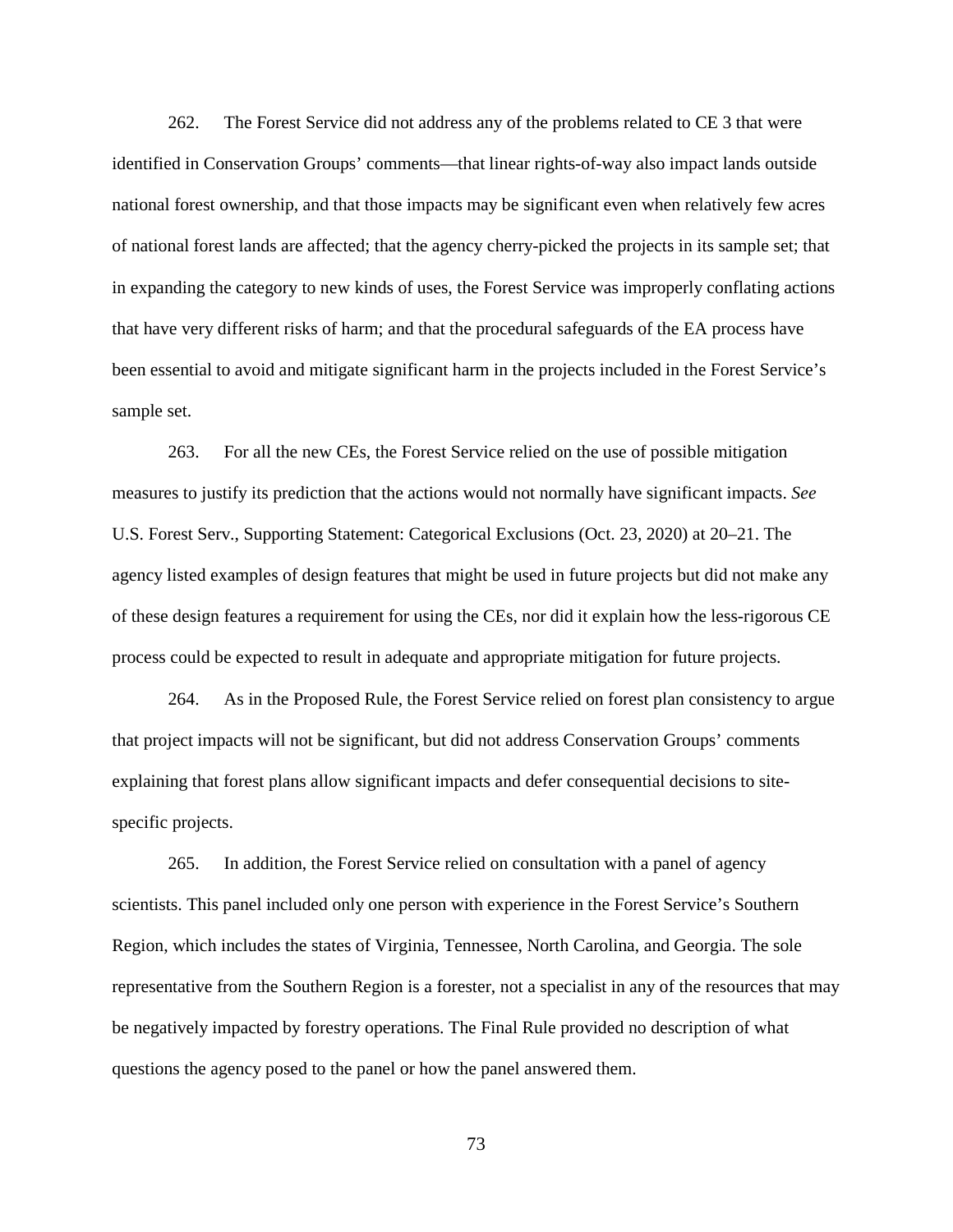262. The Forest Service did not address any of the problems related to CE 3 that were identified in Conservation Groups' comments—that linear rights-of-way also impact lands outside national forest ownership, and that those impacts may be significant even when relatively few acres of national forest lands are affected; that the agency cherry-picked the projects in its sample set; that in expanding the category to new kinds of uses, the Forest Service was improperly conflating actions that have very different risks of harm; and that the procedural safeguards of the EA process have been essential to avoid and mitigate significant harm in the projects included in the Forest Service's sample set.

263. For all the new CEs, the Forest Service relied on the use of possible mitigation measures to justify its prediction that the actions would not normally have significant impacts. *See* U.S. Forest Serv., Supporting Statement: Categorical Exclusions (Oct. 23, 2020) at 20–21. The agency listed examples of design features that might be used in future projects but did not make any of these design features a requirement for using the CEs, nor did it explain how the less-rigorous CE process could be expected to result in adequate and appropriate mitigation for future projects.

264. As in the Proposed Rule, the Forest Service relied on forest plan consistency to argue that project impacts will not be significant, but did not address Conservation Groups' comments explaining that forest plans allow significant impacts and defer consequential decisions to site-specific projects.

265. In addition, the Forest Service relied on consultation with a panel of agency scientists. This panel included only one person with experience in the Forest Service's Southern Region, which includes the states of Virginia, Tennessee, North Carolina, and Georgia. The sole representative from the Southern Region is a forester, not a specialist in any of the resources that may be negatively impacted by forestry operations. The Final Rule provided no description of what questions the agency posed to the panel or how the panel answered them.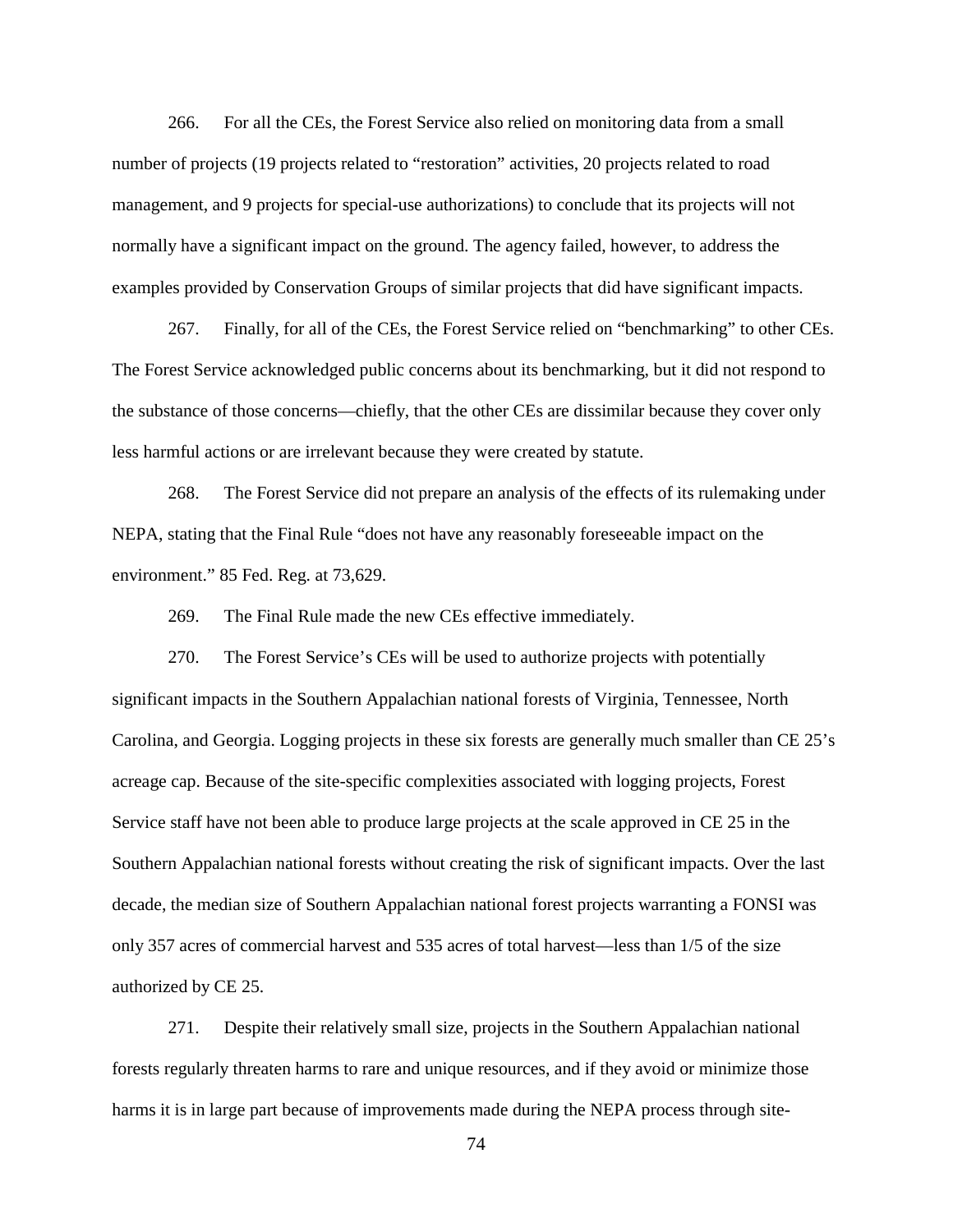266. For all the CEs, the Forest Service also relied on monitoring data from a small number of projects (19 projects related to "restoration" activities, 20 projects related to road management, and 9 projects for special-use authorizations) to conclude that its projects will not normally have a significant impact on the ground. The agency failed, however, to address the examples provided by Conservation Groups of similar projects that did have significant impacts.

267. Finally, for all of the CEs, the Forest Service relied on "benchmarking" to other CEs. The Forest Service acknowledged public concerns about its benchmarking, but it did not respond to the substance of those concerns—chiefly, that the other CEs are dissimilar because they cover only less harmful actions or are irrelevant because they were created by statute.

268. The Forest Service did not prepare an analysis of the effects of its rulemaking under NEPA, stating that the Final Rule "does not have any reasonably foreseeable impact on the environment." 85 Fed. Reg. at 73,629.

269. The Final Rule made the new CEs effective immediately.

270. The Forest Service's CEs will be used to authorize projects with potentially significant impacts in the Southern Appalachian national forests of Virginia, Tennessee, North Carolina, and Georgia. Logging projects in these six forests are generally much smaller than CE 25's acreage cap. Because of the site-specific complexities associated with logging projects, Forest Service staff have not been able to produce large projects at the scale approved in CE 25 in the Southern Appalachian national forests without creating the risk of significant impacts. Over the last decade, the median size of Southern Appalachian national forest projects warranting a FONSI was only 357 acres of commercial harvest and 535 acres of total harvest—less than 1/5 of the size authorized by CE 25.

271. Despite their relatively small size, projects in the Southern Appalachian national forests regularly threaten harms to rare and unique resources, and if they avoid or minimize those harms it is in large part because of improvements made during the NEPA process through site-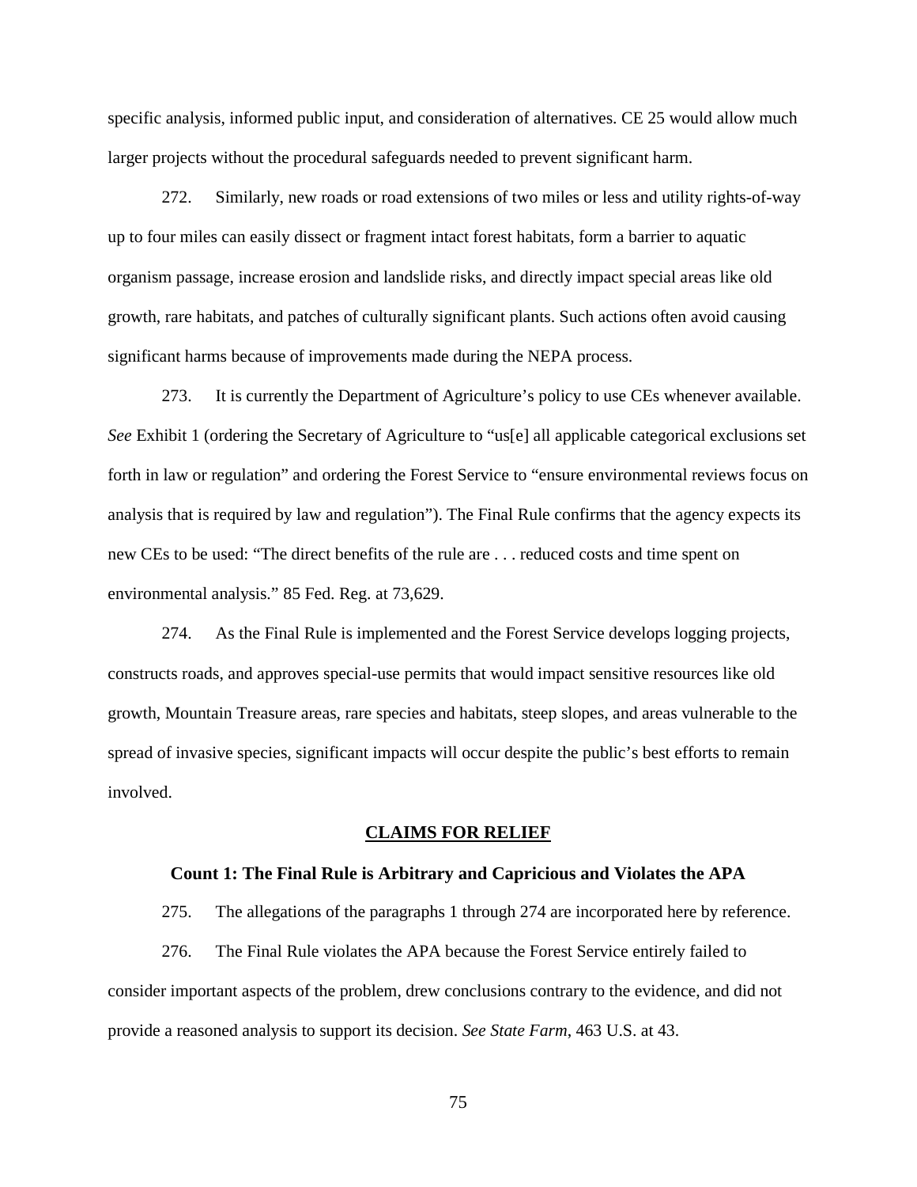specific analysis, informed public input, and consideration of alternatives. CE 25 would allow much larger projects without the procedural safeguards needed to prevent significant harm.

272. Similarly, new roads or road extensions of two miles or less and utility rights-of-way up to four miles can easily dissect or fragment intact forest habitats, form a barrier to aquatic organism passage, increase erosion and landslide risks, and directly impact special areas like old growth, rare habitats, and patches of culturally significant plants. Such actions often avoid causing significant harms because of improvements made during the NEPA process.

273. It is currently the Department of Agriculture's policy to use CEs whenever available. *See* Exhibit 1 (ordering the Secretary of Agriculture to "us[e] all applicable categorical exclusions set forth in law or regulation" and ordering the Forest Service to "ensure environmental reviews focus on analysis that is required by law and regulation"). The Final Rule confirms that the agency expects its new CEs to be used: "The direct benefits of the rule are . . . reduced costs and time spent on environmental analysis." 85 Fed. Reg. at 73,629.

274. As the Final Rule is implemented and the Forest Service develops logging projects, constructs roads, and approves special-use permits that would impact sensitive resources like old growth, Mountain Treasure areas, rare species and habitats, steep slopes, and areas vulnerable to the spread of invasive species, significant impacts will occur despite the public's best efforts to remain involved.

## CLAIMS FOR RELIEF

### Count 1: The Final Rule is Arbitrary and Capricious and Violates the APA

275. The allegations of the paragraphs 1 through 274 are incorporated here by reference.

276. The Final Rule violates the APA because the Forest Service entirely failed to consider important aspects of the problem, drew conclusions contrary to the evidence, and did not provide a reasoned analysis to support its decision. *See State Farm*, 463 U.S. at 43.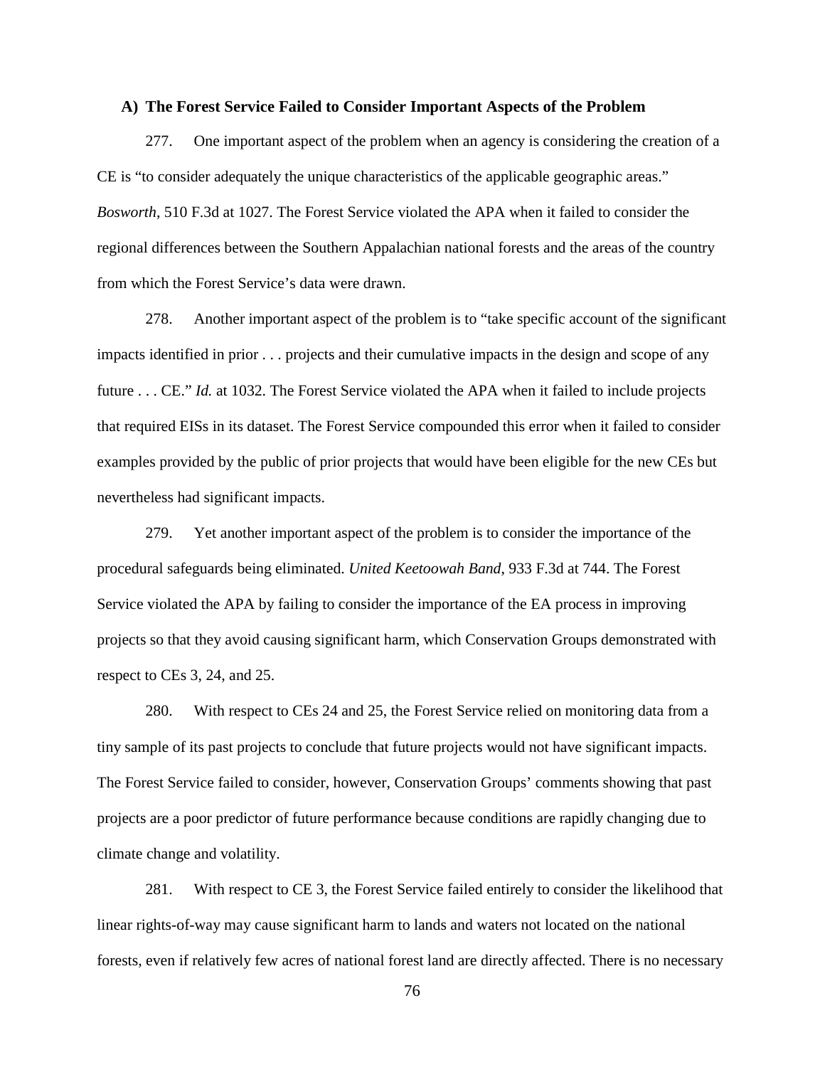### A) The Forest Service Failed to Consider Important Aspects of the Problem

277. One important aspect of the problem when an agency is considering the creation of a CE is "to consider adequately the unique characteristics of the applicable geographic areas." *Bosworth*, 510 F.3d at 1027. The Forest Service violated the APA when it failed to consider the regional differences between the Southern Appalachian national forests and the areas of the country from which the Forest Service's data were drawn.

278. Another important aspect of the problem is to "take specific account of the significant impacts identified in prior . . . projects and their cumulative impacts in the design and scope of any future . . . CE." *Id.* at 1032. The Forest Service violated the APA when it failed to include projects that required EISs in its dataset. The Forest Service compounded this error when it failed to consider examples provided by the public of prior projects that would have been eligible for the new CEs but nevertheless had significant impacts.

279. Yet another important aspect of the problem is to consider the importance of the procedural safeguards being eliminated. *United Keetoowah Band*, 933 F.3d at 744. The Forest Service violated the APA by failing to consider the importance of the EA process in improving projects so that they avoid causing significant harm, which Conservation Groups demonstrated with respect to CEs 3, 24, and 25.

280. With respect to CEs 24 and 25, the Forest Service relied on monitoring data from a tiny sample of its past projects to conclude that future projects would not have significant impacts. The Forest Service failed to consider, however, Conservation Groups' comments showing that past projects are a poor predictor of future performance because conditions are rapidly changing due to climate change and volatility.

281. With respect to CE 3, the Forest Service failed entirely to consider the likelihood that linear rights-of-way may cause significant harm to lands and waters not located on the national forests, even if relatively few acres of national forest land are directly affected. There is no necessary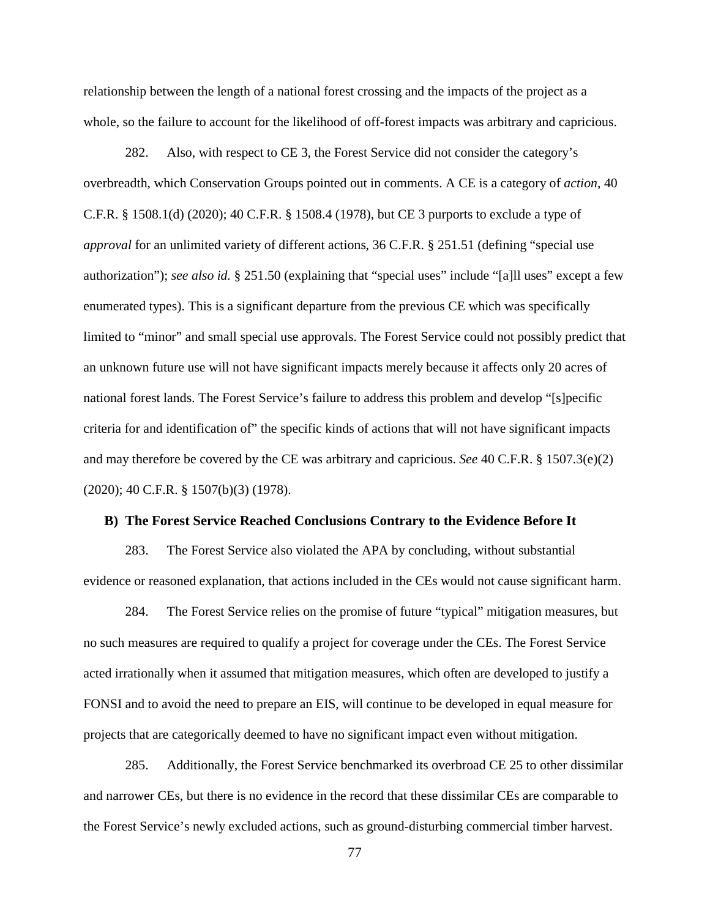relationship between the length of a national forest crossing and the impacts of the project as a whole, so the failure to account for the likelihood of off-forest impacts was arbitrary and capricious.

282. Also, with respect to CE 3, the Forest Service did not consider the category's overbreadth, which Conservation Groups pointed out in comments. A CE is a category of *action*, 40 C.F.R. § 1508.1(d) (2020); 40 C.F.R. § 1508.4 (1978), but CE 3 purports to exclude a type of *approval* for an unlimited variety of different actions, 36 C.F.R. § 251.51 (defining "special use authorization"); *see also id.* § 251.50 (explaining that "special uses" include "[a]ll uses" except a few enumerated types). This is a significant departure from the previous CE which was specifically limited to "minor" and small special use approvals. The Forest Service could not possibly predict that an unknown future use will not have significant impacts merely because it affects only 20 acres of national forest lands. The Forest Service's failure to address this problem and develop "[s]pecific criteria for and identification of" the specific kinds of actions that will not have significant impacts and may therefore be covered by the CE was arbitrary and capricious. *See* 40 C.F.R. § 1507.3(e)(2) (2020); 40 C.F.R. § 1507(b)(3) (1978).

### B) The Forest Service Reached Conclusions Contrary to the Evidence Before It

283. The Forest Service also violated the APA by concluding, without substantial evidence or reasoned explanation, that actions included in the CEs would not cause significant harm.

284. The Forest Service relies on the promise of future "typical" mitigation measures, but no such measures are required to qualify a project for coverage under the CEs. The Forest Service acted irrationally when it assumed that mitigation measures, which often are developed to justify a FONSI and to avoid the need to prepare an EIS, will continue to be developed in equal measure for projects that are categorically deemed to have no significant impact even without mitigation.

285. Additionally, the Forest Service benchmarked its overbroad CE 25 to other dissimilar and narrower CEs, but there is no evidence in the record that these dissimilar CEs are comparable to the Forest Service's newly excluded actions, such as ground-disturbing commercial timber harvest.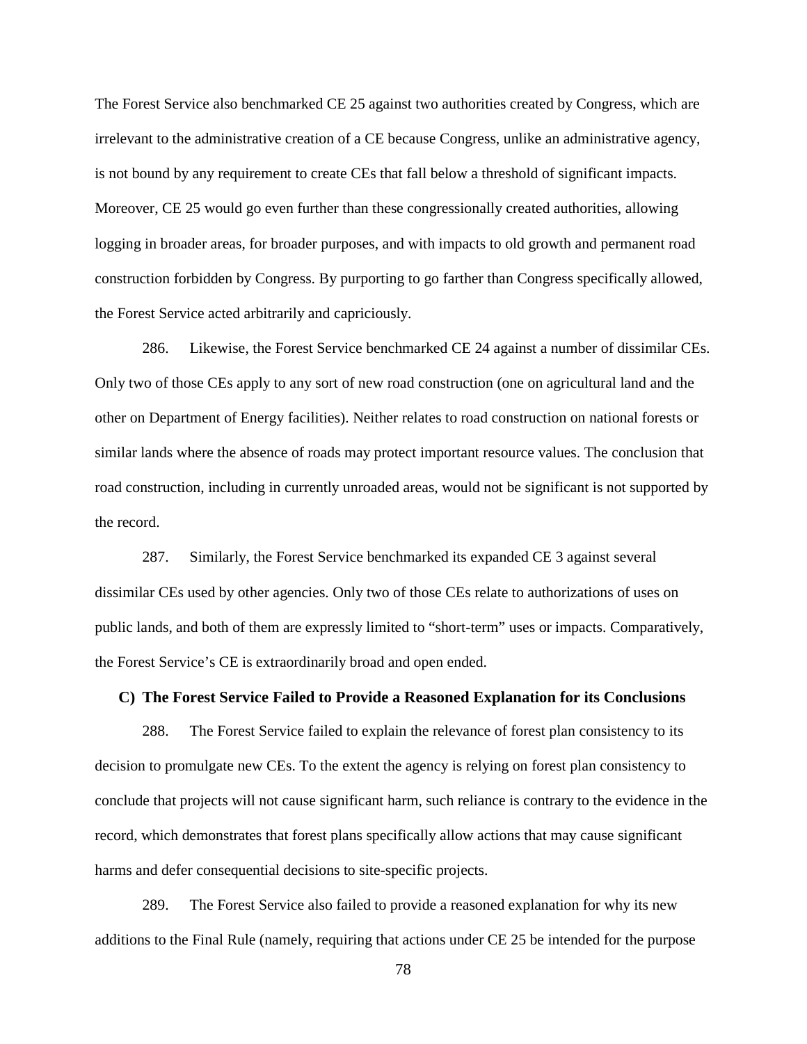The Forest Service also benchmarked CE 25 against two authorities created by Congress, which are irrelevant to the administrative creation of a CE because Congress, unlike an administrative agency, is not bound by any requirement to create CEs that fall below a threshold of significant impacts. Moreover, CE 25 would go even further than these congressionally created authorities, allowing logging in broader areas, for broader purposes, and with impacts to old growth and permanent road construction forbidden by Congress. By purporting to go farther than Congress specifically allowed, the Forest Service acted arbitrarily and capriciously.

286. Likewise, the Forest Service benchmarked CE 24 against a number of dissimilar CEs. Only two of those CEs apply to any sort of new road construction (one on agricultural land and the other on Department of Energy facilities). Neither relates to road construction on national forests or similar lands where the absence of roads may protect important resource values. The conclusion that road construction, including in currently unroaded areas, would not be significant is not supported by the record.

287. Similarly, the Forest Service benchmarked its expanded CE 3 against several dissimilar CEs used by other agencies. Only two of those CEs relate to authorizations of uses on public lands, and both of them are expressly limited to "short-term" uses or impacts. Comparatively, the Forest Service's CE is extraordinarily broad and open ended.

### C) The Forest Service Failed to Provide a Reasoned Explanation for its Conclusions

288. The Forest Service failed to explain the relevance of forest plan consistency to its decision to promulgate new CEs. To the extent the agency is relying on forest plan consistency to conclude that projects will not cause significant harm, such reliance is contrary to the evidence in the record, which demonstrates that forest plans specifically allow actions that may cause significant harms and defer consequential decisions to site-specific projects.

289. The Forest Service also failed to provide a reasoned explanation for why its new additions to the Final Rule (namely, requiring that actions under CE 25 be intended for the purpose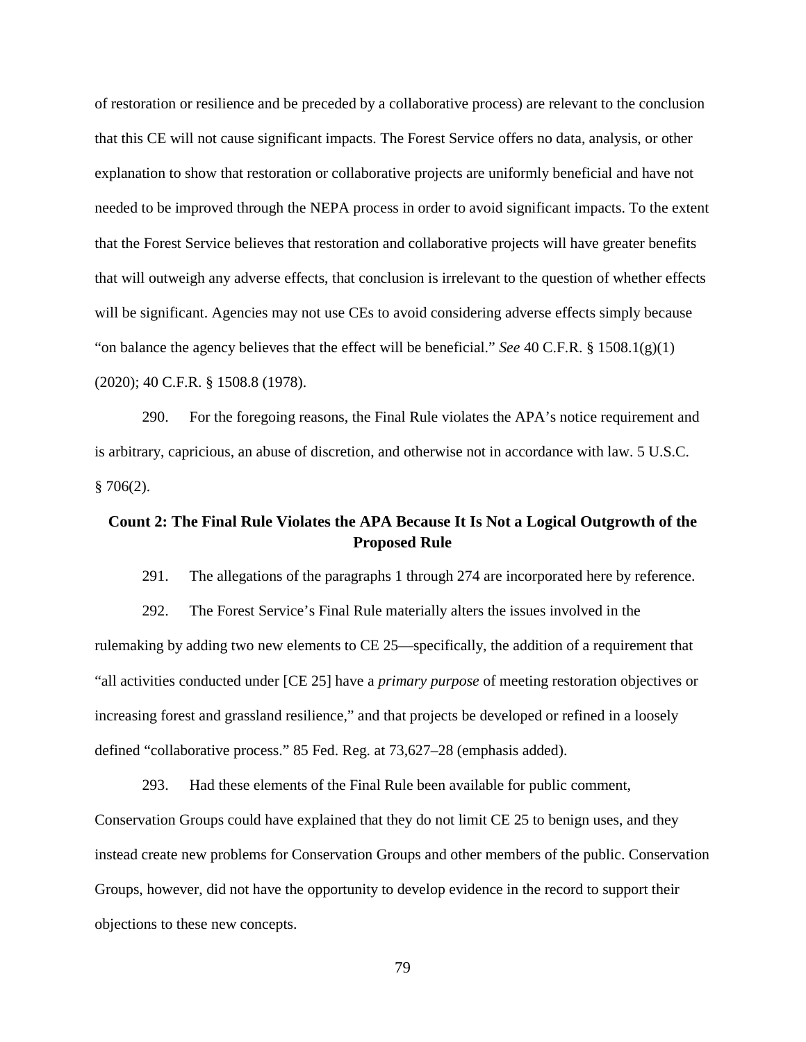of restoration or resilience and be preceded by a collaborative process) are relevant to the conclusion that this CE will not cause significant impacts. The Forest Service offers no data, analysis, or other explanation to show that restoration or collaborative projects are uniformly beneficial and have not needed to be improved through the NEPA process in order to avoid significant impacts. To the extent that the Forest Service believes that restoration and collaborative projects will have greater benefits that will outweigh any adverse effects, that conclusion is irrelevant to the question of whether effects will be significant. Agencies may not use CEs to avoid considering adverse effects simply because "on balance the agency believes that the effect will be beneficial." *See* 40 C.F.R. § 1508.1(g)(1) (2020); 40 C.F.R. § 1508.8 (1978).

290. For the foregoing reasons, the Final Rule violates the APA's notice requirement and is arbitrary, capricious, an abuse of discretion, and otherwise not in accordance with law. 5 U.S.C. § 706(2).

**Count 2: The Final Rule Violates the APA Because It Is Not a Logical Outgrowth of the Proposed Rule**

291. The allegations of the paragraphs 1 through 274 are incorporated here by reference.

292. The Forest Service's Final Rule materially alters the issues involved in the rulemaking by adding two new elements to CE 25—specifically, the addition of a requirement that "all activities conducted under [CE 25] have a *primary purpose* of meeting restoration objectives or increasing forest and grassland resilience," and that projects be developed or refined in a loosely defined "collaborative process." 85 Fed. Reg. at 73,627–28 (emphasis added).

293. Had these elements of the Final Rule been available for public comment, Conservation Groups could have explained that they do not limit CE 25 to benign uses, and they instead create new problems for Conservation Groups and other members of the public. Conservation Groups, however, did not have the opportunity to develop evidence in the record to support their objections to these new concepts.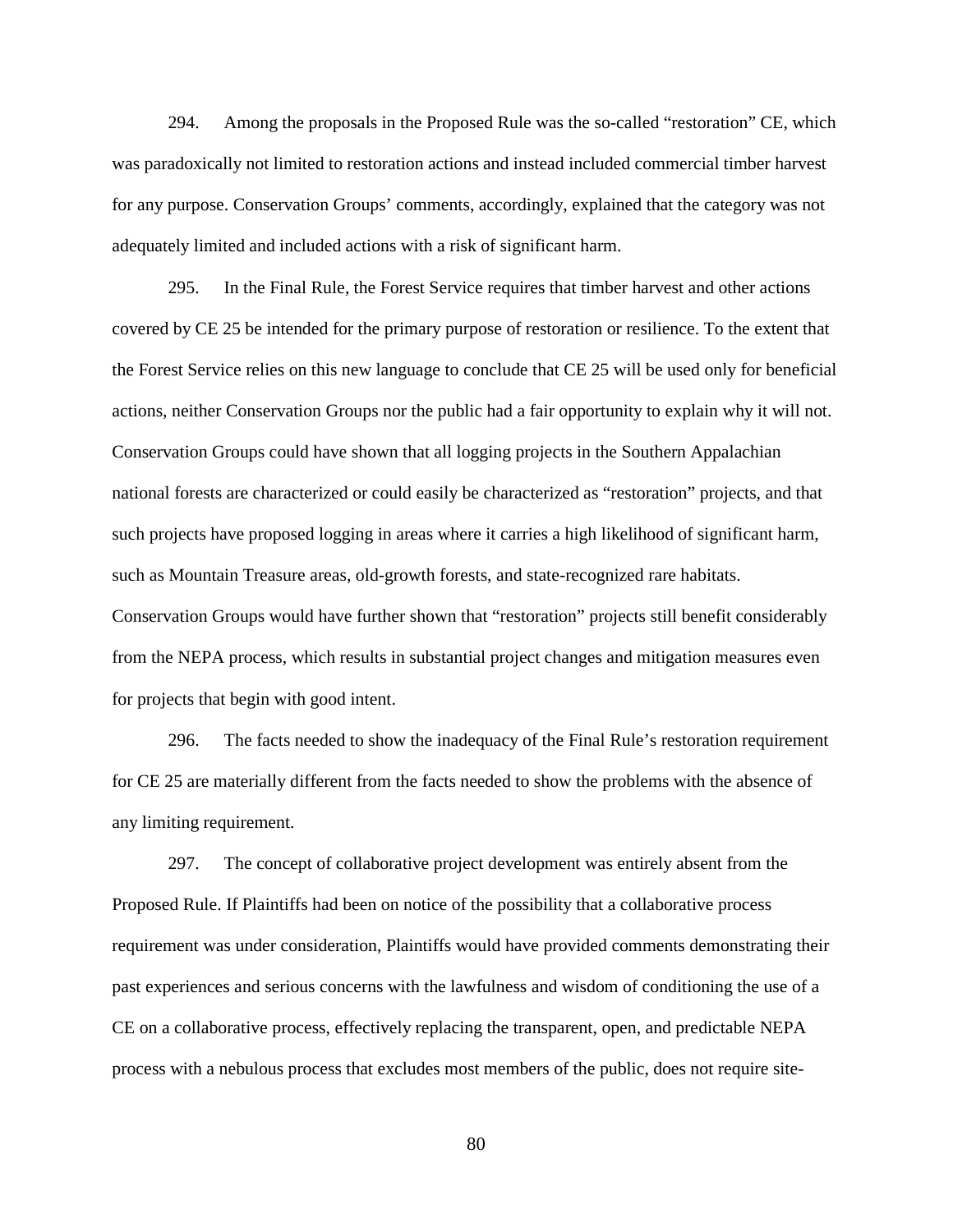294. Among the proposals in the Proposed Rule was the so-called "restoration" CE, which was paradoxically not limited to restoration actions and instead included commercial timber harvest for any purpose. Conservation Groups' comments, accordingly, explained that the category was not adequately limited and included actions with a risk of significant harm.

295. In the Final Rule, the Forest Service requires that timber harvest and other actions covered by CE 25 be intended for the primary purpose of restoration or resilience. To the extent that the Forest Service relies on this new language to conclude that CE 25 will be used only for beneficial actions, neither Conservation Groups nor the public had a fair opportunity to explain why it will not. Conservation Groups could have shown that all logging projects in the Southern Appalachian national forests are characterized or could easily be characterized as "restoration" projects, and that such projects have proposed logging in areas where it carries a high likelihood of significant harm, such as Mountain Treasure areas, old-growth forests, and state-recognized rare habitats. Conservation Groups would have further shown that "restoration" projects still benefit considerably from the NEPA process, which results in substantial project changes and mitigation measures even for projects that begin with good intent.

296. The facts needed to show the inadequacy of the Final Rule's restoration requirement for CE 25 are materially different from the facts needed to show the problems with the absence of any limiting requirement.

297. The concept of collaborative project development was entirely absent from the Proposed Rule. If Plaintiffs had been on notice of the possibility that a collaborative process requirement was under consideration, Plaintiffs would have provided comments demonstrating their past experiences and serious concerns with the lawfulness and wisdom of conditioning the use of a CE on a collaborative process, effectively replacing the transparent, open, and predictable NEPA process with a nebulous process that excludes most members of the public, does not require site-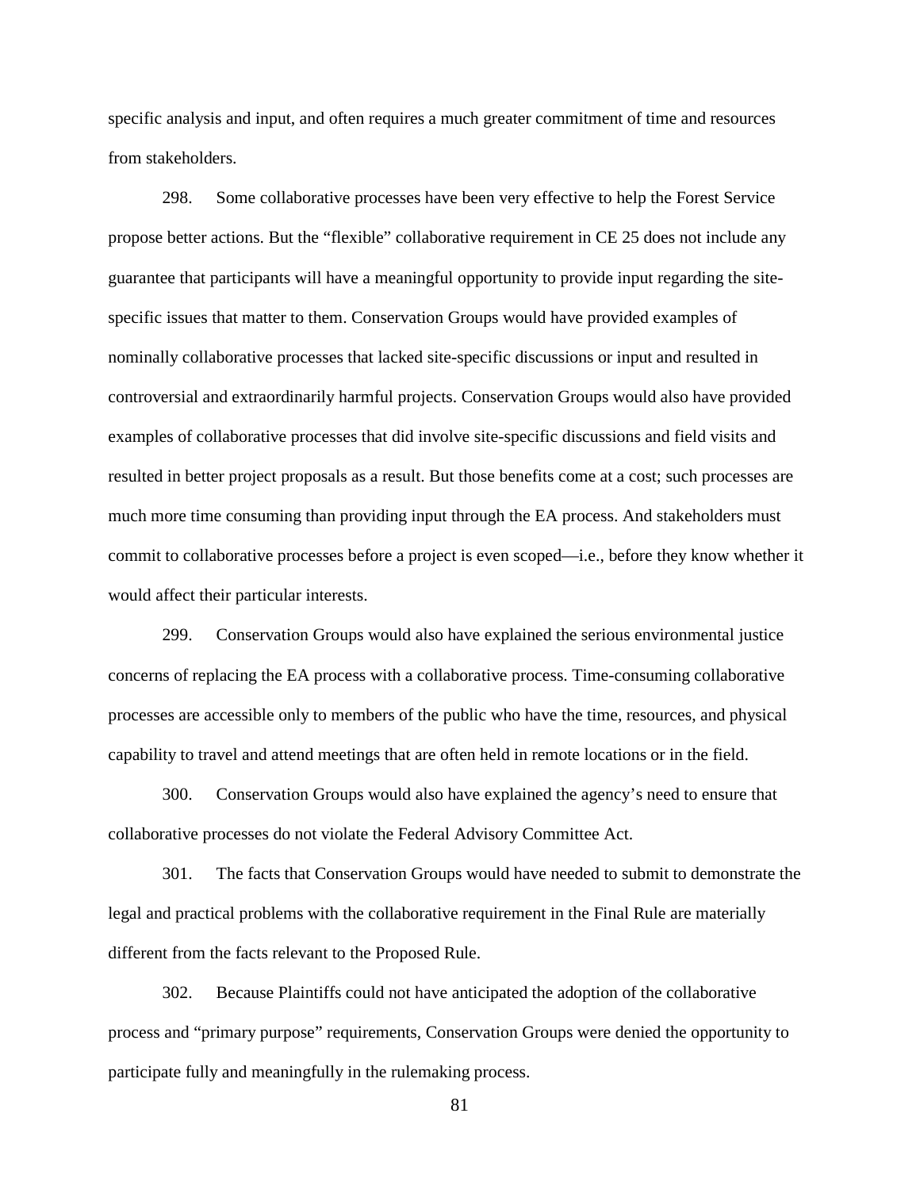specific analysis and input, and often requires a much greater commitment of time and resources from stakeholders.

298. Some collaborative processes have been very effective to help the Forest Service propose better actions. But the "flexible" collaborative requirement in CE 25 does not include any guarantee that participants will have a meaningful opportunity to provide input regarding the site-specific issues that matter to them. Conservation Groups would have provided examples of nominally collaborative processes that lacked site-specific discussions or input and resulted in controversial and extraordinarily harmful projects. Conservation Groups would also have provided examples of collaborative processes that did involve site-specific discussions and field visits and resulted in better project proposals as a result. But those benefits come at a cost; such processes are much more time consuming than providing input through the EA process. And stakeholders must commit to collaborative processes before a project is even scoped—i.e., before they know whether it would affect their particular interests.

299. Conservation Groups would also have explained the serious environmental justice concerns of replacing the EA process with a collaborative process. Time-consuming collaborative processes are accessible only to members of the public who have the time, resources, and physical capability to travel and attend meetings that are often held in remote locations or in the field.

300. Conservation Groups would also have explained the agency's need to ensure that collaborative processes do not violate the Federal Advisory Committee Act.

301. The facts that Conservation Groups would have needed to submit to demonstrate the legal and practical problems with the collaborative requirement in the Final Rule are materially different from the facts relevant to the Proposed Rule.

302. Because Plaintiffs could not have anticipated the adoption of the collaborative process and "primary purpose" requirements, Conservation Groups were denied the opportunity to participate fully and meaningfully in the rulemaking process.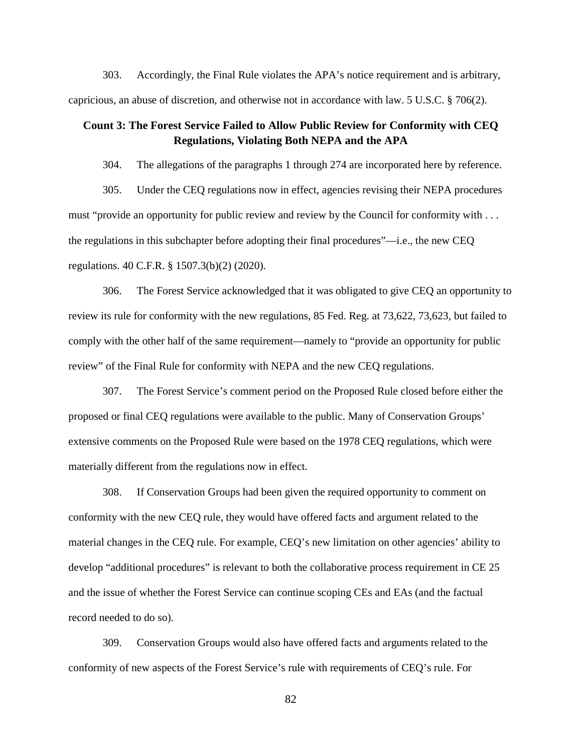303. Accordingly, the Final Rule violates the APA's notice requirement and is arbitrary, capricious, an abuse of discretion, and otherwise not in accordance with law. 5 U.S.C. § 706(2).

## Count 3: The Forest Service Failed to Allow Public Review for Conformity with CEQ Regulations, Violating Both NEPA and the APA

304. The allegations of the paragraphs 1 through 274 are incorporated here by reference.

305. Under the CEQ regulations now in effect, agencies revising their NEPA procedures must "provide an opportunity for public review and review by the Council for conformity with . . . the regulations in this subchapter before adopting their final procedures"—i.e., the new CEQ regulations. 40 C.F.R. § 1507.3(b)(2) (2020).

306. The Forest Service acknowledged that it was obligated to give CEQ an opportunity to review its rule for conformity with the new regulations, 85 Fed. Reg. at 73,622, 73,623, but failed to comply with the other half of the same requirement—namely to "provide an opportunity for public review" of the Final Rule for conformity with NEPA and the new CEQ regulations.

307. The Forest Service's comment period on the Proposed Rule closed before either the proposed or final CEQ regulations were available to the public. Many of Conservation Groups' extensive comments on the Proposed Rule were based on the 1978 CEQ regulations, which were materially different from the regulations now in effect.

308. If Conservation Groups had been given the required opportunity to comment on conformity with the new CEQ rule, they would have offered facts and argument related to the material changes in the CEQ rule. For example, CEQ's new limitation on other agencies' ability to develop "additional procedures" is relevant to both the collaborative process requirement in CE 25 and the issue of whether the Forest Service can continue scoping CEs and EAs (and the factual record needed to do so).

309. Conservation Groups would also have offered facts and arguments related to the conformity of new aspects of the Forest Service's rule with requirements of CEQ's rule. For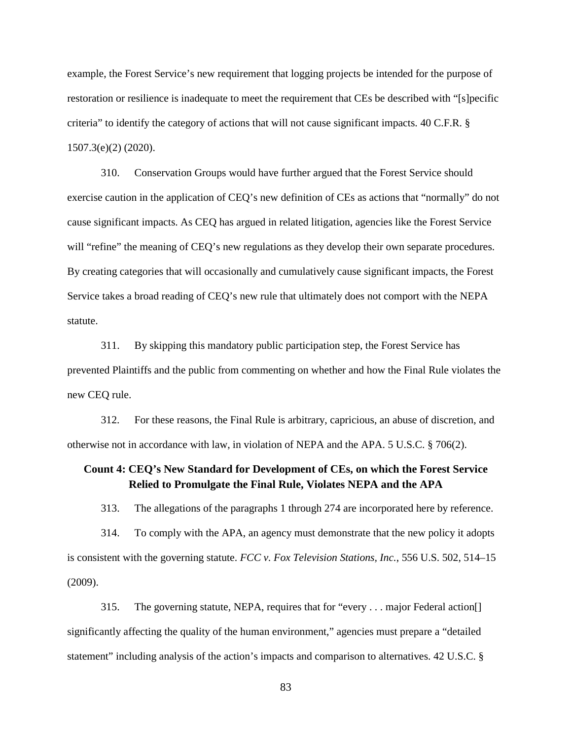example, the Forest Service's new requirement that logging projects be intended for the purpose of restoration or resilience is inadequate to meet the requirement that CEs be described with "[s]pecific criteria" to identify the category of actions that will not cause significant impacts. 40 C.F.R. § 1507.3(e)(2) (2020).

310. Conservation Groups would have further argued that the Forest Service should exercise caution in the application of CEQ's new definition of CEs as actions that "normally" do not cause significant impacts. As CEQ has argued in related litigation, agencies like the Forest Service will "refine" the meaning of CEQ's new regulations as they develop their own separate procedures. By creating categories that will occasionally and cumulatively cause significant impacts, the Forest Service takes a broad reading of CEQ's new rule that ultimately does not comport with the NEPA statute.

311. By skipping this mandatory public participation step, the Forest Service has prevented Plaintiffs and the public from commenting on whether and how the Final Rule violates the new CEQ rule.

312. For these reasons, the Final Rule is arbitrary, capricious, an abuse of discretion, and otherwise not in accordance with law, in violation of NEPA and the APA. 5 U.S.C. § 706(2).

### Count 4: CEQ's New Standard for Development of CEs, on which the Forest Service Relied to Promulgate the Final Rule, Violates NEPA and the APA

313. The allegations of the paragraphs 1 through 274 are incorporated here by reference.

314. To comply with the APA, an agency must demonstrate that the new policy it adopts is consistent with the governing statute. *FCC v. Fox Television Stations, Inc.*, 556 U.S. 502, 514–15 (2009).

315. The governing statute, NEPA, requires that for "every . . . major Federal action[] significantly affecting the quality of the human environment," agencies must prepare a "detailed statement" including analysis of the action's impacts and comparison to alternatives. 42 U.S.C. §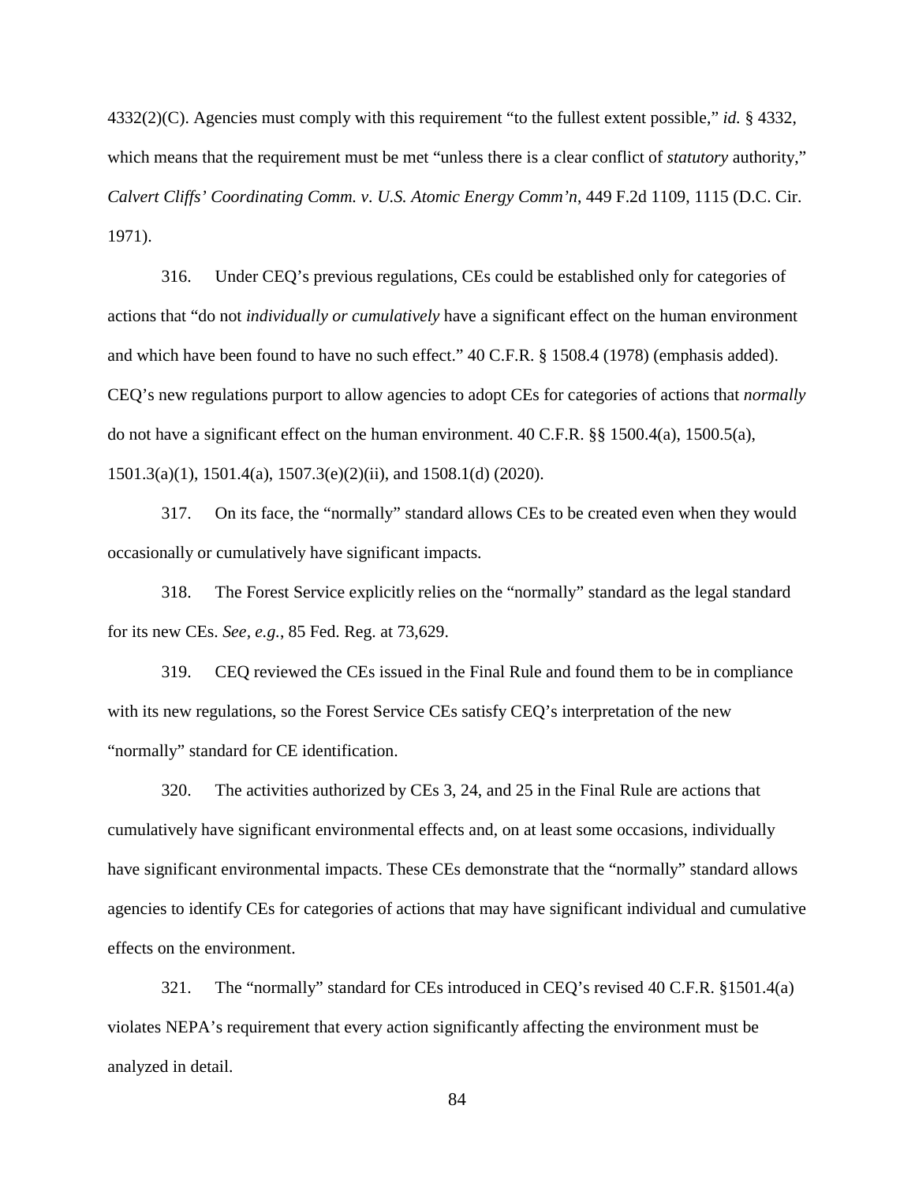4332(2)(C). Agencies must comply with this requirement "to the fullest extent possible," *id.* § 4332, which means that the requirement must be met "unless there is a clear conflict of *statutory* authority," *Calvert Cliffs' Coordinating Comm. v. U.S. Atomic Energy Comm'n*, 449 F.2d 1109, 1115 (D.C. Cir. 1971).

316. Under CEQ's previous regulations, CEs could be established only for categories of actions that "do not *individually or cumulatively* have a significant effect on the human environment and which have been found to have no such effect." 40 C.F.R. § 1508.4 (1978) (emphasis added). CEQ's new regulations purport to allow agencies to adopt CEs for categories of actions that *normally* do not have a significant effect on the human environment. 40 C.F.R. §§ 1500.4(a), 1500.5(a), 1501.3(a)(1), 1501.4(a), 1507.3(e)(2)(ii), and 1508.1(d) (2020).

317. On its face, the "normally" standard allows CEs to be created even when they would occasionally or cumulatively have significant impacts.

318. The Forest Service explicitly relies on the "normally" standard as the legal standard for its new CEs. *See*, *e.g.*, 85 Fed. Reg. at 73,629.

319. CEQ reviewed the CEs issued in the Final Rule and found them to be in compliance with its new regulations, so the Forest Service CEs satisfy CEQ's interpretation of the new "normally" standard for CE identification.

320. The activities authorized by CEs 3, 24, and 25 in the Final Rule are actions that cumulatively have significant environmental effects and, on at least some occasions, individually have significant environmental impacts. These CEs demonstrate that the "normally" standard allows agencies to identify CEs for categories of actions that may have significant individual and cumulative effects on the environment.

321. The "normally" standard for CEs introduced in CEQ's revised 40 C.F.R. §1501.4(a) violates NEPA's requirement that every action significantly affecting the environment must be analyzed in detail.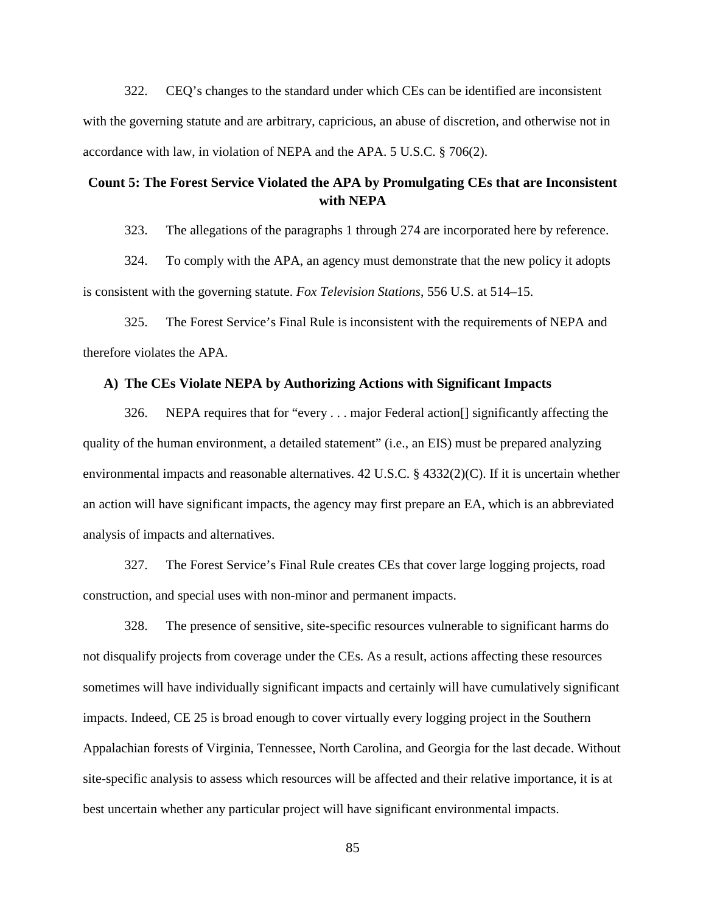322. CEQ's changes to the standard under which CEs can be identified are inconsistent with the governing statute and are arbitrary, capricious, an abuse of discretion, and otherwise not in accordance with law, in violation of NEPA and the APA. 5 U.S.C. § 706(2).

## Count 5: The Forest Service Violated the APA by Promulgating CEs that are Inconsistent with NEPA

323. The allegations of the paragraphs 1 through 274 are incorporated here by reference.

324. To comply with the APA, an agency must demonstrate that the new policy it adopts is consistent with the governing statute. *Fox Television Stations*, 556 U.S. at 514–15.

325. The Forest Service's Final Rule is inconsistent with the requirements of NEPA and therefore violates the APA.

### A) The CEs Violate NEPA by Authorizing Actions with Significant Impacts

326. NEPA requires that for "every . . . major Federal action[] significantly affecting the quality of the human environment, a detailed statement" (i.e., an EIS) must be prepared analyzing environmental impacts and reasonable alternatives. 42 U.S.C. § 4332(2)(C). If it is uncertain whether an action will have significant impacts, the agency may first prepare an EA, which is an abbreviated analysis of impacts and alternatives.

327. The Forest Service's Final Rule creates CEs that cover large logging projects, road construction, and special uses with non-minor and permanent impacts.

328. The presence of sensitive, site-specific resources vulnerable to significant harms do not disqualify projects from coverage under the CEs. As a result, actions affecting these resources sometimes will have individually significant impacts and certainly will have cumulatively significant impacts. Indeed, CE 25 is broad enough to cover virtually every logging project in the Southern Appalachian forests of Virginia, Tennessee, North Carolina, and Georgia for the last decade. Without site-specific analysis to assess which resources will be affected and their relative importance, it is at best uncertain whether any particular project will have significant environmental impacts.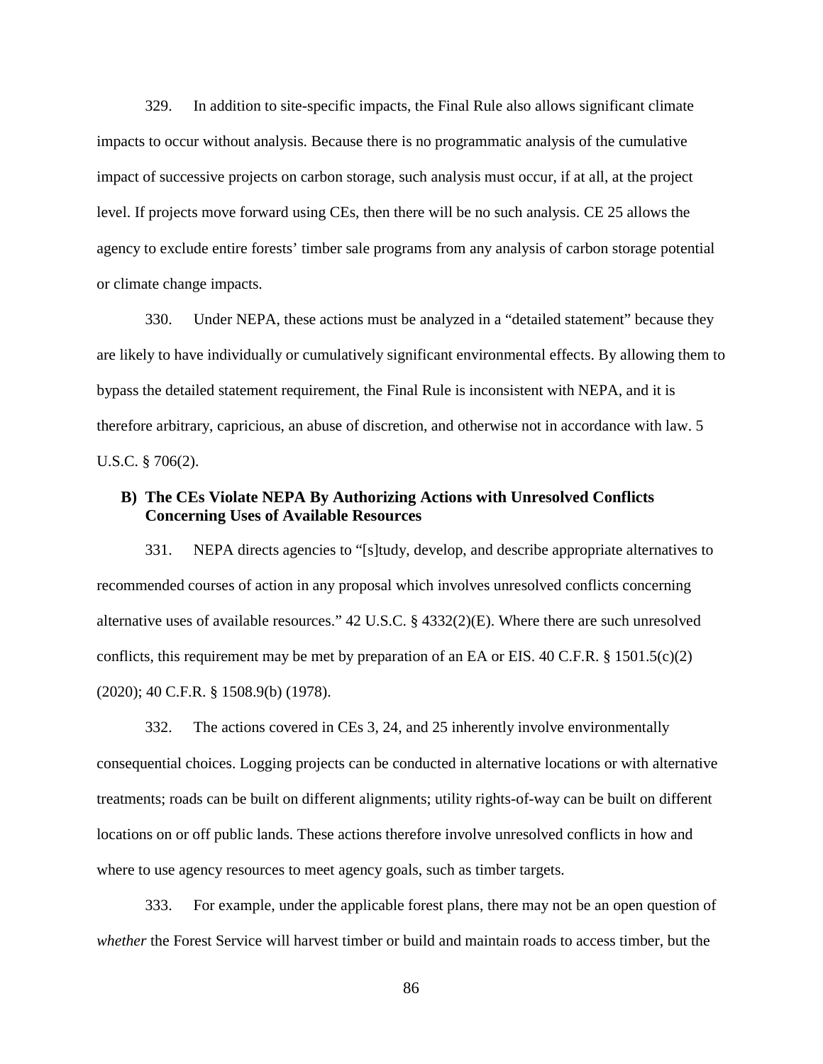329. In addition to site-specific impacts, the Final Rule also allows significant climate impacts to occur without analysis. Because there is no programmatic analysis of the cumulative impact of successive projects on carbon storage, such analysis must occur, if at all, at the project level. If projects move forward using CEs, then there will be no such analysis. CE 25 allows the agency to exclude entire forests' timber sale programs from any analysis of carbon storage potential or climate change impacts.

330. Under NEPA, these actions must be analyzed in a "detailed statement" because they are likely to have individually or cumulatively significant environmental effects. By allowing them to bypass the detailed statement requirement, the Final Rule is inconsistent with NEPA, and it is therefore arbitrary, capricious, an abuse of discretion, and otherwise not in accordance with law. 5 U.S.C. § 706(2).

### B) The CEs Violate NEPA By Authorizing Actions with Unresolved Conflicts Concerning Uses of Available Resources

331. NEPA directs agencies to "[s]tudy, develop, and describe appropriate alternatives to recommended courses of action in any proposal which involves unresolved conflicts concerning alternative uses of available resources." 42 U.S.C. § 4332(2)(E). Where there are such unresolved conflicts, this requirement may be met by preparation of an EA or EIS. 40 C.F.R. § 1501.5(c)(2) (2020); 40 C.F.R. § 1508.9(b) (1978).

332. The actions covered in CEs 3, 24, and 25 inherently involve environmentally consequential choices. Logging projects can be conducted in alternative locations or with alternative treatments; roads can be built on different alignments; utility rights-of-way can be built on different locations on or off public lands. These actions therefore involve unresolved conflicts in how and where to use agency resources to meet agency goals, such as timber targets.

333. For example, under the applicable forest plans, there may not be an open question of *whether* the Forest Service will harvest timber or build and maintain roads to access timber, but the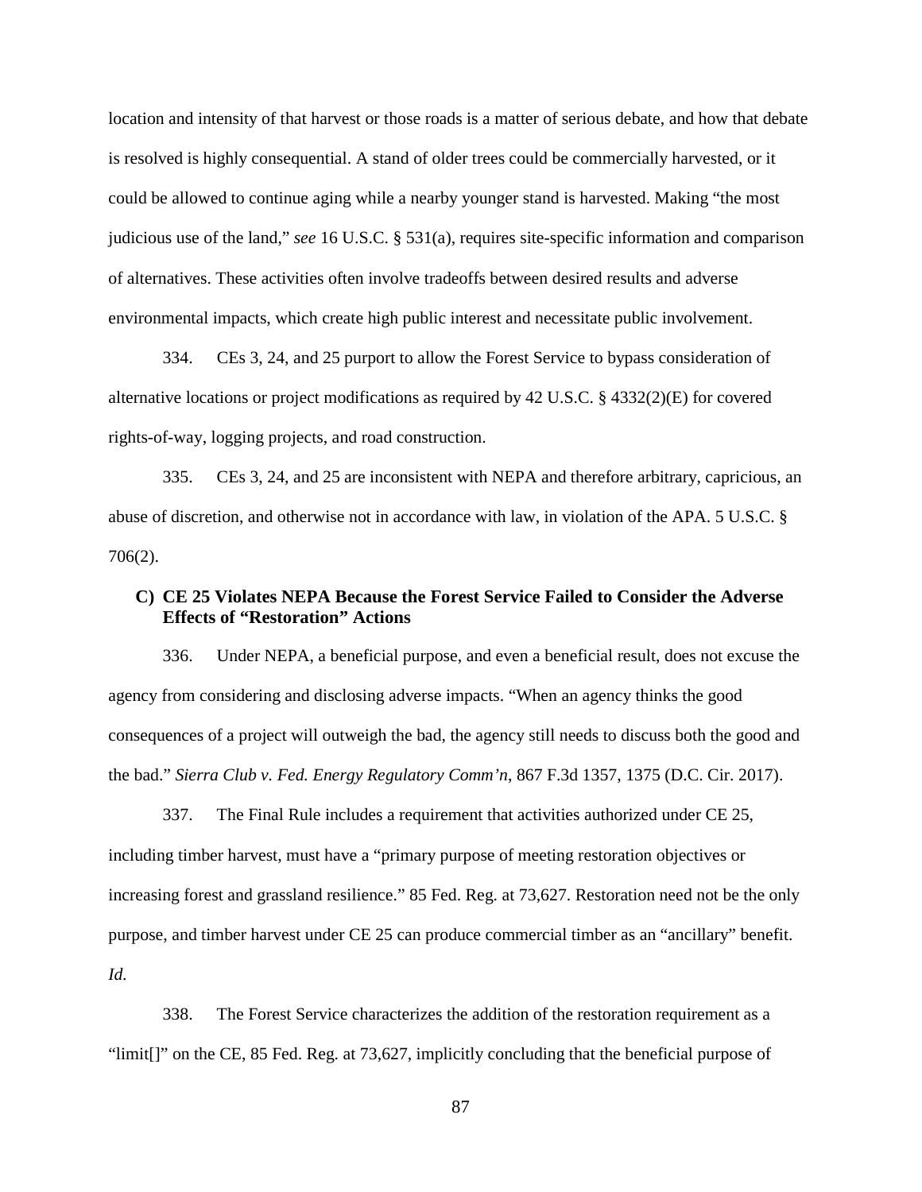location and intensity of that harvest or those roads is a matter of serious debate, and how that debate is resolved is highly consequential. A stand of older trees could be commercially harvested, or it could be allowed to continue aging while a nearby younger stand is harvested. Making "the most judicious use of the land," *see* 16 U.S.C. § 531(a), requires site-specific information and comparison of alternatives. These activities often involve tradeoffs between desired results and adverse environmental impacts, which create high public interest and necessitate public involvement.

334. CEs 3, 24, and 25 purport to allow the Forest Service to bypass consideration of alternative locations or project modifications as required by 42 U.S.C. § 4332(2)(E) for covered rights-of-way, logging projects, and road construction.

335. CEs 3, 24, and 25 are inconsistent with NEPA and therefore arbitrary, capricious, an abuse of discretion, and otherwise not in accordance with law, in violation of the APA. 5 U.S.C. § 706(2).

### C) CE 25 Violates NEPA Because the Forest Service Failed to Consider the Adverse Effects of "Restoration" Actions

336. Under NEPA, a beneficial purpose, and even a beneficial result, does not excuse the agency from considering and disclosing adverse impacts. "When an agency thinks the good consequences of a project will outweigh the bad, the agency still needs to discuss both the good and the bad." *Sierra Club v. Fed. Energy Regulatory Comm'n*, 867 F.3d 1357, 1375 (D.C. Cir. 2017).

337. The Final Rule includes a requirement that activities authorized under CE 25, including timber harvest, must have a "primary purpose of meeting restoration objectives or increasing forest and grassland resilience." 85 Fed. Reg. at 73,627. Restoration need not be the only purpose, and timber harvest under CE 25 can produce commercial timber as an "ancillary" benefit. *Id.*

338. The Forest Service characterizes the addition of the restoration requirement as a "limit[]" on the CE, 85 Fed. Reg. at 73,627, implicitly concluding that the beneficial purpose of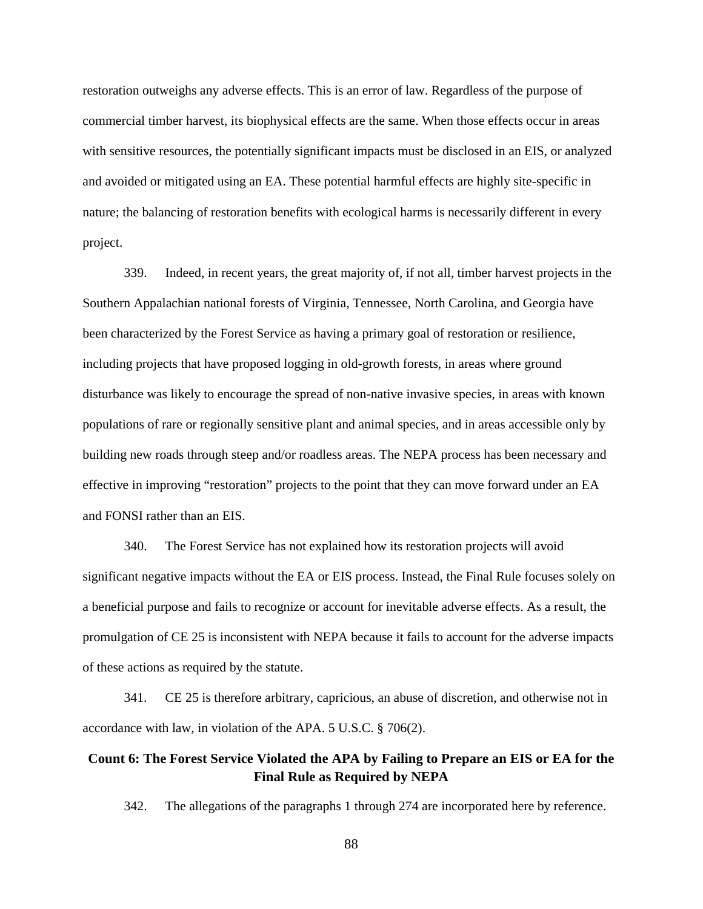restoration outweighs any adverse effects. This is an error of law. Regardless of the purpose of commercial timber harvest, its biophysical effects are the same. When those effects occur in areas with sensitive resources, the potentially significant impacts must be disclosed in an EIS, or analyzed and avoided or mitigated using an EA. These potential harmful effects are highly site-specific in nature; the balancing of restoration benefits with ecological harms is necessarily different in every project.

339. Indeed, in recent years, the great majority of, if not all, timber harvest projects in the Southern Appalachian national forests of Virginia, Tennessee, North Carolina, and Georgia have been characterized by the Forest Service as having a primary goal of restoration or resilience, including projects that have proposed logging in old-growth forests, in areas where ground disturbance was likely to encourage the spread of non-native invasive species, in areas with known populations of rare or regionally sensitive plant and animal species, and in areas accessible only by building new roads through steep and/or roadless areas. The NEPA process has been necessary and effective in improving "restoration" projects to the point that they can move forward under an EA and FONSI rather than an EIS.

340. The Forest Service has not explained how its restoration projects will avoid significant negative impacts without the EA or EIS process. Instead, the Final Rule focuses solely on a beneficial purpose and fails to recognize or account for inevitable adverse effects. As a result, the promulgation of CE 25 is inconsistent with NEPA because it fails to account for the adverse impacts of these actions as required by the statute.

341. CE 25 is therefore arbitrary, capricious, an abuse of discretion, and otherwise not in accordance with law, in violation of the APA. 5 U.S.C. § 706(2).

### Count 6: The Forest Service Violated the APA by Failing to Prepare an EIS or EA for the Final Rule as Required by NEPA

342. The allegations of the paragraphs 1 through 274 are incorporated here by reference.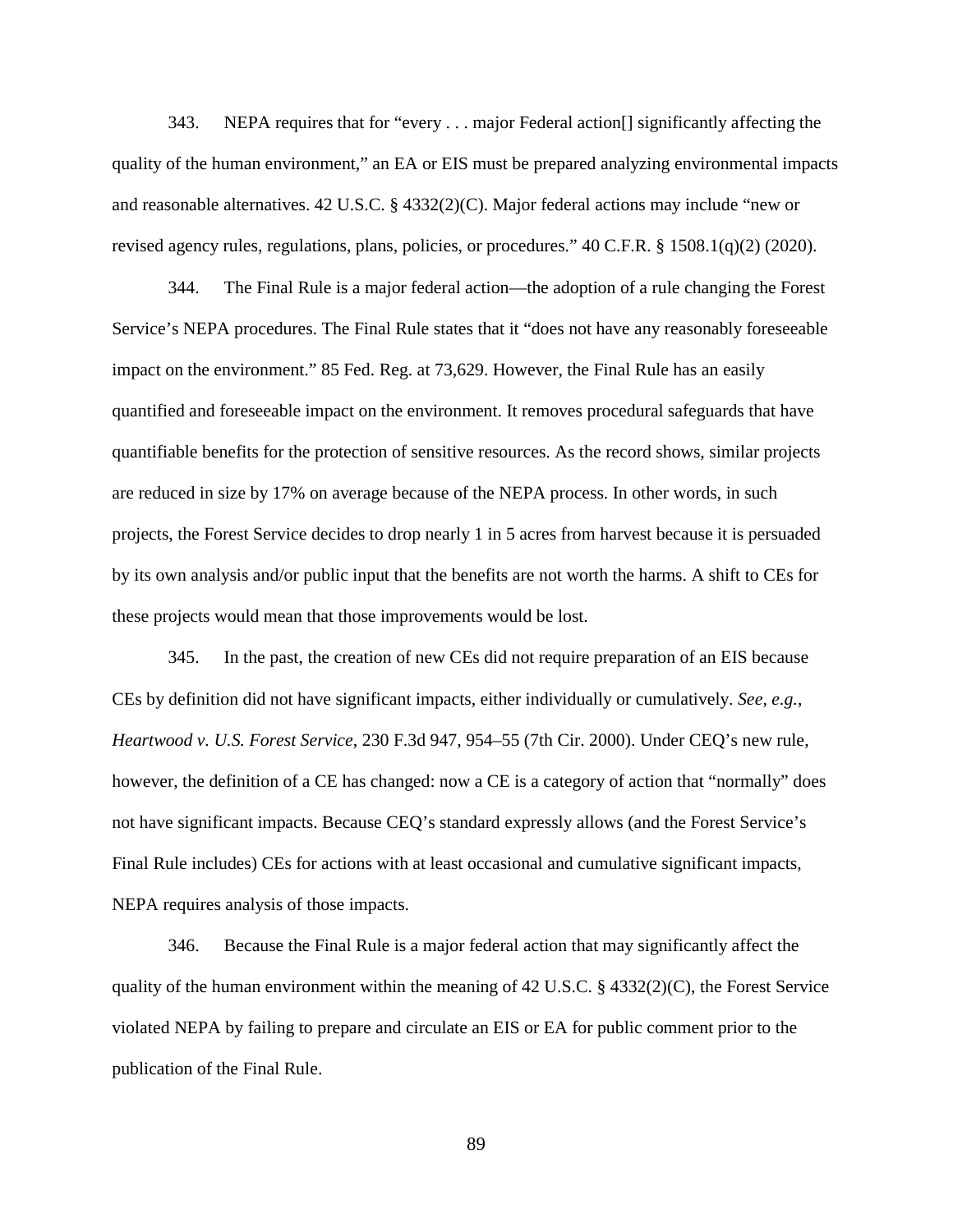343. NEPA requires that for "every . . . major Federal action[] significantly affecting the quality of the human environment," an EA or EIS must be prepared analyzing environmental impacts and reasonable alternatives. 42 U.S.C. § 4332(2)(C). Major federal actions may include "new or revised agency rules, regulations, plans, policies, or procedures." 40 C.F.R. § 1508.1(q)(2) (2020).

344. The Final Rule is a major federal action—the adoption of a rule changing the Forest Service's NEPA procedures. The Final Rule states that it "does not have any reasonably foreseeable impact on the environment." 85 Fed. Reg. at 73,629. However, the Final Rule has an easily quantified and foreseeable impact on the environment. It removes procedural safeguards that have quantifiable benefits for the protection of sensitive resources. As the record shows, similar projects are reduced in size by 17% on average because of the NEPA process. In other words, in such projects, the Forest Service decides to drop nearly 1 in 5 acres from harvest because it is persuaded by its own analysis and/or public input that the benefits are not worth the harms. A shift to CEs for these projects would mean that those improvements would be lost.

345. In the past, the creation of new CEs did not require preparation of an EIS because CEs by definition did not have significant impacts, either individually or cumulatively. *See, e.g.*, *Heartwood v. U.S. Forest Service*, 230 F.3d 947, 954–55 (7th Cir. 2000). Under CEQ's new rule, however, the definition of a CE has changed: now a CE is a category of action that "normally" does not have significant impacts. Because CEQ's standard expressly allows (and the Forest Service's Final Rule includes) CEs for actions with at least occasional and cumulative significant impacts, NEPA requires analysis of those impacts.

346. Because the Final Rule is a major federal action that may significantly affect the quality of the human environment within the meaning of 42 U.S.C. § 4332(2)(C), the Forest Service violated NEPA by failing to prepare and circulate an EIS or EA for public comment prior to the publication of the Final Rule.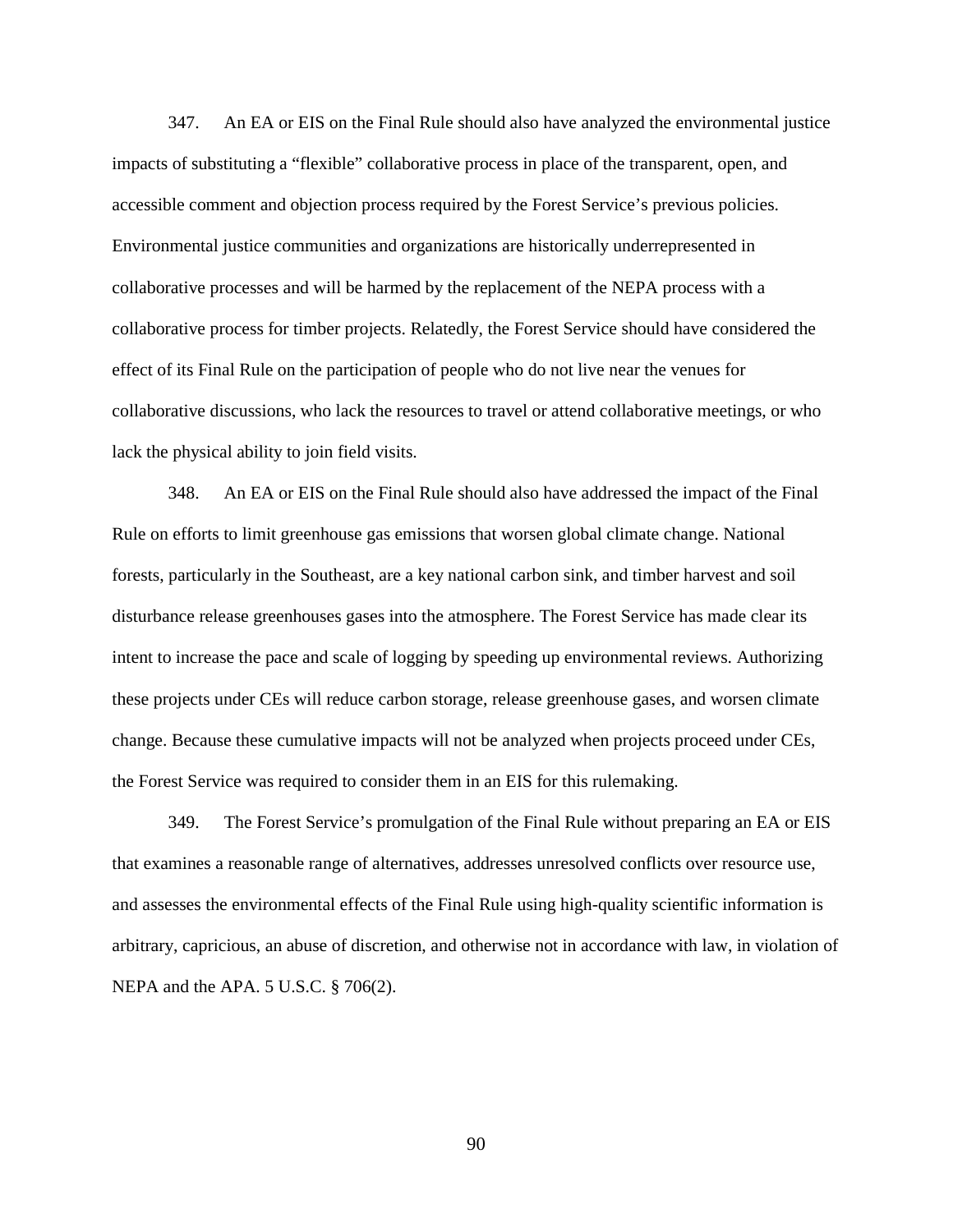347. An EA or EIS on the Final Rule should also have analyzed the environmental justice impacts of substituting a "flexible" collaborative process in place of the transparent, open, and accessible comment and objection process required by the Forest Service's previous policies. Environmental justice communities and organizations are historically underrepresented in collaborative processes and will be harmed by the replacement of the NEPA process with a collaborative process for timber projects. Relatedly, the Forest Service should have considered the effect of its Final Rule on the participation of people who do not live near the venues for collaborative discussions, who lack the resources to travel or attend collaborative meetings, or who lack the physical ability to join field visits.

348. An EA or EIS on the Final Rule should also have addressed the impact of the Final Rule on efforts to limit greenhouse gas emissions that worsen global climate change. National forests, particularly in the Southeast, are a key national carbon sink, and timber harvest and soil disturbance release greenhouses gases into the atmosphere. The Forest Service has made clear its intent to increase the pace and scale of logging by speeding up environmental reviews. Authorizing these projects under CEs will reduce carbon storage, release greenhouse gases, and worsen climate change. Because these cumulative impacts will not be analyzed when projects proceed under CEs, the Forest Service was required to consider them in an EIS for this rulemaking.

349. The Forest Service's promulgation of the Final Rule without preparing an EA or EIS that examines a reasonable range of alternatives, addresses unresolved conflicts over resource use, and assesses the environmental effects of the Final Rule using high-quality scientific information is arbitrary, capricious, an abuse of discretion, and otherwise not in accordance with law, in violation of NEPA and the APA. 5 U.S.C. § 706(2).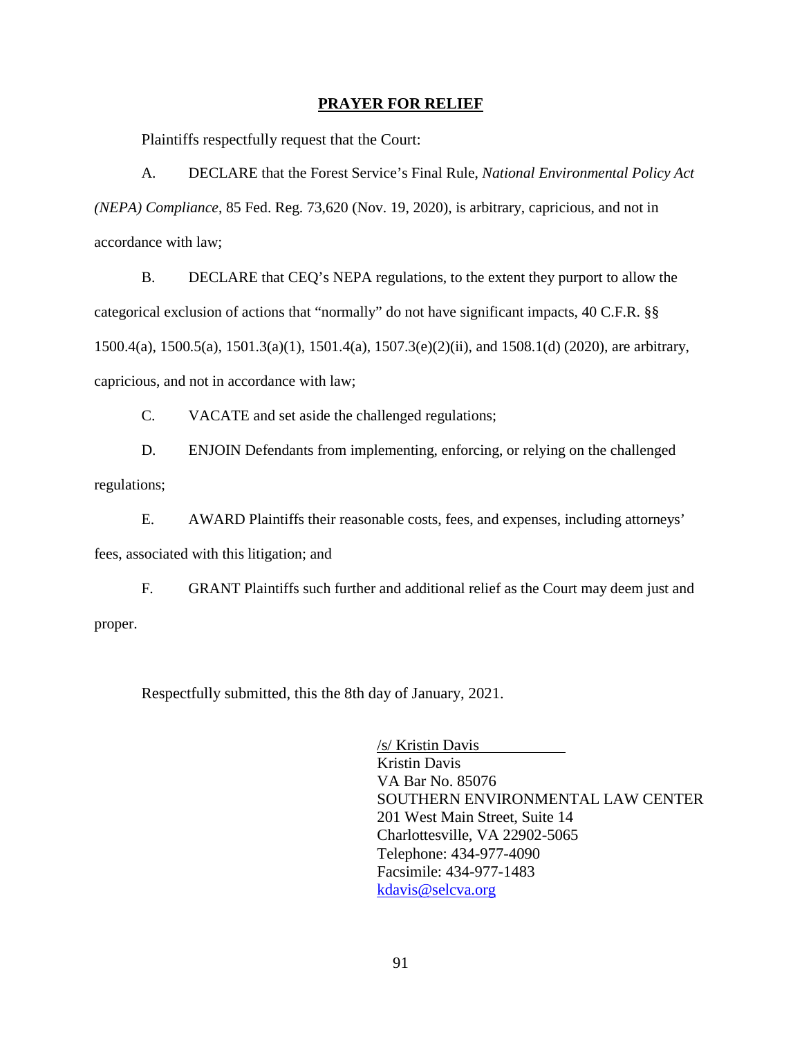## **PRAYER FOR RELIEF**

Plaintiffs respectfully request that the Court:

A. DECLARE that the Forest Service's Final Rule, *National Environmental Policy Act (NEPA) Compliance*, 85 Fed. Reg. 73,620 (Nov. 19, 2020), is arbitrary, capricious, and not in accordance with law;

B. DECLARE that CEQ's NEPA regulations, to the extent they purport to allow the categorical exclusion of actions that "normally" do not have significant impacts, 40 C.F.R. §§ 1500.4(a), 1500.5(a), 1501.3(a)(1), 1501.4(a), 1507.3(e)(2)(ii), and 1508.1(d) (2020), are arbitrary, capricious, and not in accordance with law;

C. VACATE and set aside the challenged regulations;

D. ENJOIN Defendants from implementing, enforcing, or relying on the challenged regulations;

E. AWARD Plaintiffs their reasonable costs, fees, and expenses, including attorneys' fees, associated with this litigation; and

F. GRANT Plaintiffs such further and additional relief as the Court may deem just and proper.

Respectfully submitted, this the 8th day of January, 2021.

/s/ Kristin Davis
Kristin Davis
VA Bar No. 85076
SOUTHERN ENVIRONMENTAL LAW CENTER
201 West Main Street, Suite 14
Charlottesville, VA 22902-5065
Telephone: 434-977-4090
Facsimile: 434-977-1483
kdavis@selcva.org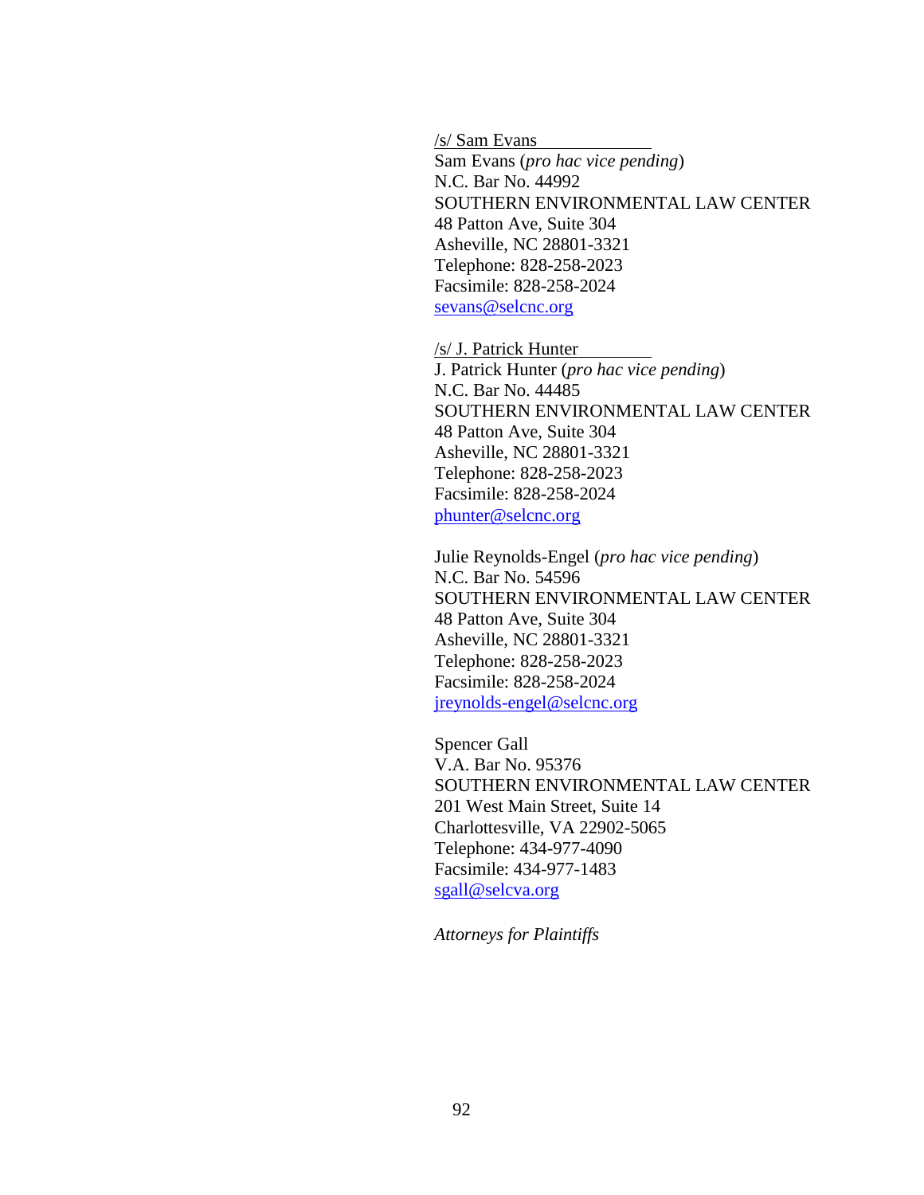/s/ Sam Evans
Sam Evans (*pro hac vice pending*)
N.C. Bar No. 44992
SOUTHERN ENVIRONMENTAL LAW CENTER
48 Patton Ave, Suite 304
Asheville, NC 28801-3321
Telephone: 828-258-2023
Facsimile: 828-258-2024
sevans@selcnc.org

/s/ J. Patrick Hunter
J. Patrick Hunter (*pro hac vice pending*)
N.C. Bar No. 44485
SOUTHERN ENVIRONMENTAL LAW CENTER
48 Patton Ave, Suite 304
Asheville, NC 28801-3321
Telephone: 828-258-2023
Facsimile: 828-258-2024
phunter@selcnc.org

Julie Reynolds-Engel (*pro hac vice pending*)
N.C. Bar No. 54596
SOUTHERN ENVIRONMENTAL LAW CENTER
48 Patton Ave, Suite 304
Asheville, NC 28801-3321
Telephone: 828-258-2023
Facsimile: 828-258-2024
jreynolds-engel@selcnc.org

Spencer Gall
V.A. Bar No. 95376
SOUTHERN ENVIRONMENTAL LAW CENTER
201 West Main Street, Suite 14
Charlottesville, VA 22902-5065
Telephone: 434-977-4090
Facsimile: 434-977-1483
sgall@selcva.org

*Attorneys for Plaintiffs*